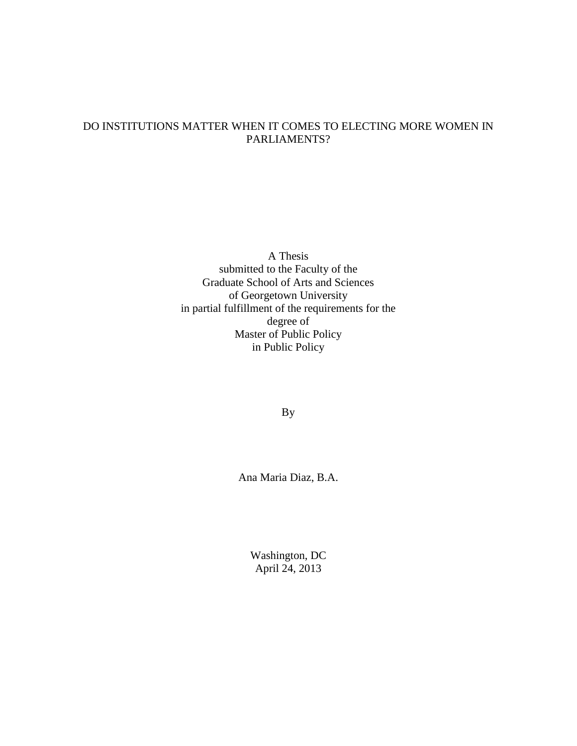# DO INSTITUTIONS MATTER WHEN IT COMES TO ELECTING MORE WOMEN IN PARLIAMENTS?

A Thesis
submitted to the Faculty of the
Graduate School of Arts and Sciences
of Georgetown University
in partial fulfillment of the requirements for the
degree of
Master of Public Policy
in Public Policy

By

Ana Maria Diaz, B.A.

Washington, DC
April 24, 2013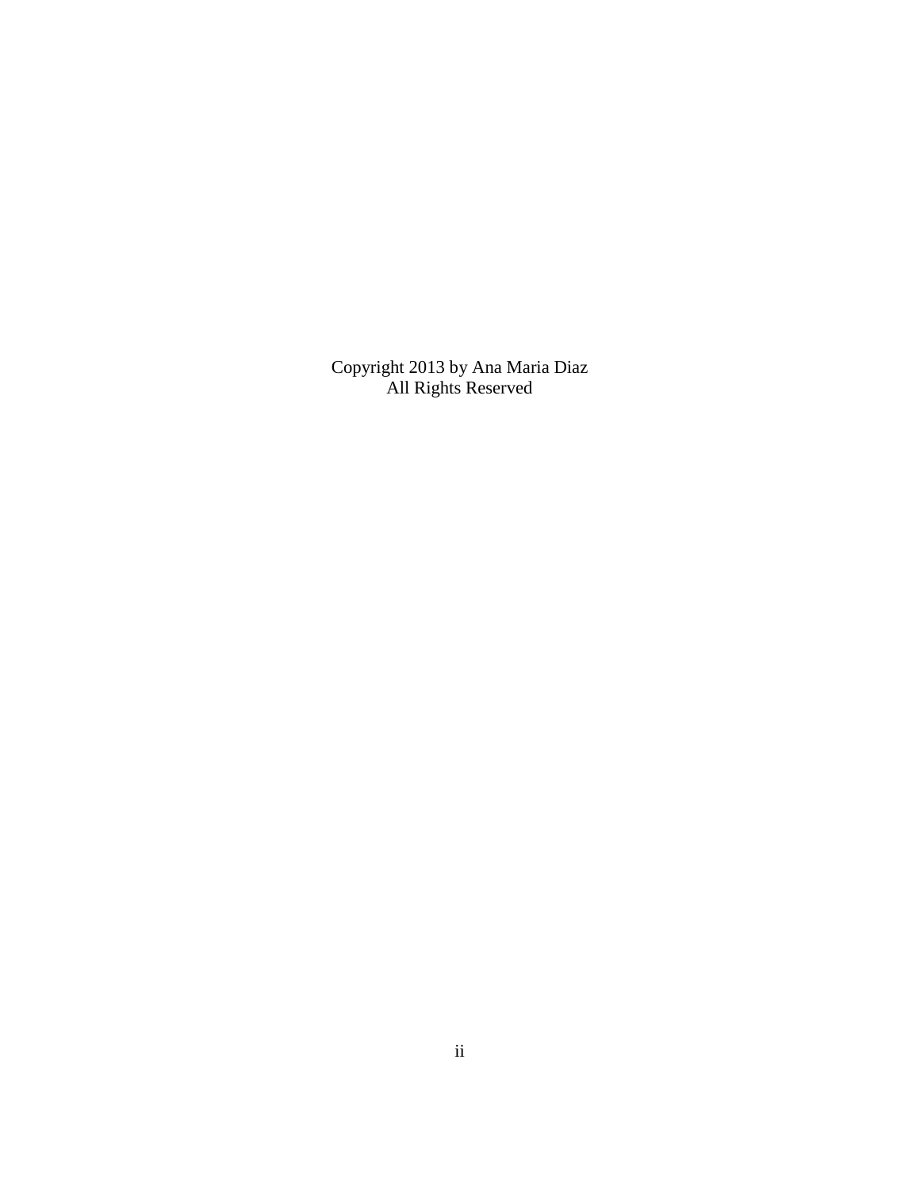Copyright 2013 by Ana Maria Diaz
All Rights Reserved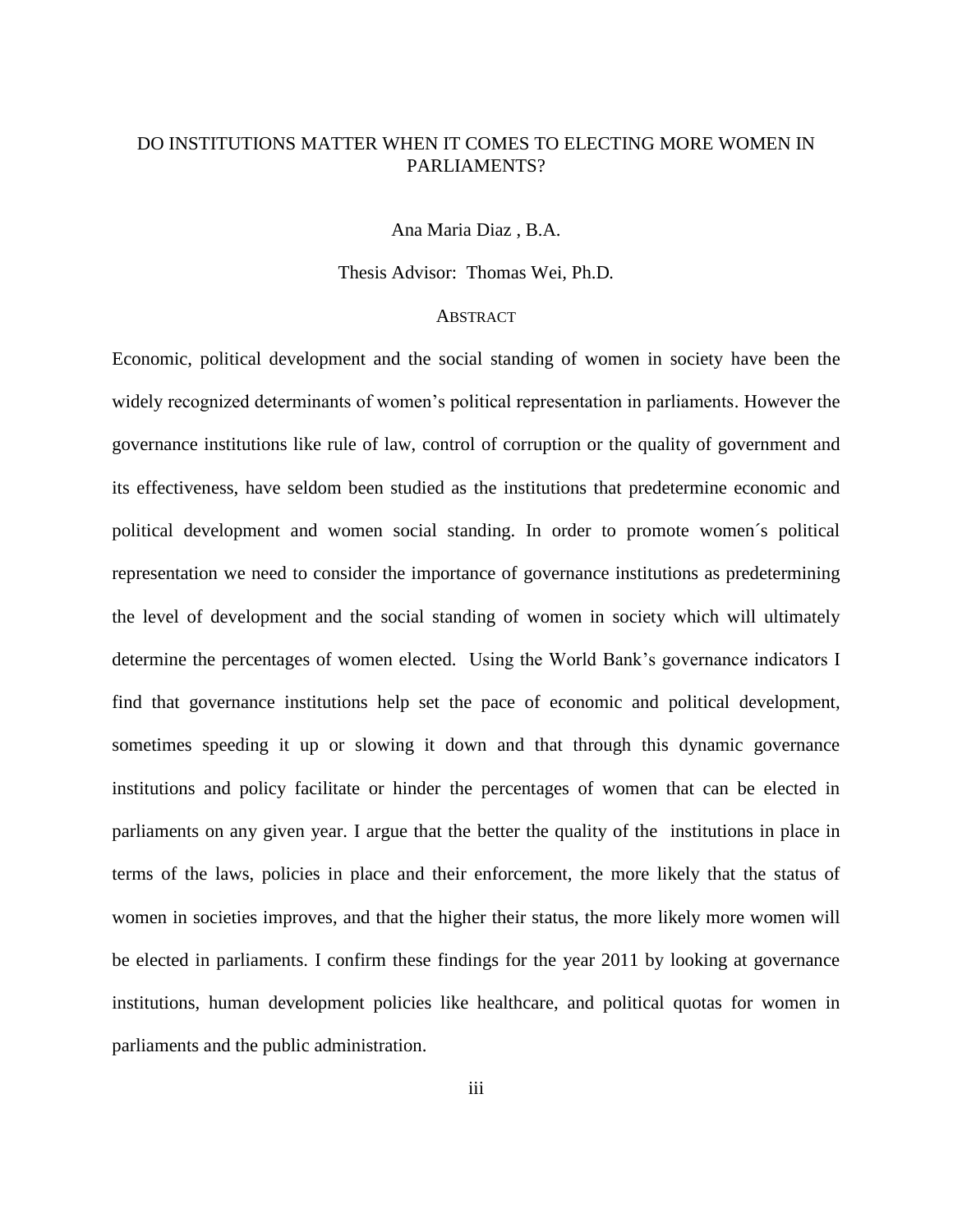# DO INSTITUTIONS MATTER WHEN IT COMES TO ELECTING MORE WOMEN IN PARLIAMENTS?

Ana Maria Diaz , B.A.

Thesis Advisor: Thomas Wei, Ph.D.

## ABSTRACT

Economic, political development and the social standing of women in society have been the widely recognized determinants of women's political representation in parliaments. However the governance institutions like rule of law, control of corruption or the quality of government and its effectiveness, have seldom been studied as the institutions that predetermine economic and political development and women social standing. In order to promote women´s political representation we need to consider the importance of governance institutions as predetermining the level of development and the social standing of women in society which will ultimately determine the percentages of women elected. Using the World Bank's governance indicators I find that governance institutions help set the pace of economic and political development, sometimes speeding it up or slowing it down and that through this dynamic governance institutions and policy facilitate or hinder the percentages of women that can be elected in parliaments on any given year. I argue that the better the quality of the institutions in place in terms of the laws, policies in place and their enforcement, the more likely that the status of women in societies improves, and that the higher their status, the more likely more women will be elected in parliaments. I confirm these findings for the year 2011 by looking at governance institutions, human development policies like healthcare, and political quotas for women in parliaments and the public administration.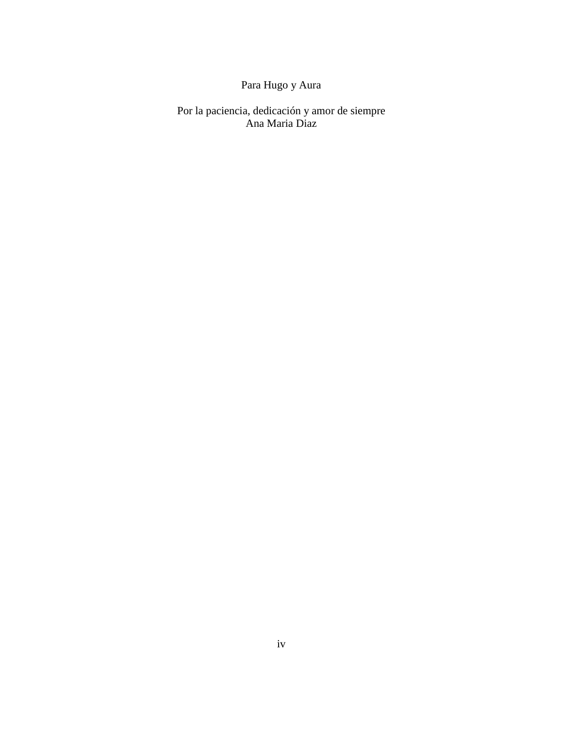Para Hugo y Aura

Por la paciencia, dedicación y amor de siempre
Ana Maria Diaz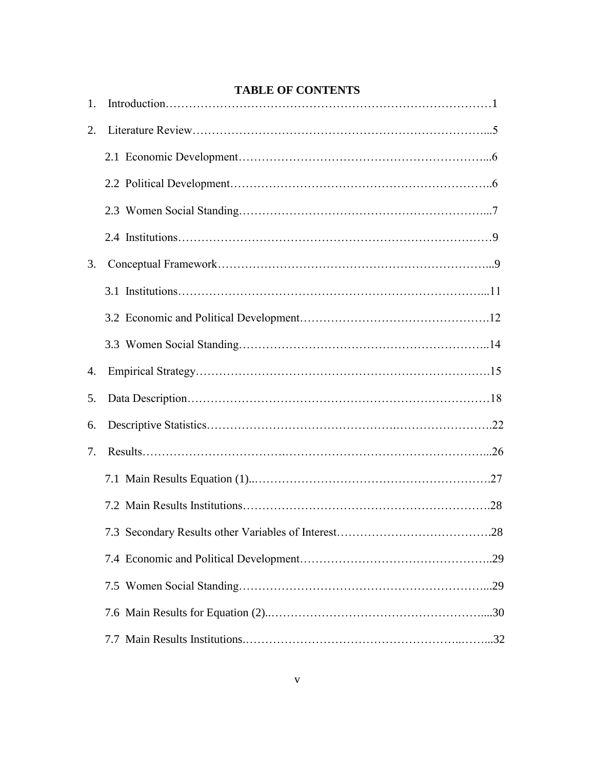# TABLE OF CONTENTS

1. Introduction……………………………………………………………………………1
2. Literature Review…………………………………………………………………...5
   - 2.1 Economic Development………………………………………………………...6
   - 2.2 Political Development…………………………………………………………..6
   - 2.3 Women Social Standing………………………………………………………...7
   - 2.4 Institutions………………………………………………………………………9
3. Conceptual Framework……………………………………………………………...9
   - 3.1 Institutions……………………………………………………………………...11
   - 3.2 Economic and Political Development………………………………………….12
   - 3.3 Women Social Standing………………………………………………………..14
4. Empirical Strategy…………………………………………………………………15
5. Data Description……………………………………………………………………18
6. Descriptive Statistics……………………………………..…………………….22
7. Results……………………………….……………………………………………...26
   - 7.1 Main Results Equation (1)..…………………………………………………….27
   - 7.2 Main Results Institutions……………………………………………………….28
   - 7.3 Secondary Results other Variables of Interest………………………………….28
   - 7.4 Economic and Political Development…………………………………………..29
   - 7.5 Women Social Standing………………………………………………………...29
   - 7.6 Main Results for Equation (2)..………………………………………………....30
   - 7.7 Main Results Institutions.……………………………………………..……...32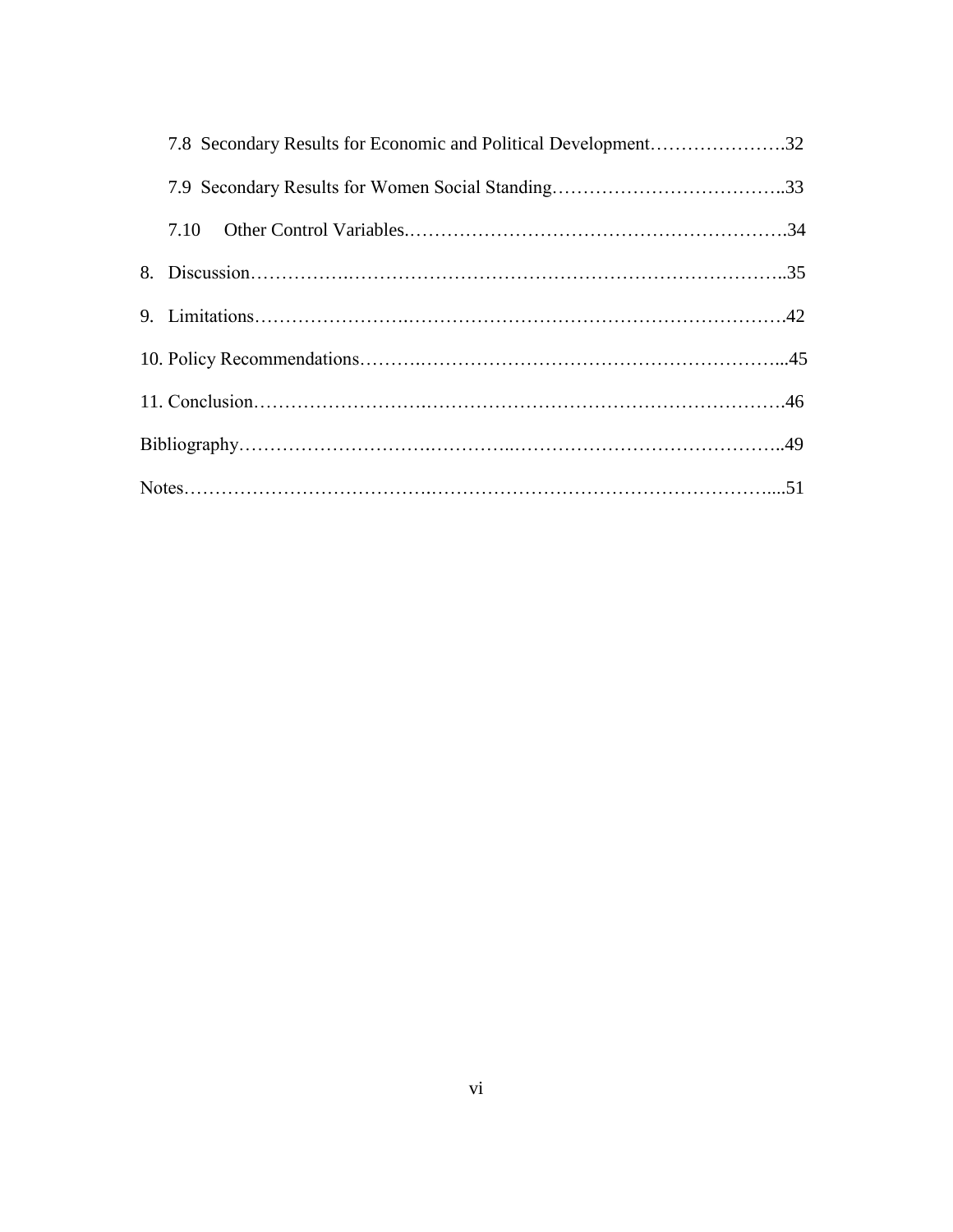7.8 Secondary Results for Economic and Political Development……………………32

7.9 Secondary Results for Women Social Standing………………………………..33

7.10 Other Control Variables.…………………………………………………….34

8. Discussion…………….……………………………………………………………..35

9. Limitations…………………….……………………………………………………42

10. Policy Recommendations……….……………………….…………………………...45

11. Conclusion……………………….…………………………………….……………46

Bibliography……………………….…….………..…………………………………..49

Notes……………………………….……………………………………………….....51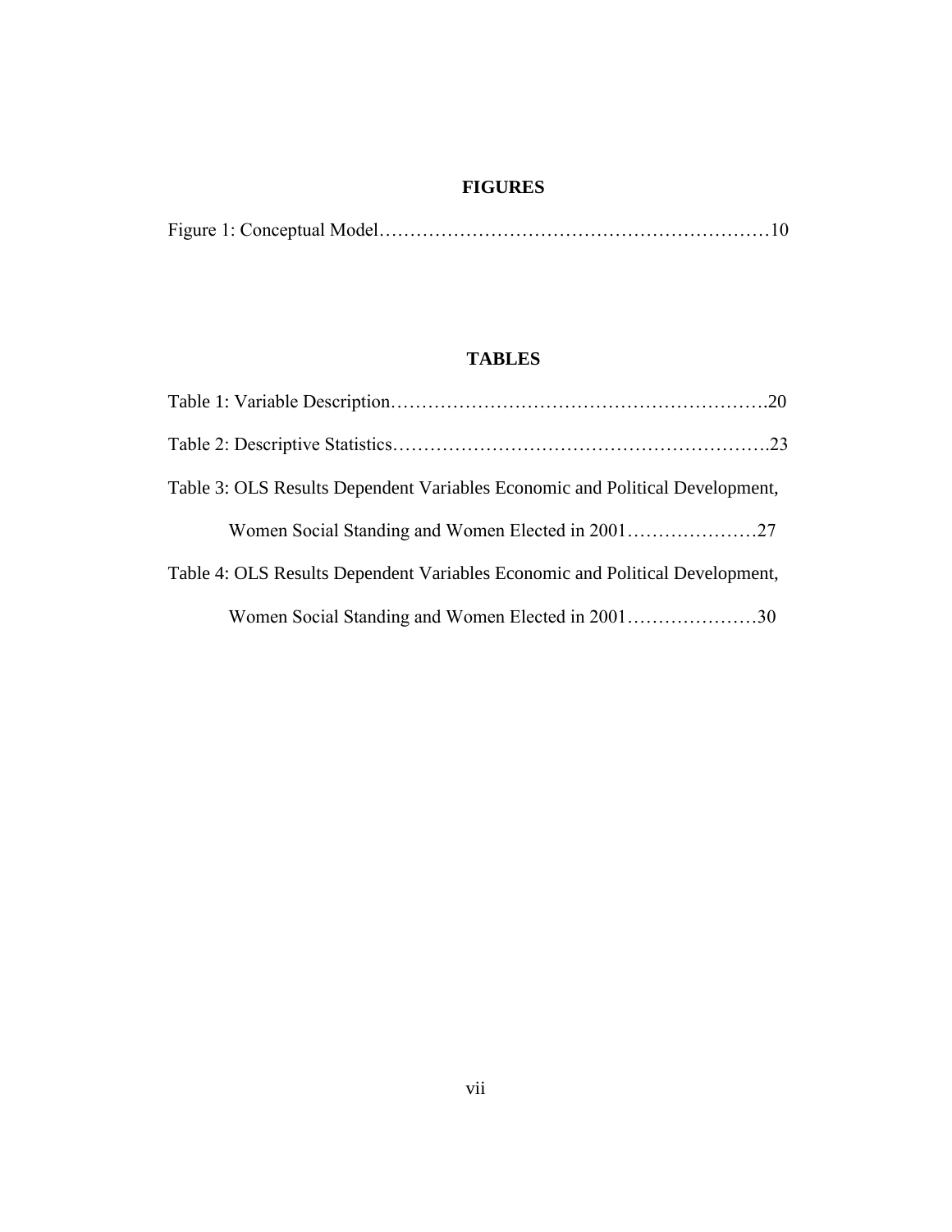## FIGURES

Figure 1: Conceptual Model……………………………………………………10

## TABLES

Table 1: Variable Description…………………………………………………….20

Table 2: Descriptive Statistics…………………………………………………….23

Table 3: OLS Results Dependent Variables Economic and Political Development, Women Social Standing and Women Elected in 2001…………………27

Table 4: OLS Results Dependent Variables Economic and Political Development, Women Social Standing and Women Elected in 2001…………………30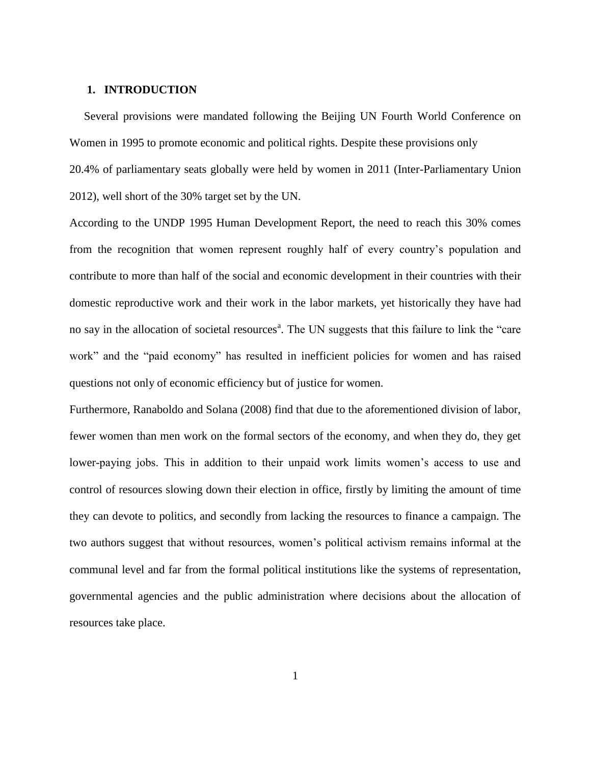## 1. INTRODUCTION

Several provisions were mandated following the Beijing UN Fourth World Conference on Women in 1995 to promote economic and political rights. Despite these provisions only 20.4% of parliamentary seats globally were held by women in 2011 (Inter-Parliamentary Union 2012), well short of the 30% target set by the UN.

According to the UNDP 1995 Human Development Report, the need to reach this 30% comes from the recognition that women represent roughly half of every country's population and contribute to more than half of the social and economic development in their countries with their domestic reproductive work and their work in the labor markets, yet historically they have had no say in the allocation of societal resources[a]. The UN suggests that this failure to link the "care work" and the "paid economy" has resulted in inefficient policies for women and has raised questions not only of economic efficiency but of justice for women.

Furthermore, Ranaboldo and Solana (2008) find that due to the aforementioned division of labor, fewer women than men work on the formal sectors of the economy, and when they do, they get lower-paying jobs. This in addition to their unpaid work limits women's access to use and control of resources slowing down their election in office, firstly by limiting the amount of time they can devote to politics, and secondly from lacking the resources to finance a campaign. The two authors suggest that without resources, women's political activism remains informal at the communal level and far from the formal political institutions like the systems of representation, governmental agencies and the public administration where decisions about the allocation of resources take place.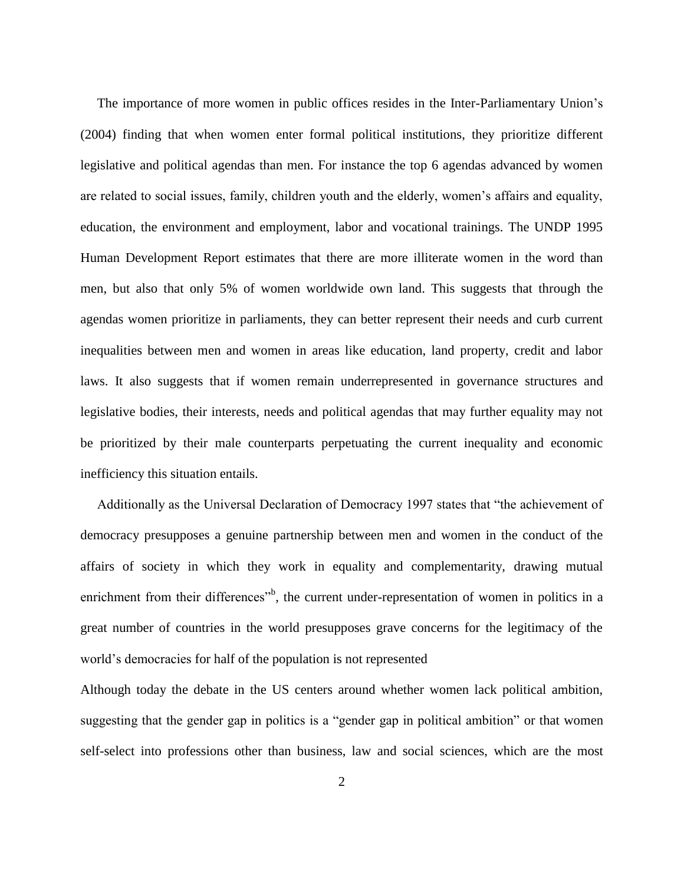The importance of more women in public offices resides in the Inter-Parliamentary Union's (2004) finding that when women enter formal political institutions, they prioritize different legislative and political agendas than men. For instance the top 6 agendas advanced by women are related to social issues, family, children youth and the elderly, women's affairs and equality, education, the environment and employment, labor and vocational trainings. The UNDP 1995 Human Development Report estimates that there are more illiterate women in the word than men, but also that only 5% of women worldwide own land. This suggests that through the agendas women prioritize in parliaments, they can better represent their needs and curb current inequalities between men and women in areas like education, land property, credit and labor laws. It also suggests that if women remain underrepresented in governance structures and legislative bodies, their interests, needs and political agendas that may further equality may not be prioritized by their male counterparts perpetuating the current inequality and economic inefficiency this situation entails.

Additionally as the Universal Declaration of Democracy 1997 states that "the achievement of democracy presupposes a genuine partnership between men and women in the conduct of the affairs of society in which they work in equality and complementarity, drawing mutual enrichment from their differences"[b], the current under-representation of women in politics in a great number of countries in the world presupposes grave concerns for the legitimacy of the world's democracies for half of the population is not represented

Although today the debate in the US centers around whether women lack political ambition, suggesting that the gender gap in politics is a "gender gap in political ambition" or that women self-select into professions other than business, law and social sciences, which are the most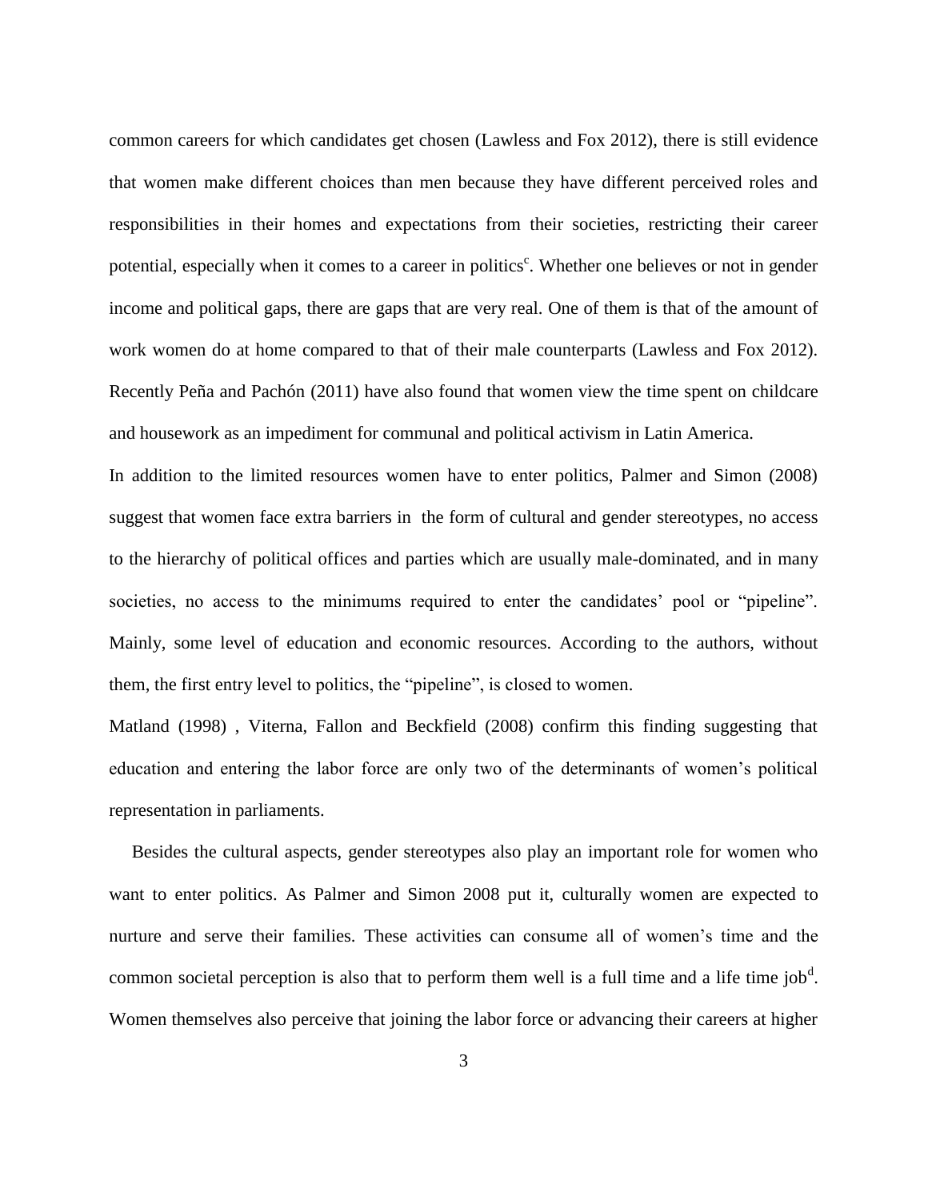common careers for which candidates get chosen (Lawless and Fox 2012), there is still evidence that women make different choices than men because they have different perceived roles and responsibilities in their homes and expectations from their societies, restricting their career potential, especially when it comes to a career in politics[c]. Whether one believes or not in gender income and political gaps, there are gaps that are very real. One of them is that of the amount of work women do at home compared to that of their male counterparts (Lawless and Fox 2012). Recently Peña and Pachón (2011) have also found that women view the time spent on childcare and housework as an impediment for communal and political activism in Latin America.

In addition to the limited resources women have to enter politics, Palmer and Simon (2008) suggest that women face extra barriers in the form of cultural and gender stereotypes, no access to the hierarchy of political offices and parties which are usually male-dominated, and in many societies, no access to the minimums required to enter the candidates' pool or "pipeline". Mainly, some level of education and economic resources. According to the authors, without them, the first entry level to politics, the "pipeline", is closed to women.

Matland (1998) , Viterna, Fallon and Beckfield (2008) confirm this finding suggesting that education and entering the labor force are only two of the determinants of women's political representation in parliaments.

Besides the cultural aspects, gender stereotypes also play an important role for women who want to enter politics. As Palmer and Simon 2008 put it, culturally women are expected to nurture and serve their families. These activities can consume all of women's time and the common societal perception is also that to perform them well is a full time and a life time job[d]. Women themselves also perceive that joining the labor force or advancing their careers at higher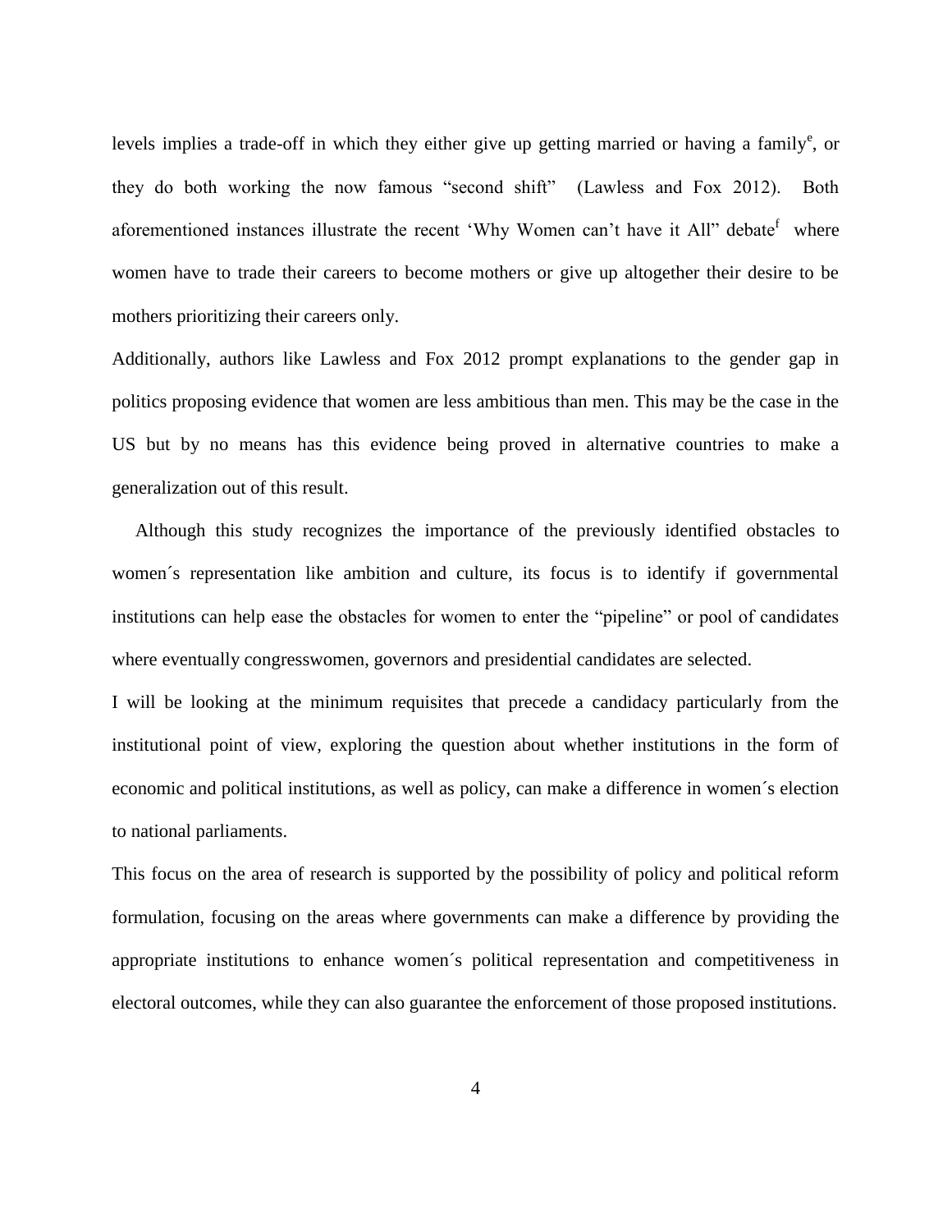levels implies a trade-off in which they either give up getting married or having a family[e], or they do both working the now famous "second shift" (Lawless and Fox 2012). Both aforementioned instances illustrate the recent 'Why Women can't have it All" debate[f] where women have to trade their careers to become mothers or give up altogether their desire to be mothers prioritizing their careers only.

Additionally, authors like Lawless and Fox 2012 prompt explanations to the gender gap in politics proposing evidence that women are less ambitious than men. This may be the case in the US but by no means has this evidence being proved in alternative countries to make a generalization out of this result.

Although this study recognizes the importance of the previously identified obstacles to women´s representation like ambition and culture, its focus is to identify if governmental institutions can help ease the obstacles for women to enter the "pipeline" or pool of candidates where eventually congresswomen, governors and presidential candidates are selected.

I will be looking at the minimum requisites that precede a candidacy particularly from the institutional point of view, exploring the question about whether institutions in the form of economic and political institutions, as well as policy, can make a difference in women´s election to national parliaments.

This focus on the area of research is supported by the possibility of policy and political reform formulation, focusing on the areas where governments can make a difference by providing the appropriate institutions to enhance women´s political representation and competitiveness in electoral outcomes, while they can also guarantee the enforcement of those proposed institutions.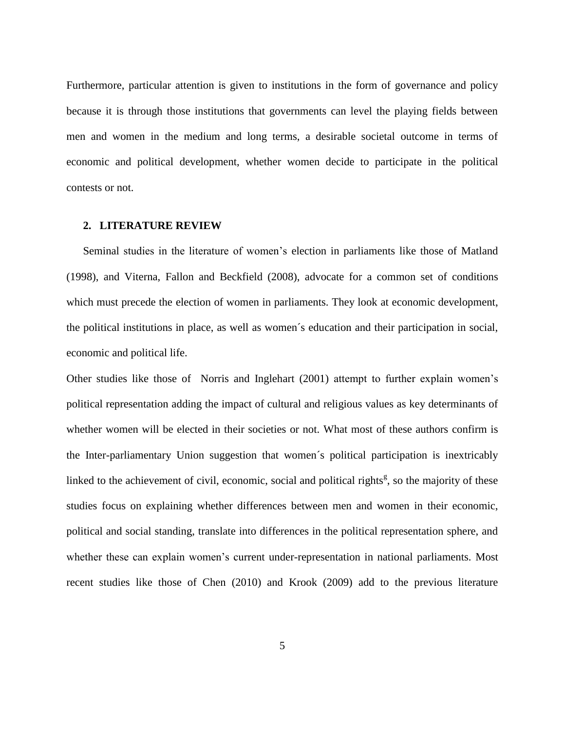Furthermore, particular attention is given to institutions in the form of governance and policy because it is through those institutions that governments can level the playing fields between men and women in the medium and long terms, a desirable societal outcome in terms of economic and political development, whether women decide to participate in the political contests or not.

## 2. LITERATURE REVIEW

Seminal studies in the literature of women's election in parliaments like those of Matland (1998), and Viterna, Fallon and Beckfield (2008), advocate for a common set of conditions which must precede the election of women in parliaments. They look at economic development, the political institutions in place, as well as women´s education and their participation in social, economic and political life.

Other studies like those of Norris and Inglehart (2001) attempt to further explain women's political representation adding the impact of cultural and religious values as key determinants of whether women will be elected in their societies or not. What most of these authors confirm is the Inter-parliamentary Union suggestion that women´s political participation is inextricably linked to the achievement of civil, economic, social and political rights[g], so the majority of these studies focus on explaining whether differences between men and women in their economic, political and social standing, translate into differences in the political representation sphere, and whether these can explain women's current under-representation in national parliaments. Most recent studies like those of Chen (2010) and Krook (2009) add to the previous literature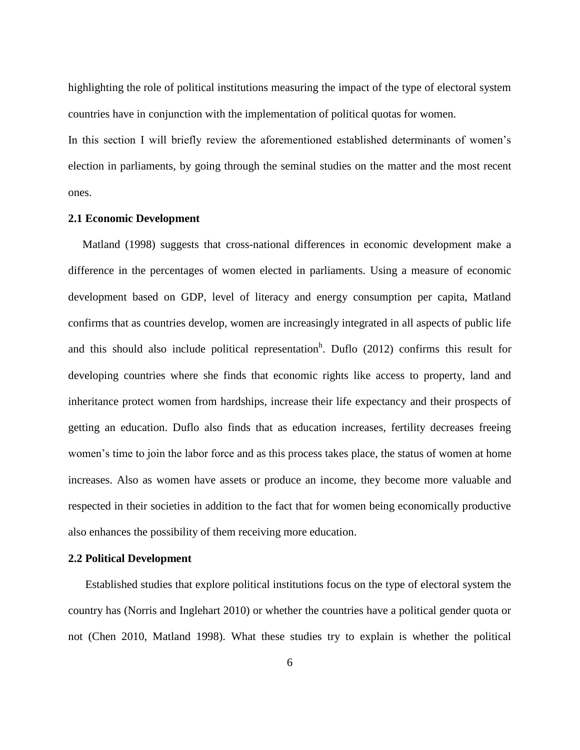highlighting the role of political institutions measuring the impact of the type of electoral system countries have in conjunction with the implementation of political quotas for women.

In this section I will briefly review the aforementioned established determinants of women's election in parliaments, by going through the seminal studies on the matter and the most recent ones.

### 2.1 Economic Development

Matland (1998) suggests that cross-national differences in economic development make a difference in the percentages of women elected in parliaments. Using a measure of economic development based on GDP, level of literacy and energy consumption per capita, Matland confirms that as countries develop, women are increasingly integrated in all aspects of public life and this should also include political representation[h]. Duflo (2012) confirms this result for developing countries where she finds that economic rights like access to property, land and inheritance protect women from hardships, increase their life expectancy and their prospects of getting an education. Duflo also finds that as education increases, fertility decreases freeing women's time to join the labor force and as this process takes place, the status of women at home increases. Also as women have assets or produce an income, they become more valuable and respected in their societies in addition to the fact that for women being economically productive also enhances the possibility of them receiving more education.

### 2.2 Political Development

Established studies that explore political institutions focus on the type of electoral system the country has (Norris and Inglehart 2010) or whether the countries have a political gender quota or not (Chen 2010, Matland 1998). What these studies try to explain is whether the political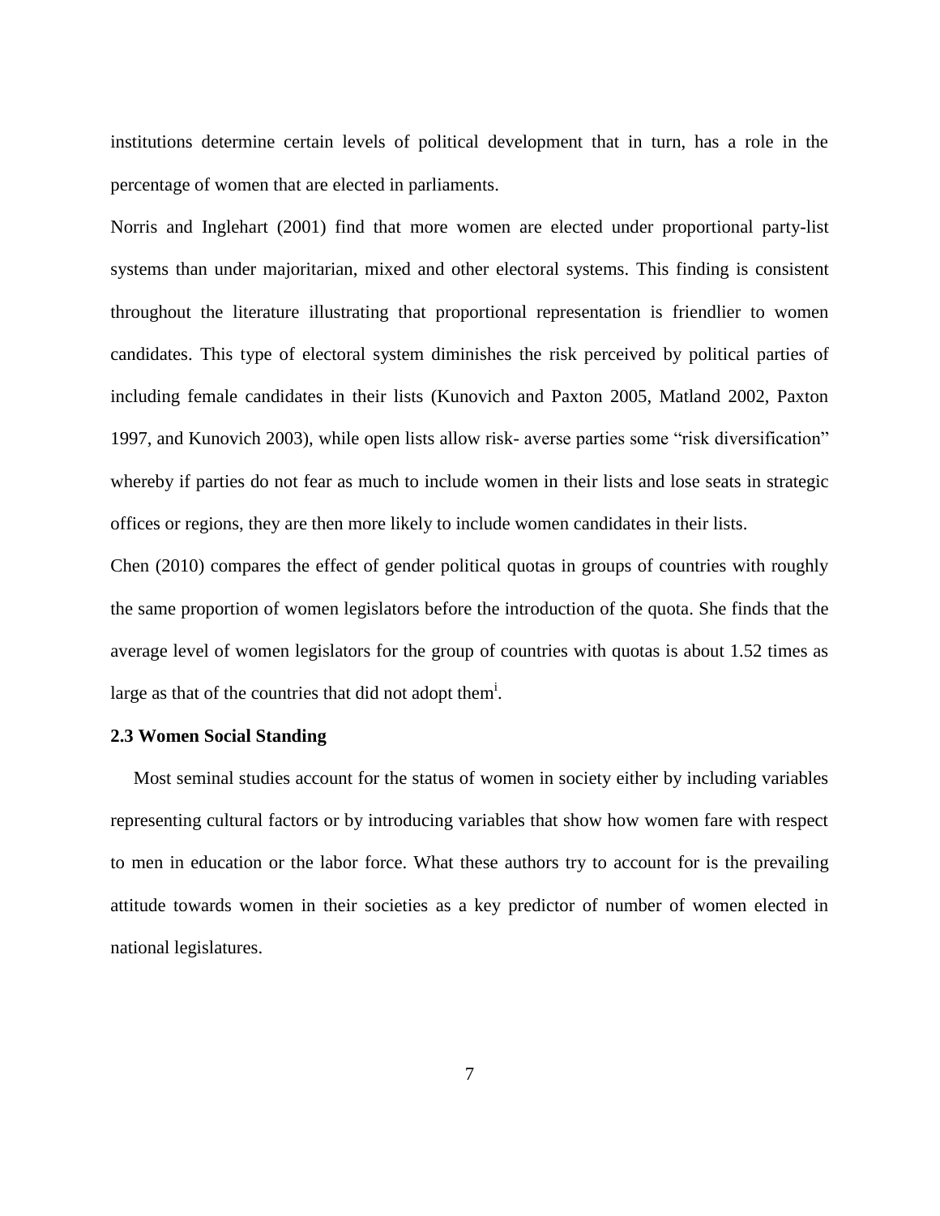institutions determine certain levels of political development that in turn, has a role in the percentage of women that are elected in parliaments.

Norris and Inglehart (2001) find that more women are elected under proportional party-list systems than under majoritarian, mixed and other electoral systems. This finding is consistent throughout the literature illustrating that proportional representation is friendlier to women candidates. This type of electoral system diminishes the risk perceived by political parties of including female candidates in their lists (Kunovich and Paxton 2005, Matland 2002, Paxton 1997, and Kunovich 2003), while open lists allow risk- averse parties some "risk diversification" whereby if parties do not fear as much to include women in their lists and lose seats in strategic offices or regions, they are then more likely to include women candidates in their lists.

Chen (2010) compares the effect of gender political quotas in groups of countries with roughly the same proportion of women legislators before the introduction of the quota. She finds that the average level of women legislators for the group of countries with quotas is about 1.52 times as large as that of the countries that did not adopt them[i].

**2.3 Women Social Standing**

Most seminal studies account for the status of women in society either by including variables representing cultural factors or by introducing variables that show how women fare with respect to men in education or the labor force. What these authors try to account for is the prevailing attitude towards women in their societies as a key predictor of number of women elected in national legislatures.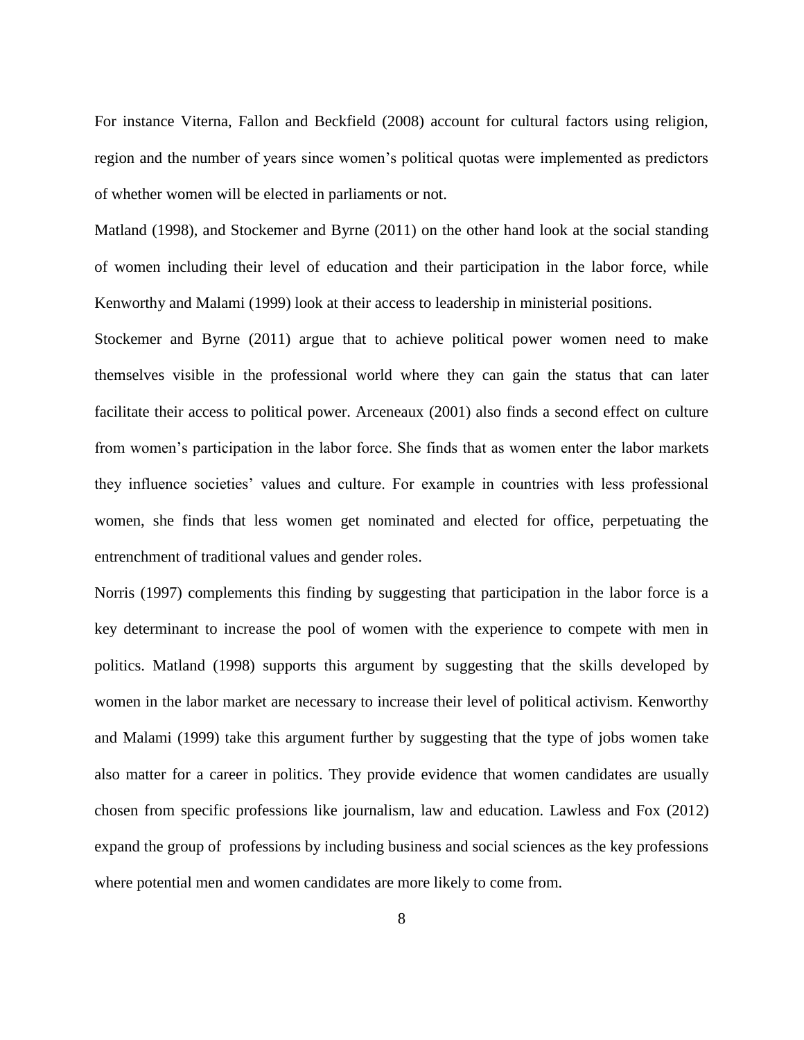For instance Viterna, Fallon and Beckfield (2008) account for cultural factors using religion, region and the number of years since women's political quotas were implemented as predictors of whether women will be elected in parliaments or not.

Matland (1998), and Stockemer and Byrne (2011) on the other hand look at the social standing of women including their level of education and their participation in the labor force, while Kenworthy and Malami (1999) look at their access to leadership in ministerial positions.

Stockemer and Byrne (2011) argue that to achieve political power women need to make themselves visible in the professional world where they can gain the status that can later facilitate their access to political power. Arceneaux (2001) also finds a second effect on culture from women's participation in the labor force. She finds that as women enter the labor markets they influence societies' values and culture. For example in countries with less professional women, she finds that less women get nominated and elected for office, perpetuating the entrenchment of traditional values and gender roles.

Norris (1997) complements this finding by suggesting that participation in the labor force is a key determinant to increase the pool of women with the experience to compete with men in politics. Matland (1998) supports this argument by suggesting that the skills developed by women in the labor market are necessary to increase their level of political activism. Kenworthy and Malami (1999) take this argument further by suggesting that the type of jobs women take also matter for a career in politics. They provide evidence that women candidates are usually chosen from specific professions like journalism, law and education. Lawless and Fox (2012) expand the group of professions by including business and social sciences as the key professions where potential men and women candidates are more likely to come from.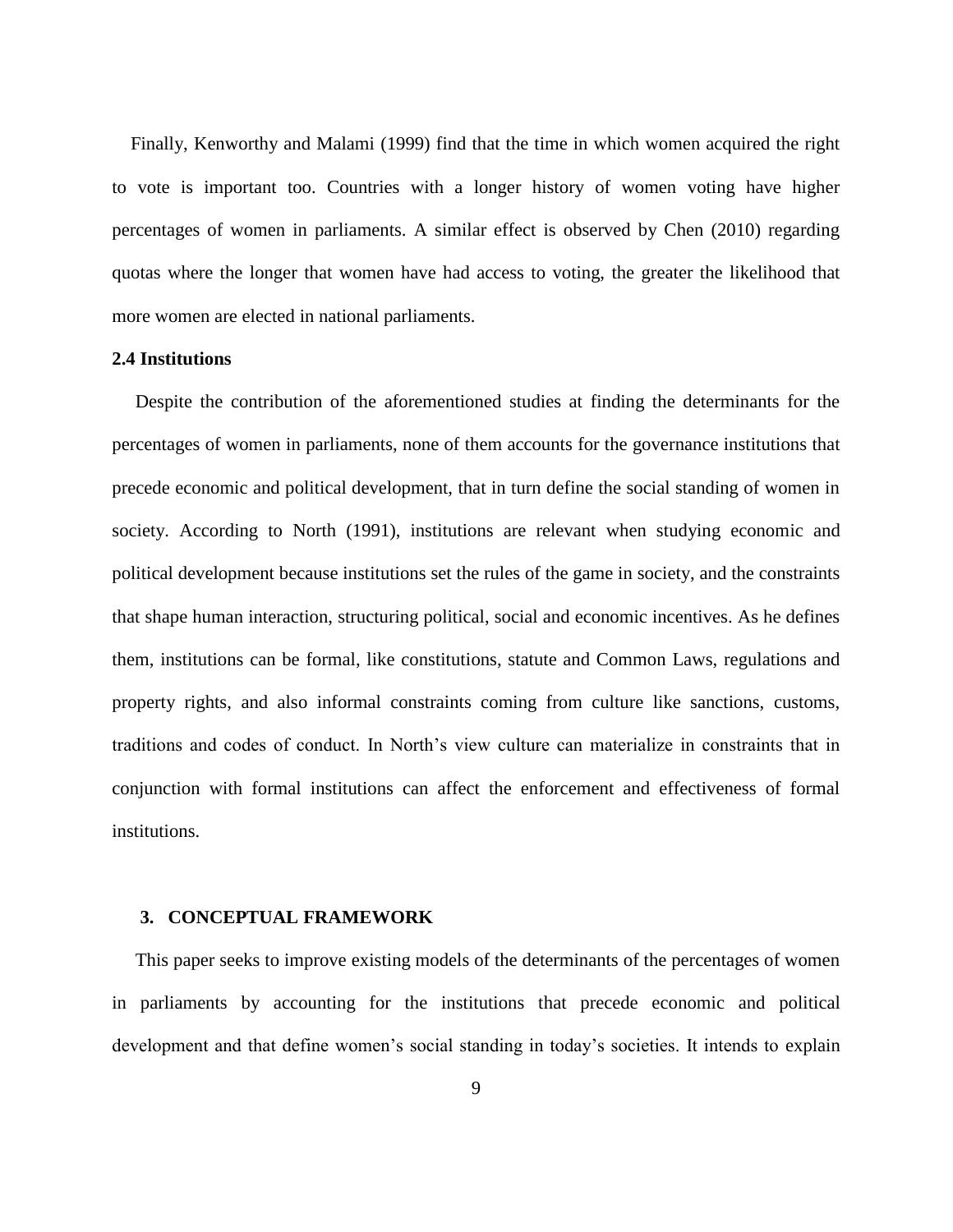Finally, Kenworthy and Malami (1999) find that the time in which women acquired the right to vote is important too. Countries with a longer history of women voting have higher percentages of women in parliaments. A similar effect is observed by Chen (2010) regarding quotas where the longer that women have had access to voting, the greater the likelihood that more women are elected in national parliaments.

### 2.4 Institutions

Despite the contribution of the aforementioned studies at finding the determinants for the percentages of women in parliaments, none of them accounts for the governance institutions that precede economic and political development, that in turn define the social standing of women in society. According to North (1991), institutions are relevant when studying economic and political development because institutions set the rules of the game in society, and the constraints that shape human interaction, structuring political, social and economic incentives. As he defines them, institutions can be formal, like constitutions, statute and Common Laws, regulations and property rights, and also informal constraints coming from culture like sanctions, customs, traditions and codes of conduct. In North's view culture can materialize in constraints that in conjunction with formal institutions can affect the enforcement and effectiveness of formal institutions.

## 3. CONCEPTUAL FRAMEWORK

This paper seeks to improve existing models of the determinants of the percentages of women in parliaments by accounting for the institutions that precede economic and political development and that define women's social standing in today's societies. It intends to explain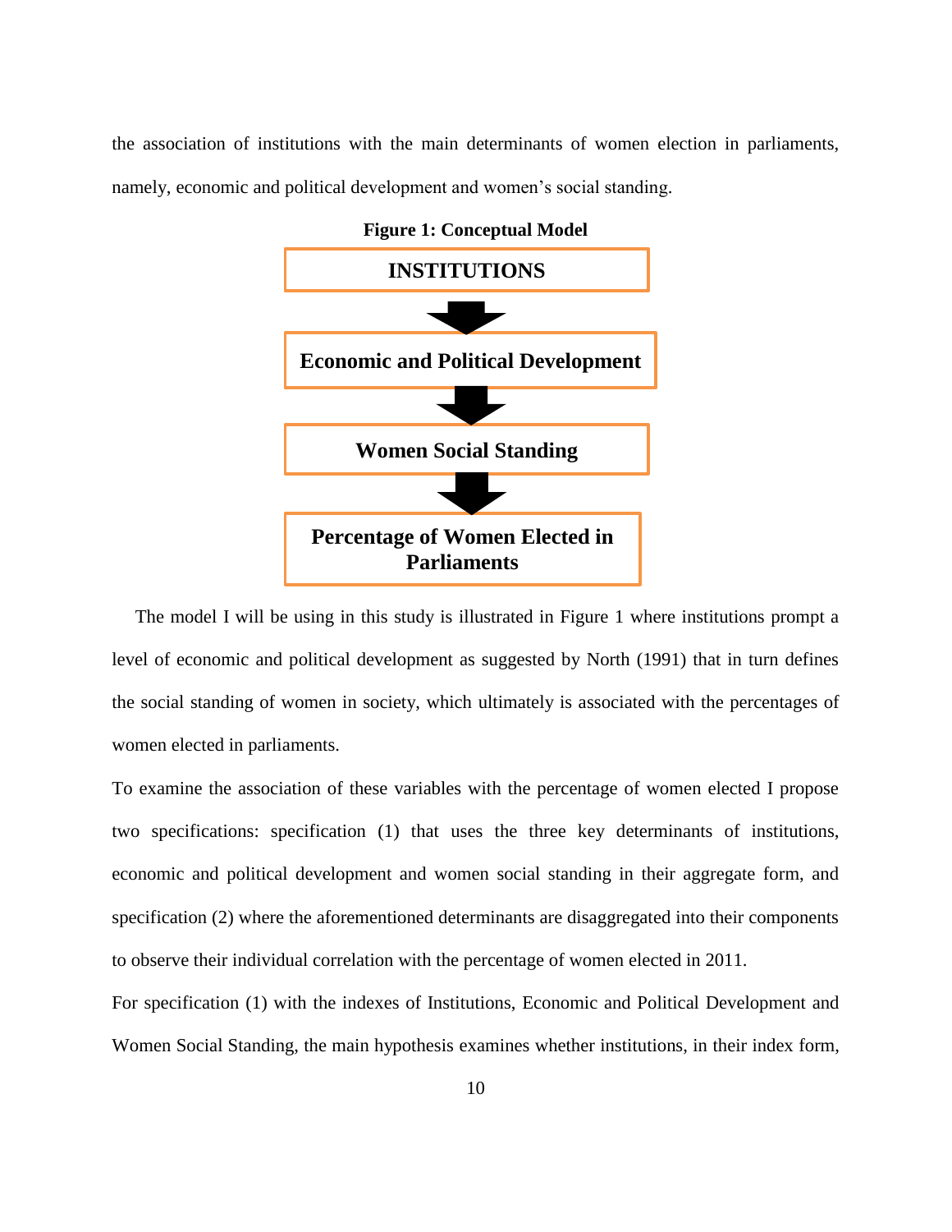the association of institutions with the main determinants of women election in parliaments, namely, economic and political development and women's social standing.

**Figure 1: Conceptual Model**

**INSTITUTIONS**

↓

**Economic and Political Development**

↓

**Women Social Standing**

↓

**Percentage of Women Elected in Parliaments**

The model I will be using in this study is illustrated in Figure 1 where institutions prompt a level of economic and political development as suggested by North (1991) that in turn defines the social standing of women in society, which ultimately is associated with the percentages of women elected in parliaments.

To examine the association of these variables with the percentage of women elected I propose two specifications: specification (1) that uses the three key determinants of institutions, economic and political development and women social standing in their aggregate form, and specification (2) where the aforementioned determinants are disaggregated into their components to observe their individual correlation with the percentage of women elected in 2011.

For specification (1) with the indexes of Institutions, Economic and Political Development and Women Social Standing, the main hypothesis examines whether institutions, in their index form,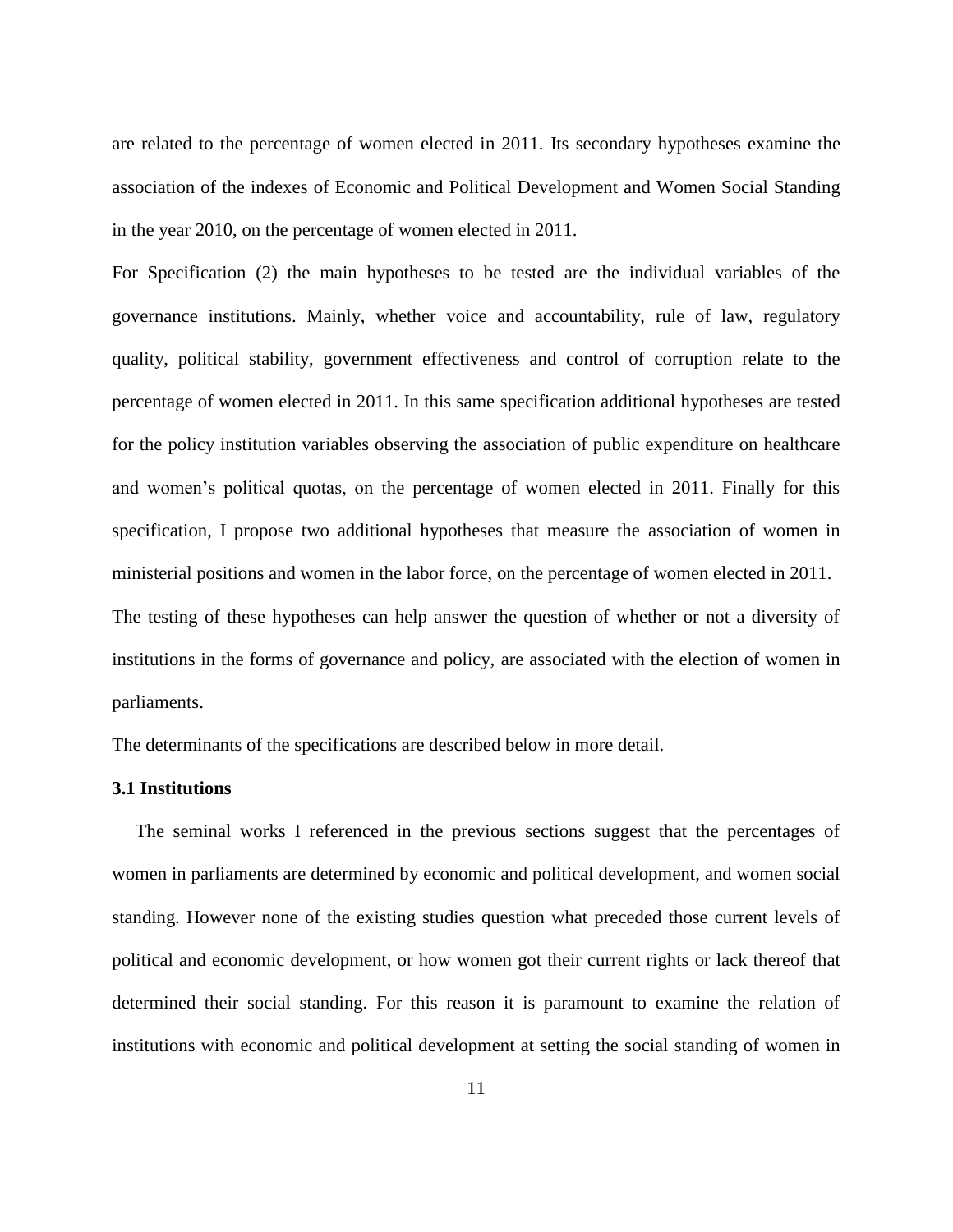are related to the percentage of women elected in 2011. Its secondary hypotheses examine the association of the indexes of Economic and Political Development and Women Social Standing in the year 2010, on the percentage of women elected in 2011.

For Specification (2) the main hypotheses to be tested are the individual variables of the governance institutions. Mainly, whether voice and accountability, rule of law, regulatory quality, political stability, government effectiveness and control of corruption relate to the percentage of women elected in 2011. In this same specification additional hypotheses are tested for the policy institution variables observing the association of public expenditure on healthcare and women's political quotas, on the percentage of women elected in 2011. Finally for this specification, I propose two additional hypotheses that measure the association of women in ministerial positions and women in the labor force, on the percentage of women elected in 2011.

The testing of these hypotheses can help answer the question of whether or not a diversity of institutions in the forms of governance and policy, are associated with the election of women in parliaments.

The determinants of the specifications are described below in more detail.

### 3.1 Institutions

The seminal works I referenced in the previous sections suggest that the percentages of women in parliaments are determined by economic and political development, and women social standing. However none of the existing studies question what preceded those current levels of political and economic development, or how women got their current rights or lack thereof that determined their social standing. For this reason it is paramount to examine the relation of institutions with economic and political development at setting the social standing of women in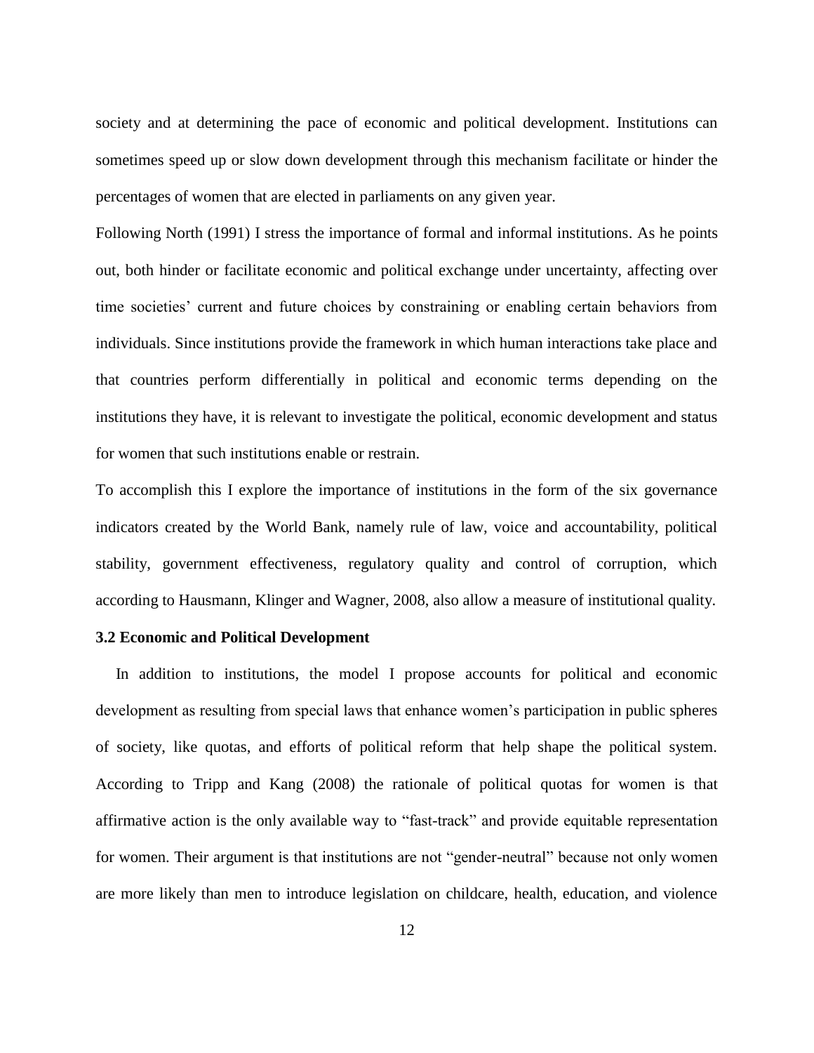society and at determining the pace of economic and political development. Institutions can sometimes speed up or slow down development through this mechanism facilitate or hinder the percentages of women that are elected in parliaments on any given year.

Following North (1991) I stress the importance of formal and informal institutions. As he points out, both hinder or facilitate economic and political exchange under uncertainty, affecting over time societies' current and future choices by constraining or enabling certain behaviors from individuals. Since institutions provide the framework in which human interactions take place and that countries perform differentially in political and economic terms depending on the institutions they have, it is relevant to investigate the political, economic development and status for women that such institutions enable or restrain.

To accomplish this I explore the importance of institutions in the form of the six governance indicators created by the World Bank, namely rule of law, voice and accountability, political stability, government effectiveness, regulatory quality and control of corruption, which according to Hausmann, Klinger and Wagner, 2008, also allow a measure of institutional quality.

### 3.2 Economic and Political Development

In addition to institutions, the model I propose accounts for political and economic development as resulting from special laws that enhance women's participation in public spheres of society, like quotas, and efforts of political reform that help shape the political system. According to Tripp and Kang (2008) the rationale of political quotas for women is that affirmative action is the only available way to "fast-track" and provide equitable representation for women. Their argument is that institutions are not "gender-neutral" because not only women are more likely than men to introduce legislation on childcare, health, education, and violence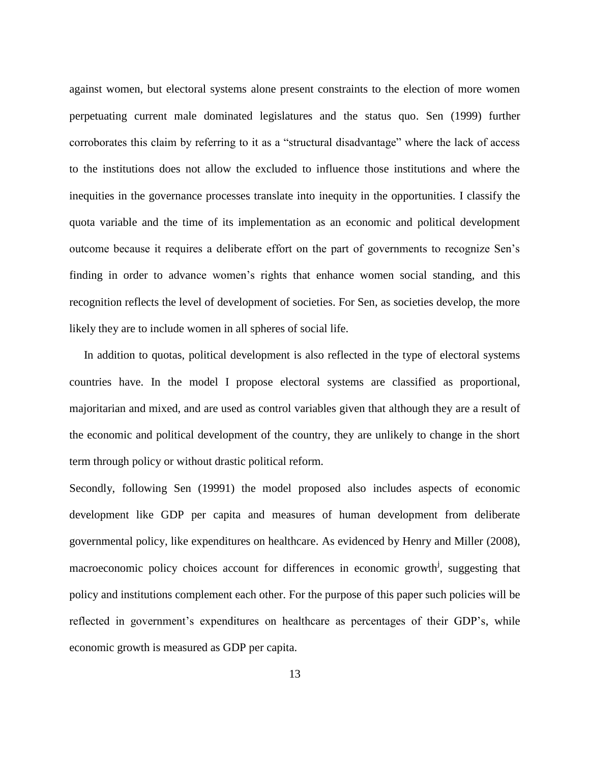against women, but electoral systems alone present constraints to the election of more women perpetuating current male dominated legislatures and the status quo. Sen (1999) further corroborates this claim by referring to it as a "structural disadvantage" where the lack of access to the institutions does not allow the excluded to influence those institutions and where the inequities in the governance processes translate into inequity in the opportunities. I classify the quota variable and the time of its implementation as an economic and political development outcome because it requires a deliberate effort on the part of governments to recognize Sen's finding in order to advance women's rights that enhance women social standing, and this recognition reflects the level of development of societies. For Sen, as societies develop, the more likely they are to include women in all spheres of social life.

In addition to quotas, political development is also reflected in the type of electoral systems countries have. In the model I propose electoral systems are classified as proportional, majoritarian and mixed, and are used as control variables given that although they are a result of the economic and political development of the country, they are unlikely to change in the short term through policy or without drastic political reform.

Secondly, following Sen (19991) the model proposed also includes aspects of economic development like GDP per capita and measures of human development from deliberate governmental policy, like expenditures on healthcare. As evidenced by Henry and Miller (2008), macroeconomic policy choices account for differences in economic growth[j], suggesting that policy and institutions complement each other. For the purpose of this paper such policies will be reflected in government's expenditures on healthcare as percentages of their GDP's, while economic growth is measured as GDP per capita.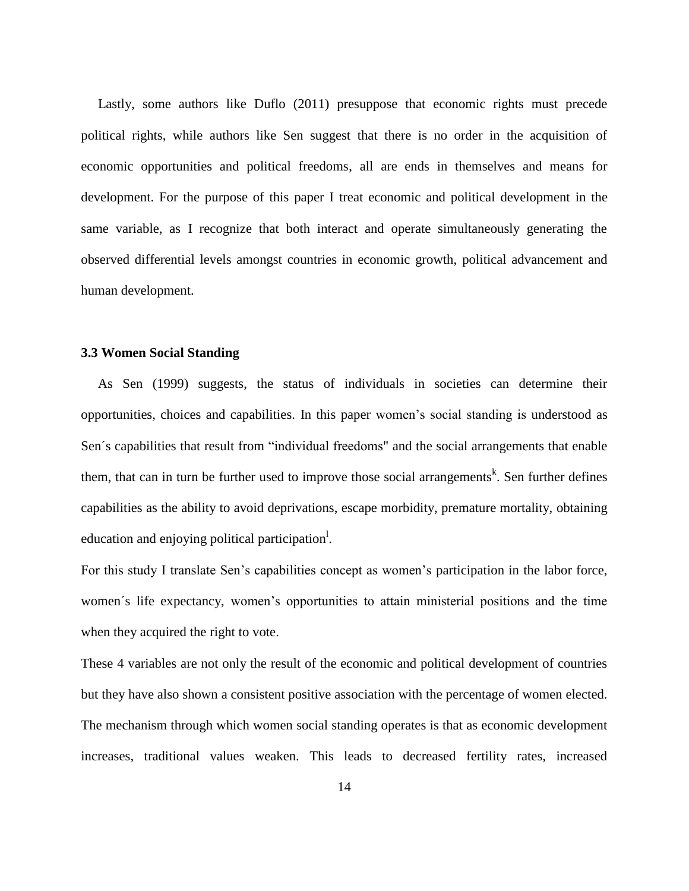Lastly, some authors like Duflo (2011) presuppose that economic rights must precede political rights, while authors like Sen suggest that there is no order in the acquisition of economic opportunities and political freedoms, all are ends in themselves and means for development. For the purpose of this paper I treat economic and political development in the same variable, as I recognize that both interact and operate simultaneously generating the observed differential levels amongst countries in economic growth, political advancement and human development.

### 3.3 Women Social Standing

As Sen (1999) suggests, the status of individuals in societies can determine their opportunities, choices and capabilities. In this paper women's social standing is understood as Sen´s capabilities that result from "individual freedoms" and the social arrangements that enable them, that can in turn be further used to improve those social arrangements[k]. Sen further defines capabilities as the ability to avoid deprivations, escape morbidity, premature mortality, obtaining education and enjoying political participation[l].

For this study I translate Sen's capabilities concept as women's participation in the labor force, women´s life expectancy, women's opportunities to attain ministerial positions and the time when they acquired the right to vote.

These 4 variables are not only the result of the economic and political development of countries but they have also shown a consistent positive association with the percentage of women elected. The mechanism through which women social standing operates is that as economic development increases, traditional values weaken. This leads to decreased fertility rates, increased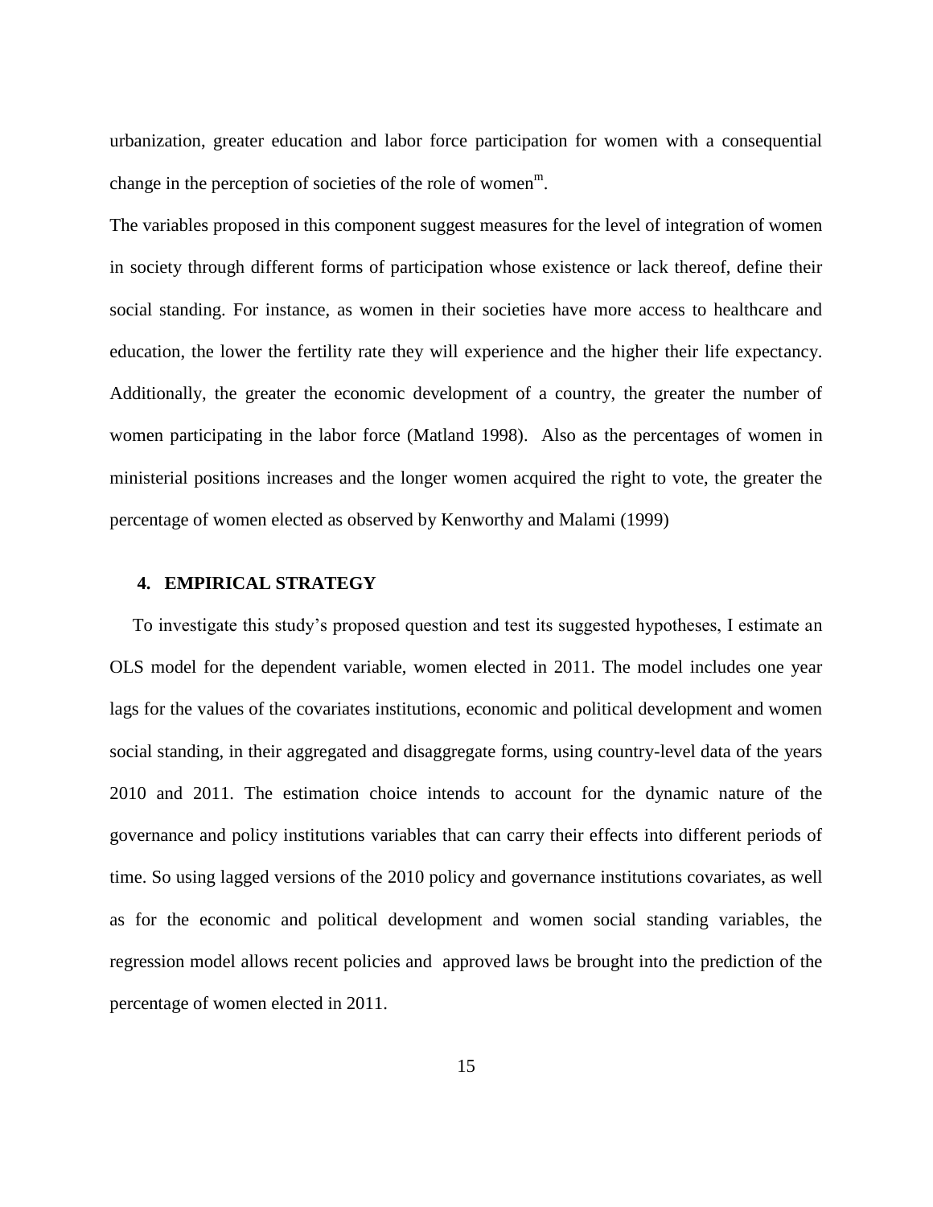urbanization, greater education and labor force participation for women with a consequential change in the perception of societies of the role of women[m].

The variables proposed in this component suggest measures for the level of integration of women in society through different forms of participation whose existence or lack thereof, define their social standing. For instance, as women in their societies have more access to healthcare and education, the lower the fertility rate they will experience and the higher their life expectancy. Additionally, the greater the economic development of a country, the greater the number of women participating in the labor force (Matland 1998). Also as the percentages of women in ministerial positions increases and the longer women acquired the right to vote, the greater the percentage of women elected as observed by Kenworthy and Malami (1999)

## 4. EMPIRICAL STRATEGY

To investigate this study's proposed question and test its suggested hypotheses, I estimate an OLS model for the dependent variable, women elected in 2011. The model includes one year lags for the values of the covariates institutions, economic and political development and women social standing, in their aggregated and disaggregate forms, using country-level data of the years 2010 and 2011. The estimation choice intends to account for the dynamic nature of the governance and policy institutions variables that can carry their effects into different periods of time. So using lagged versions of the 2010 policy and governance institutions covariates, as well as for the economic and political development and women social standing variables, the regression model allows recent policies and approved laws be brought into the prediction of the percentage of women elected in 2011.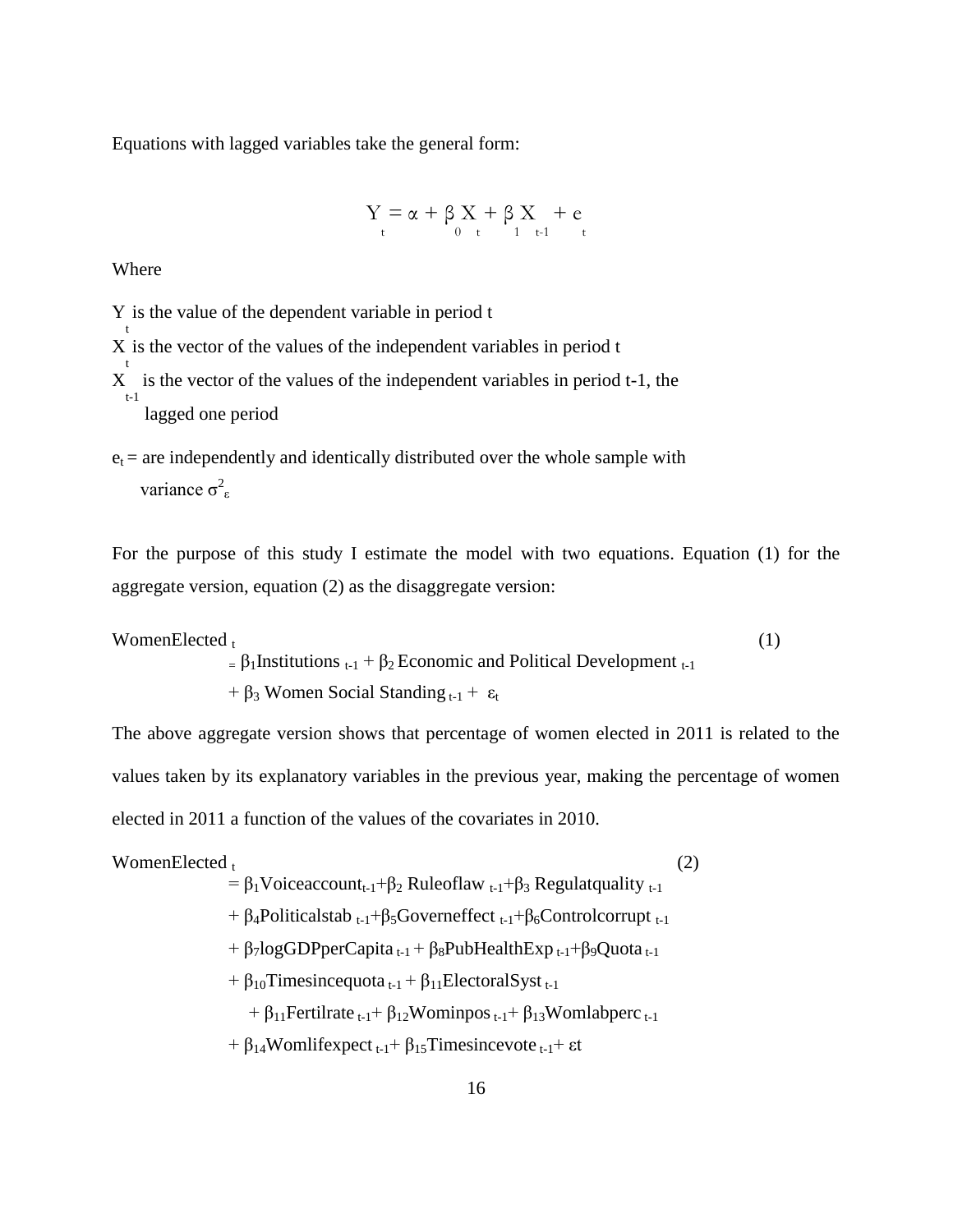Equations with lagged variables take the general form:

$$Y_t = \alpha + \beta_0 X_t + \beta_1 X_{t-1} + e_t$$

Where

$Y_t$ is the value of the dependent variable in period t

$X_t$ is the vector of the values of the independent variables in period t

$X_{t-1}$ is the vector of the values of the independent variables in period t-1, the lagged one period

$e_t$ = are independently and identically distributed over the whole sample with variance $\sigma^2_\varepsilon$

For the purpose of this study I estimate the model with two equations. Equation (1) for the aggregate version, equation (2) as the disaggregate version:

$$\text{WomenElected}_t = \beta_1 \text{Institutions}_{t-1} + \beta_2 \text{ Economic and Political Development}_{t-1} + \beta_3 \text{ Women Social Standing}_{t-1} + \varepsilon_t \quad (1)$$

The above aggregate version shows that percentage of women elected in 2011 is related to the values taken by its explanatory variables in the previous year, making the percentage of women elected in 2011 a function of the values of the covariates in 2010.

$$\begin{aligned}\text{WomenElected}_t &= \beta_1 \text{Voiceaccount}_{t-1} + \beta_2 \text{ Ruleoflaw}_{t-1} + \beta_3 \text{ Regulatquality}_{t-1} \\ &+ \beta_4 \text{Politicalstab}_{t-1} + \beta_5 \text{Governeffect}_{t-1} + \beta_6 \text{Controlcorrupt}_{t-1} \\ &+ \beta_7 \text{logGDPperCapita}_{t-1} + \beta_8 \text{PubHealthExp}_{t-1} + \beta_9 \text{Quota}_{t-1} \\ &+ \beta_{10} \text{Timesincequota}_{t-1} + \beta_{11} \text{ElectoralSyst}_{t-1} \\ &+ \beta_{11} \text{Fertilrate}_{t-1} + \beta_{12} \text{Wominpos}_{t-1} + \beta_{13} \text{Womlabperc}_{t-1} \\ &+ \beta_{14} \text{Womlifexpect}_{t-1} + \beta_{15} \text{Timesincevote}_{t-1} + \varepsilon t\end{aligned} \quad (2)$$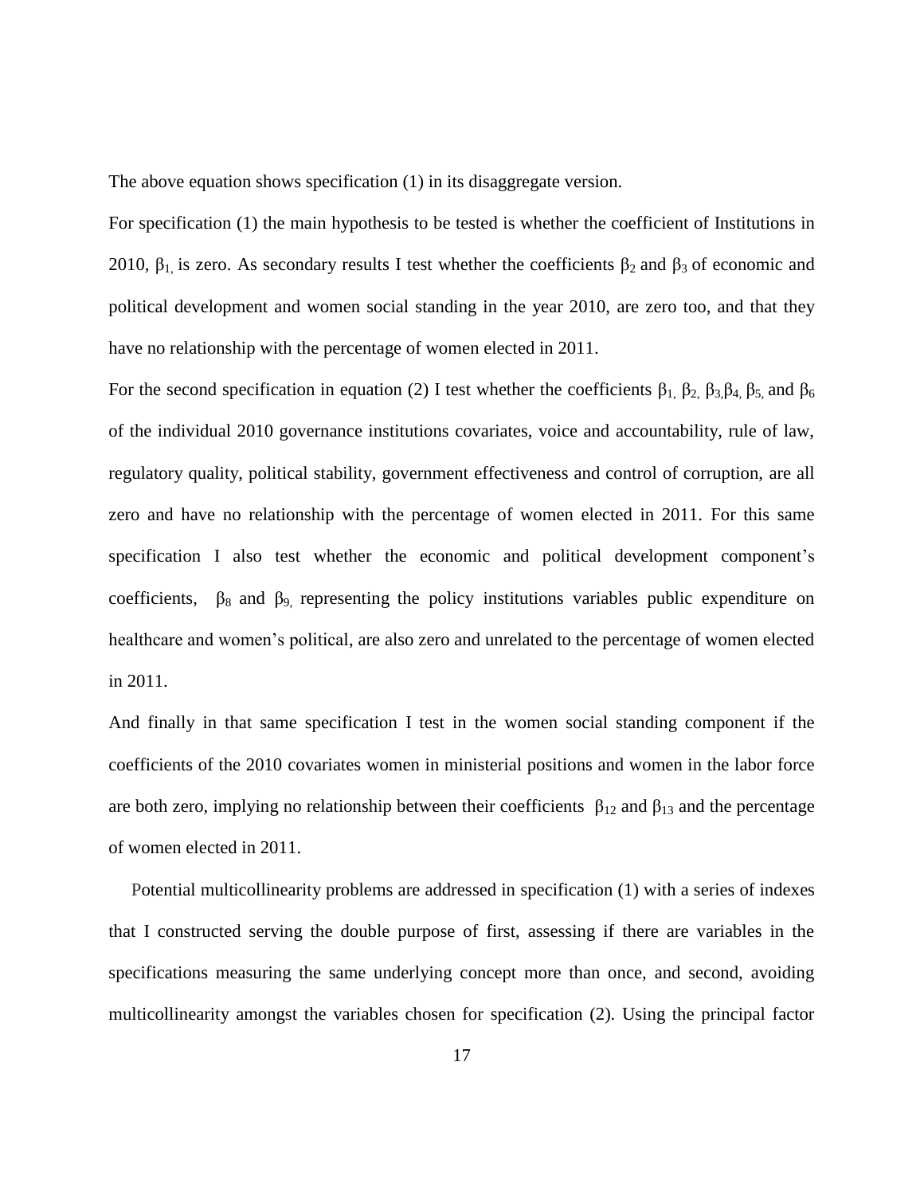The above equation shows specification (1) in its disaggregate version.

For specification (1) the main hypothesis to be tested is whether the coefficient of Institutions in 2010, $\beta_1$, is zero. As secondary results I test whether the coefficients $\beta_2$ and $\beta_3$ of economic and political development and women social standing in the year 2010, are zero too, and that they have no relationship with the percentage of women elected in 2011.

For the second specification in equation (2) I test whether the coefficients $\beta_1$, $\beta_2$, $\beta_3$, $\beta_4$, $\beta_5$, and $\beta_6$ of the individual 2010 governance institutions covariates, voice and accountability, rule of law, regulatory quality, political stability, government effectiveness and control of corruption, are all zero and have no relationship with the percentage of women elected in 2011. For this same specification I also test whether the economic and political development component's coefficients, $\beta_8$ and $\beta_9$, representing the policy institutions variables public expenditure on healthcare and women's political, are also zero and unrelated to the percentage of women elected in 2011.

And finally in that same specification I test in the women social standing component if the coefficients of the 2010 covariates women in ministerial positions and women in the labor force are both zero, implying no relationship between their coefficients $\beta_{12}$ and $\beta_{13}$ and the percentage of women elected in 2011.

Potential multicollinearity problems are addressed in specification (1) with a series of indexes that I constructed serving the double purpose of first, assessing if there are variables in the specifications measuring the same underlying concept more than once, and second, avoiding multicollinearity amongst the variables chosen for specification (2). Using the principal factor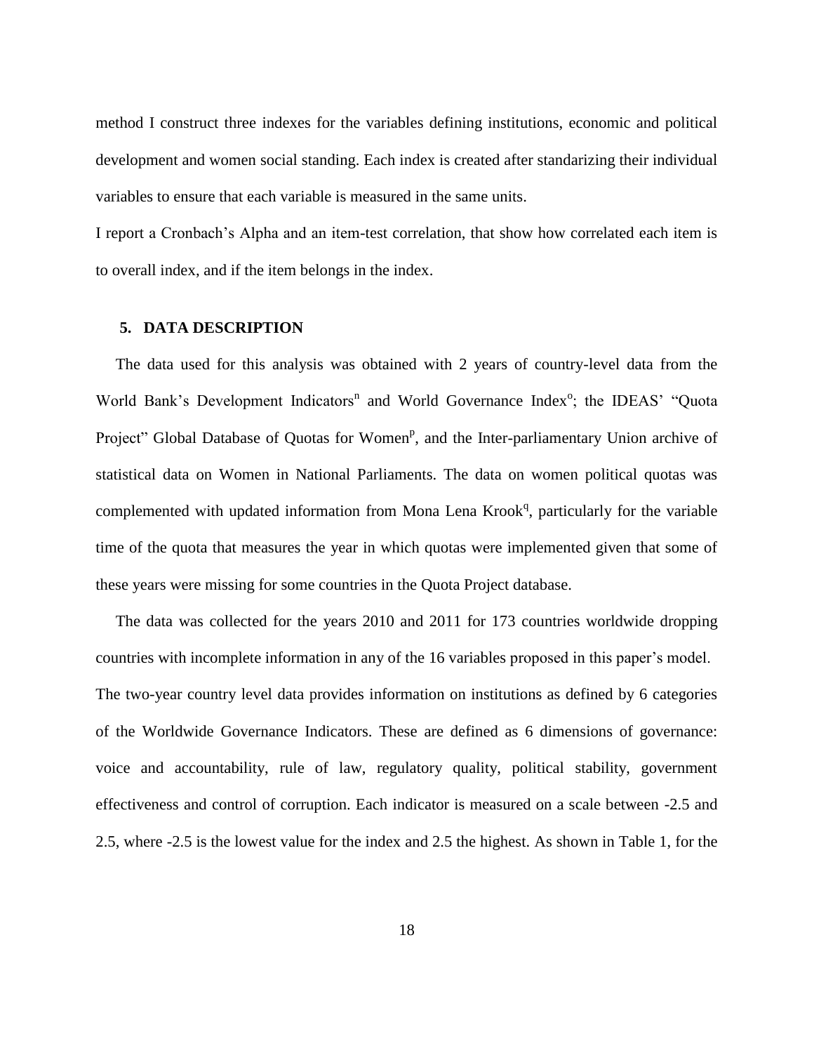method I construct three indexes for the variables defining institutions, economic and political development and women social standing. Each index is created after standarizing their individual variables to ensure that each variable is measured in the same units.

I report a Cronbach's Alpha and an item-test correlation, that show how correlated each item is to overall index, and if the item belongs in the index.

## 5. DATA DESCRIPTION

The data used for this analysis was obtained with 2 years of country-level data from the World Bank's Development Indicators[n] and World Governance Index[o]; the IDEAS' "Quota Project" Global Database of Quotas for Women[p], and the Inter-parliamentary Union archive of statistical data on Women in National Parliaments. The data on women political quotas was complemented with updated information from Mona Lena Krook[q], particularly for the variable time of the quota that measures the year in which quotas were implemented given that some of these years were missing for some countries in the Quota Project database.

The data was collected for the years 2010 and 2011 for 173 countries worldwide dropping countries with incomplete information in any of the 16 variables proposed in this paper's model. The two-year country level data provides information on institutions as defined by 6 categories of the Worldwide Governance Indicators. These are defined as 6 dimensions of governance: voice and accountability, rule of law, regulatory quality, political stability, government effectiveness and control of corruption. Each indicator is measured on a scale between -2.5 and 2.5, where -2.5 is the lowest value for the index and 2.5 the highest. As shown in Table 1, for the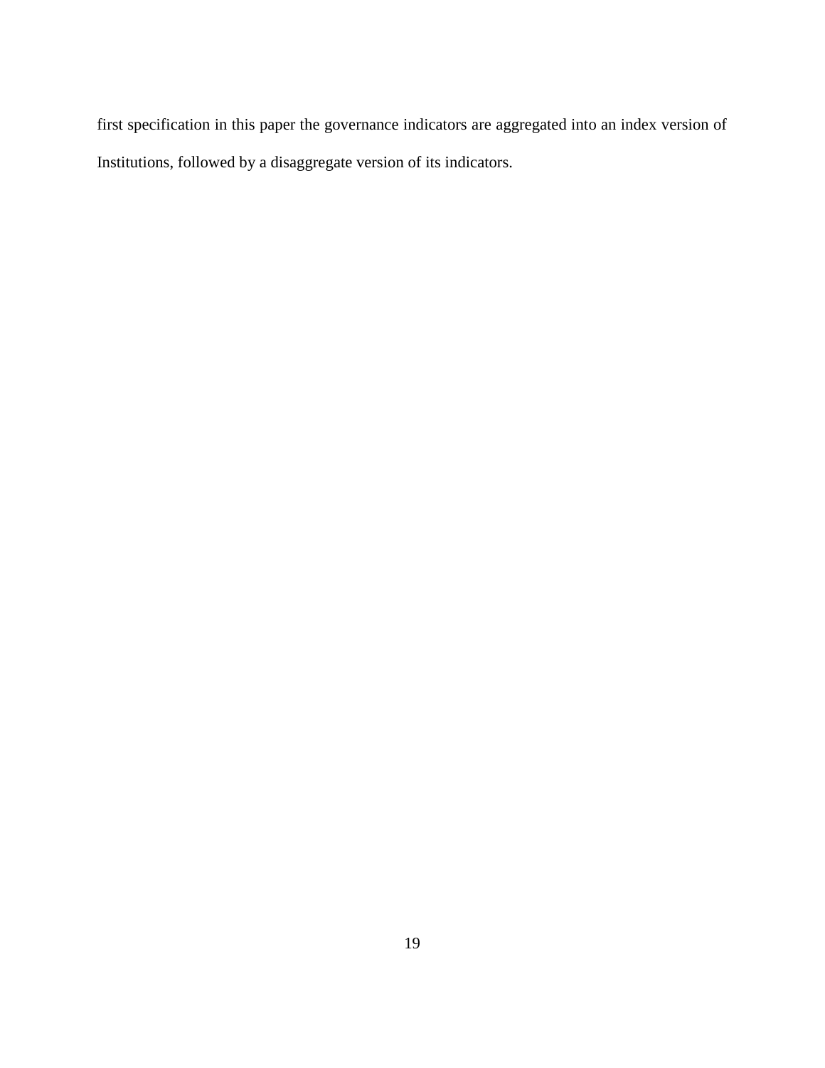first specification in this paper the governance indicators are aggregated into an index version of Institutions, followed by a disaggregate version of its indicators.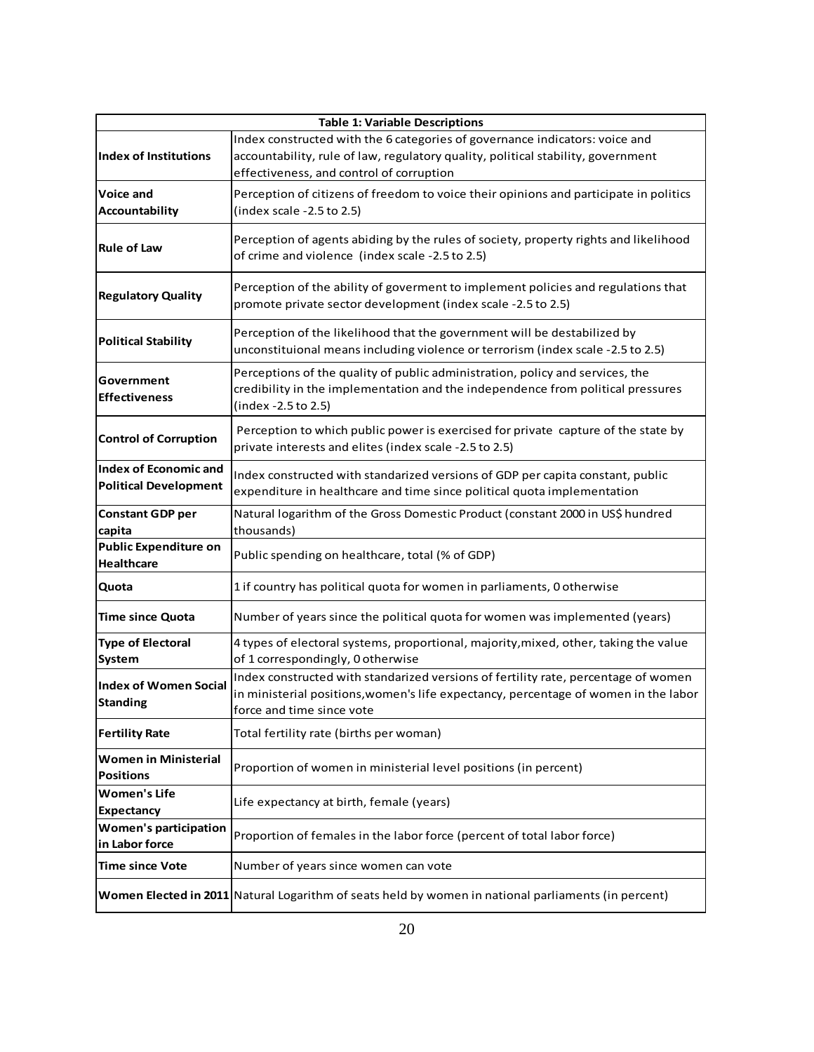| Table 1: Variable Descriptions | |
|---|---|
| **Index of Institutions** | Index constructed with the 6 categories of governance indicators: voice and accountability, rule of law, regulatory quality, political stability, government effectiveness, and control of corruption |
| **Voice and Accountability** | Perception of citizens of freedom to voice their opinions and participate in politics (index scale -2.5 to 2.5) |
| **Rule of Law** | Perception of agents abiding by the rules of society, property rights and likelihood of crime and violence (index scale -2.5 to 2.5) |
| **Regulatory Quality** | Perception of the ability of goverment to implement policies and regulations that promote private sector development (index scale -2.5 to 2.5) |
| **Political Stability** | Perception of the likelihood that the government will be destabilized by unconstituional means including violence or terrorism (index scale -2.5 to 2.5) |
| **Government Effectiveness** | Perceptions of the quality of public administration, policy and services, the credibility in the implementation and the independence from political pressures (index -2.5 to 2.5) |
| **Control of Corruption** | Perception to which public power is exercised for private capture of the state by private interests and elites (index scale -2.5 to 2.5) |
| **Index of Economic and Political Development** | Index constructed with standarized versions of GDP per capita constant, public expenditure in healthcare and time since political quota implementation |
| **Constant GDP per capita** | Natural logarithm of the Gross Domestic Product (constant 2000 in US$ hundred thousands) |
| **Public Expenditure on Healthcare** | Public spending on healthcare, total (% of GDP) |
| **Quota** | 1 if country has political quota for women in parliaments, 0 otherwise |
| **Time since Quota** | Number of years since the political quota for women was implemented (years) |
| **Type of Electoral System** | 4 types of electoral systems, proportional, majority,mixed, other, taking the value of 1 correspondingly, 0 otherwise |
| **Index of Women Social Standing** | Index constructed with standarized versions of fertility rate, percentage of women in ministerial positions,women's life expectancy, percentage of women in the labor force and time since vote |
| **Fertility Rate** | Total fertility rate (births per woman) |
| **Women in Ministerial Positions** | Proportion of women in ministerial level positions (in percent) |
| **Women's Life Expectancy** | Life expectancy at birth, female (years) |
| **Women's participation in Labor force** | Proportion of females in the labor force (percent of total labor force) |
| **Time since Vote** | Number of years since women can vote |
| **Women Elected in 2011** | Natural Logarithm of seats held by women in national parliaments (in percent) |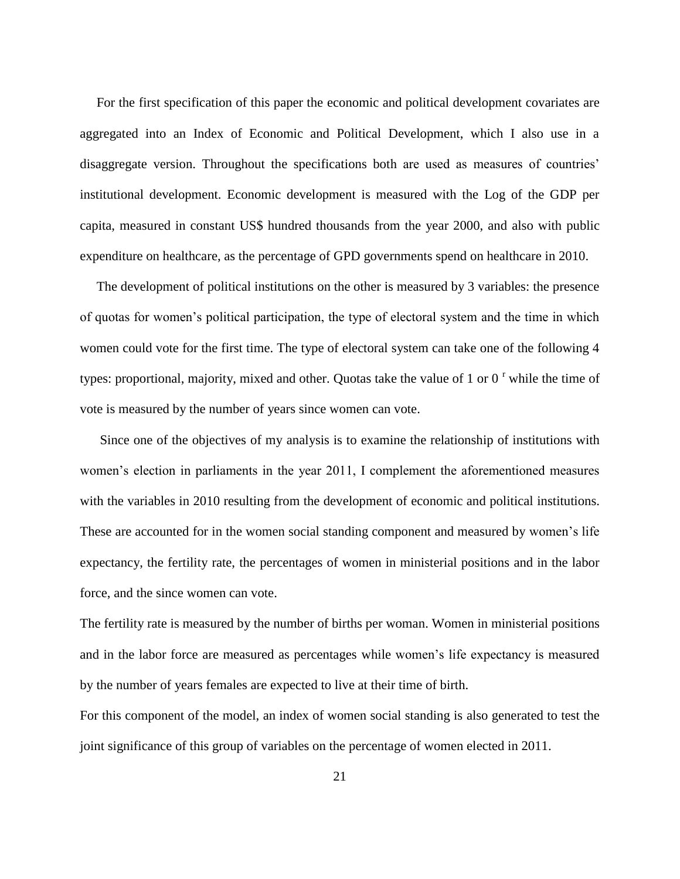For the first specification of this paper the economic and political development covariates are aggregated into an Index of Economic and Political Development, which I also use in a disaggregate version. Throughout the specifications both are used as measures of countries' institutional development. Economic development is measured with the Log of the GDP per capita, measured in constant US$ hundred thousands from the year 2000, and also with public expenditure on healthcare, as the percentage of GPD governments spend on healthcare in 2010.

The development of political institutions on the other is measured by 3 variables: the presence of quotas for women's political participation, the type of electoral system and the time in which women could vote for the first time. The type of electoral system can take one of the following 4 types: proportional, majority, mixed and other. Quotas take the value of 1 or 0 [r] while the time of vote is measured by the number of years since women can vote.

Since one of the objectives of my analysis is to examine the relationship of institutions with women's election in parliaments in the year 2011, I complement the aforementioned measures with the variables in 2010 resulting from the development of economic and political institutions. These are accounted for in the women social standing component and measured by women's life expectancy, the fertility rate, the percentages of women in ministerial positions and in the labor force, and the since women can vote.

The fertility rate is measured by the number of births per woman. Women in ministerial positions and in the labor force are measured as percentages while women's life expectancy is measured by the number of years females are expected to live at their time of birth.

For this component of the model, an index of women social standing is also generated to test the joint significance of this group of variables on the percentage of women elected in 2011.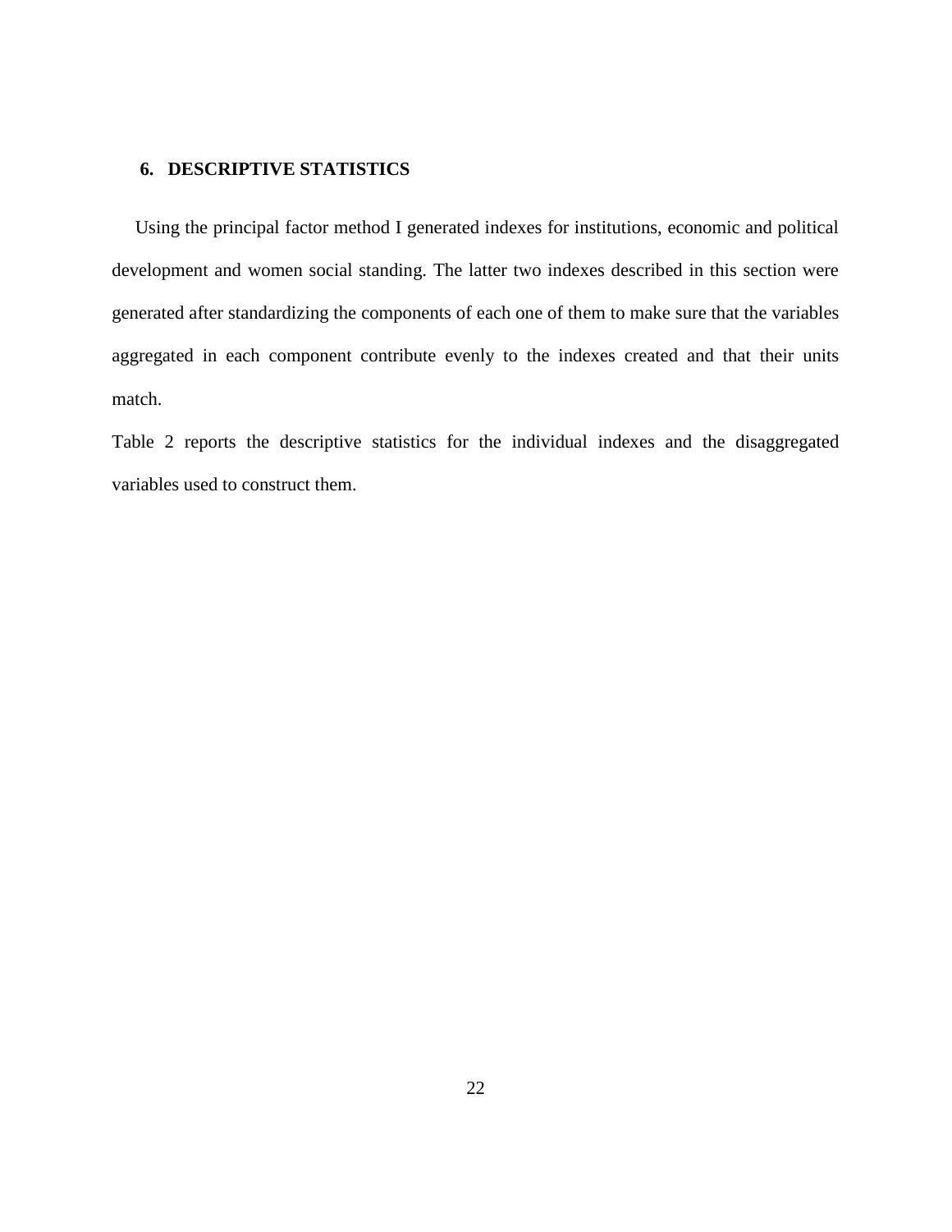## 6. DESCRIPTIVE STATISTICS

Using the principal factor method I generated indexes for institutions, economic and political development and women social standing. The latter two indexes described in this section were generated after standardizing the components of each one of them to make sure that the variables aggregated in each component contribute evenly to the indexes created and that their units match.

Table 2 reports the descriptive statistics for the individual indexes and the disaggregated variables used to construct them.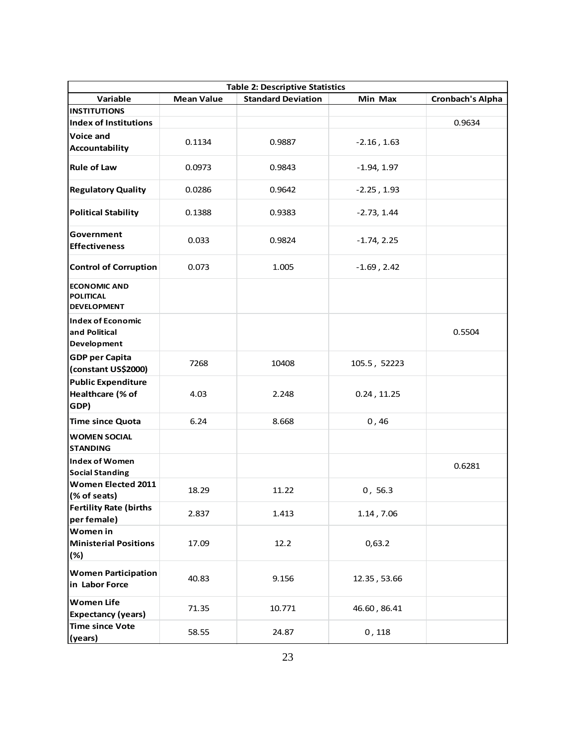| Table 2: Descriptive Statistics | | | | |
|---|---|---|---|---|
| **Variable** | **Mean Value** | **Standard Deviation** | **Min Max** | **Cronbach's Alpha** |
| **INSTITUTIONS** | | | | |
| **Index of Institutions** | | | | 0.9634 |
| **Voice and Accountability** | 0.1134 | 0.9887 | -2.16 , 1.63 | |
| **Rule of Law** | 0.0973 | 0.9843 | -1.94, 1.97 | |
| **Regulatory Quality** | 0.0286 | 0.9642 | -2.25 , 1.93 | |
| **Political Stability** | 0.1388 | 0.9383 | -2.73, 1.44 | |
| **Government Effectiveness** | 0.033 | 0.9824 | -1.74, 2.25 | |
| **Control of Corruption** | 0.073 | 1.005 | -1.69 , 2.42 | |
| **ECONOMIC AND POLITICAL DEVELOPMENT** | | | | |
| **Index of Economic and Political Development** | | | | 0.5504 |
| **GDP per Capita (constant US$2000)** | 7268 | 10408 | 105.5 , 52223 | |
| **Public Expenditure Healthcare (% of GDP)** | 4.03 | 2.248 | 0.24 , 11.25 | |
| **Time since Quota** | 6.24 | 8.668 | 0 , 46 | |
| **WOMEN SOCIAL STANDING** | | | | |
| **Index of Women Social Standing** | | | | 0.6281 |
| **Women Elected 2011 (% of seats)** | 18.29 | 11.22 | 0 , 56.3 | |
| **Fertility Rate (births per female)** | 2.837 | 1.413 | 1.14 , 7.06 | |
| **Women in Ministerial Positions (%)** | 17.09 | 12.2 | 0,63.2 | |
| **Women Participation in Labor Force** | 40.83 | 9.156 | 12.35 , 53.66 | |
| **Women Life Expectancy (years)** | 71.35 | 10.771 | 46.60 , 86.41 | |
| **Time since Vote (years)** | 58.55 | 24.87 | 0 , 118 | |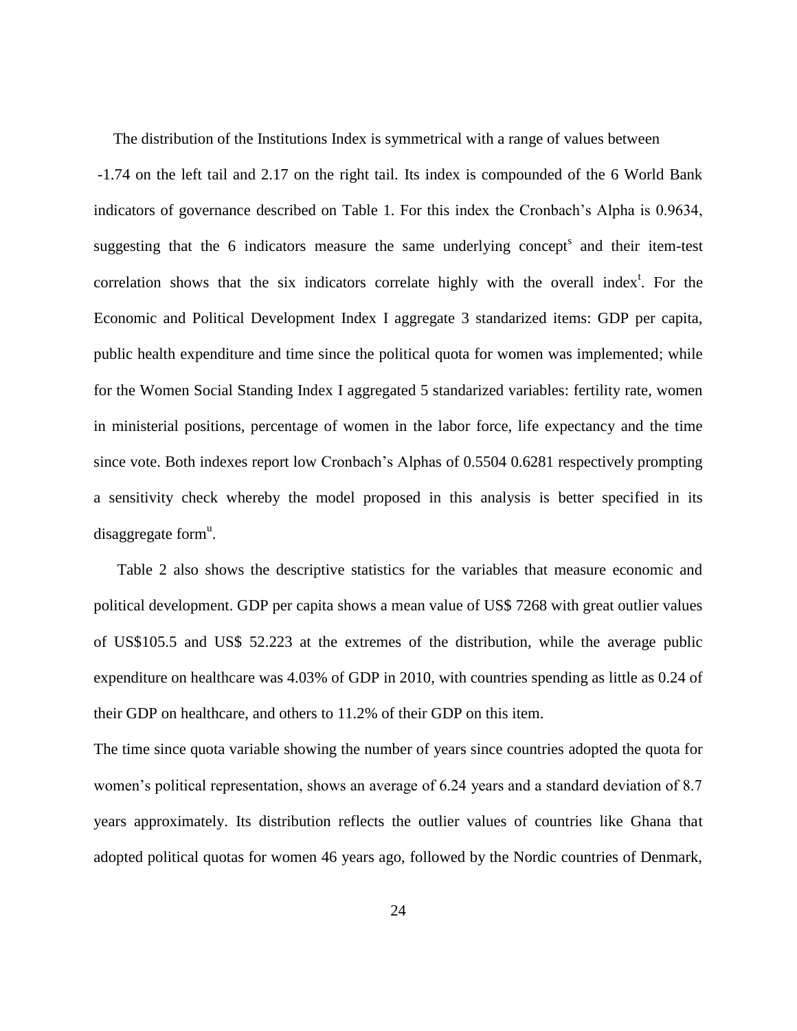The distribution of the Institutions Index is symmetrical with a range of values between -1.74 on the left tail and 2.17 on the right tail. Its index is compounded of the 6 World Bank indicators of governance described on Table 1. For this index the Cronbach's Alpha is 0.9634, suggesting that the 6 indicators measure the same underlying concept[s] and their item-test correlation shows that the six indicators correlate highly with the overall index[t]. For the Economic and Political Development Index I aggregate 3 standarized items: GDP per capita, public health expenditure and time since the political quota for women was implemented; while for the Women Social Standing Index I aggregated 5 standarized variables: fertility rate, women in ministerial positions, percentage of women in the labor force, life expectancy and the time since vote. Both indexes report low Cronbach's Alphas of 0.5504 0.6281 respectively prompting a sensitivity check whereby the model proposed in this analysis is better specified in its disaggregate form[u].

Table 2 also shows the descriptive statistics for the variables that measure economic and political development. GDP per capita shows a mean value of US$ 7268 with great outlier values of US$105.5 and US$ 52.223 at the extremes of the distribution, while the average public expenditure on healthcare was 4.03% of GDP in 2010, with countries spending as little as 0.24 of their GDP on healthcare, and others to 11.2% of their GDP on this item.

The time since quota variable showing the number of years since countries adopted the quota for women's political representation, shows an average of 6.24 years and a standard deviation of 8.7 years approximately. Its distribution reflects the outlier values of countries like Ghana that adopted political quotas for women 46 years ago, followed by the Nordic countries of Denmark,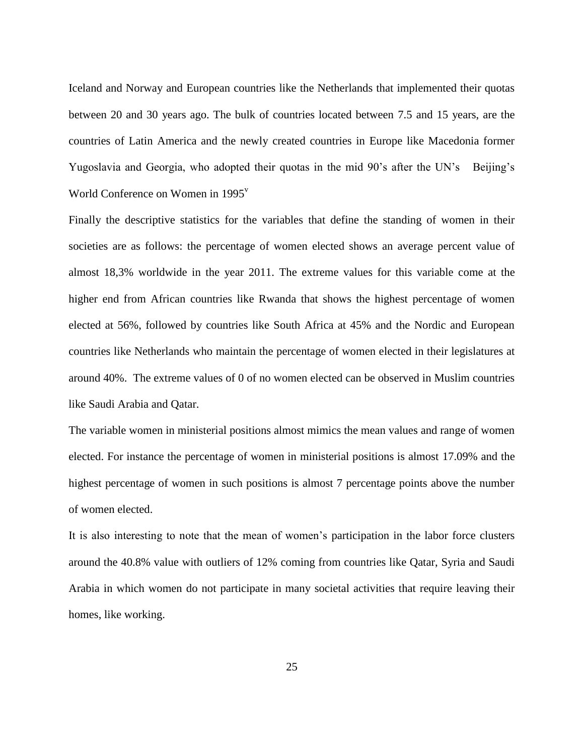Iceland and Norway and European countries like the Netherlands that implemented their quotas between 20 and 30 years ago. The bulk of countries located between 7.5 and 15 years, are the countries of Latin America and the newly created countries in Europe like Macedonia former Yugoslavia and Georgia, who adopted their quotas in the mid 90's after the UN's Beijing's World Conference on Women in 1995[v]

Finally the descriptive statistics for the variables that define the standing of women in their societies are as follows: the percentage of women elected shows an average percent value of almost 18,3% worldwide in the year 2011. The extreme values for this variable come at the higher end from African countries like Rwanda that shows the highest percentage of women elected at 56%, followed by countries like South Africa at 45% and the Nordic and European countries like Netherlands who maintain the percentage of women elected in their legislatures at around 40%. The extreme values of 0 of no women elected can be observed in Muslim countries like Saudi Arabia and Qatar.

The variable women in ministerial positions almost mimics the mean values and range of women elected. For instance the percentage of women in ministerial positions is almost 17.09% and the highest percentage of women in such positions is almost 7 percentage points above the number of women elected.

It is also interesting to note that the mean of women's participation in the labor force clusters around the 40.8% value with outliers of 12% coming from countries like Qatar, Syria and Saudi Arabia in which women do not participate in many societal activities that require leaving their homes, like working.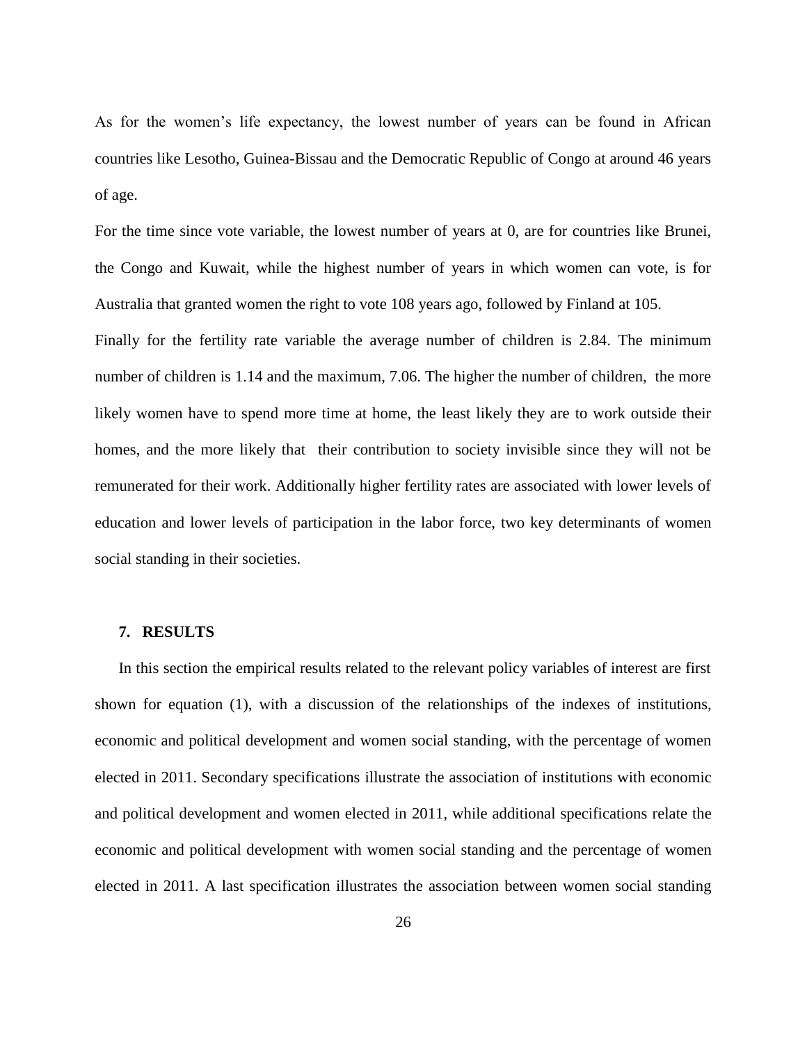As for the women's life expectancy, the lowest number of years can be found in African countries like Lesotho, Guinea-Bissau and the Democratic Republic of Congo at around 46 years of age.

For the time since vote variable, the lowest number of years at 0, are for countries like Brunei, the Congo and Kuwait, while the highest number of years in which women can vote, is for Australia that granted women the right to vote 108 years ago, followed by Finland at 105.

Finally for the fertility rate variable the average number of children is 2.84. The minimum number of children is 1.14 and the maximum, 7.06. The higher the number of children, the more likely women have to spend more time at home, the least likely they are to work outside their homes, and the more likely that their contribution to society invisible since they will not be remunerated for their work. Additionally higher fertility rates are associated with lower levels of education and lower levels of participation in the labor force, two key determinants of women social standing in their societies.

## 7. RESULTS

In this section the empirical results related to the relevant policy variables of interest are first shown for equation (1), with a discussion of the relationships of the indexes of institutions, economic and political development and women social standing, with the percentage of women elected in 2011. Secondary specifications illustrate the association of institutions with economic and political development and women elected in 2011, while additional specifications relate the economic and political development with women social standing and the percentage of women elected in 2011. A last specification illustrates the association between women social standing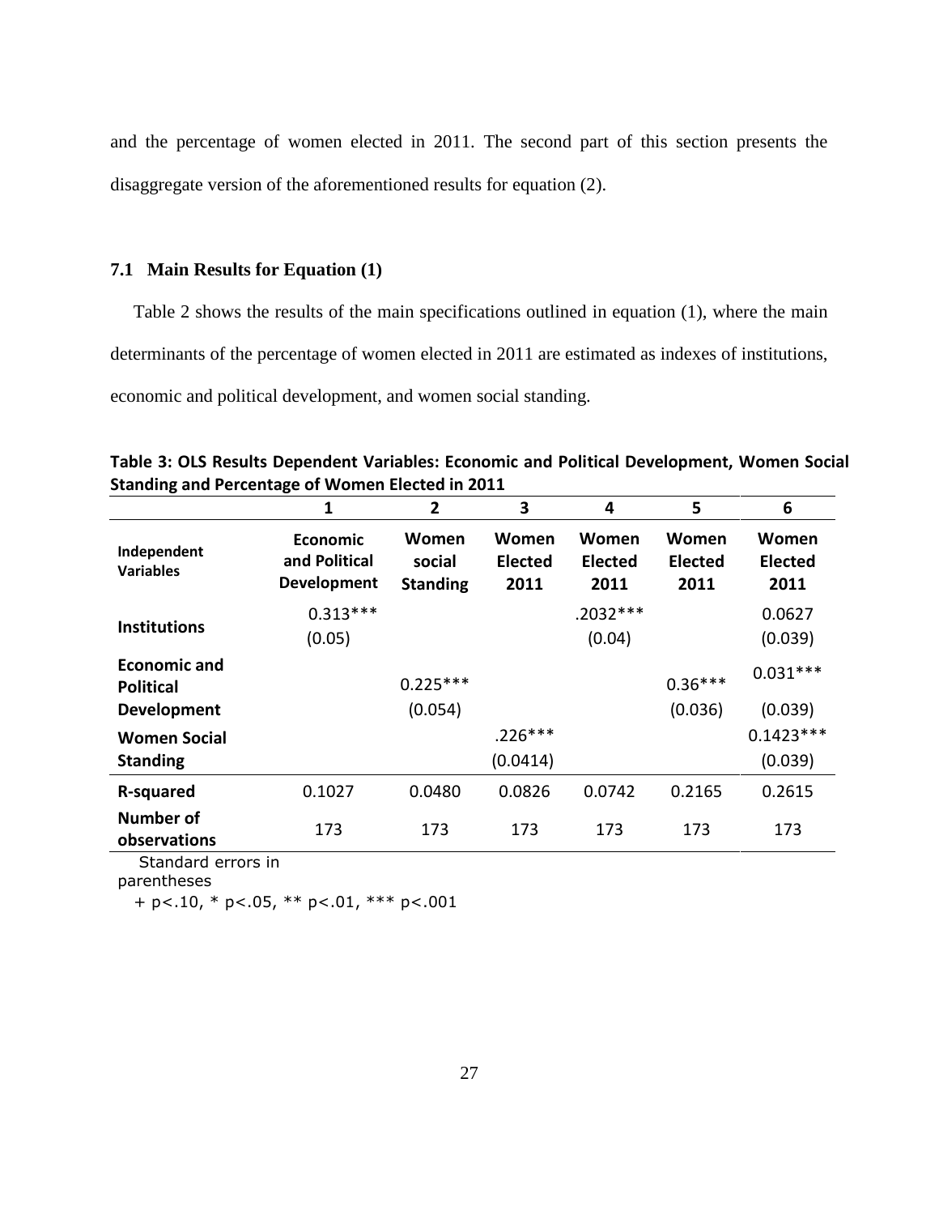and the percentage of women elected in 2011. The second part of this section presents the disaggregate version of the aforementioned results for equation (2).

### 7.1 Main Results for Equation (1)

Table 2 shows the results of the main specifications outlined in equation (1), where the main determinants of the percentage of women elected in 2011 are estimated as indexes of institutions, economic and political development, and women social standing.

**Table 3: OLS Results Dependent Variables: Economic and Political Development, Women Social Standing and Percentage of Women Elected in 2011**

| | 1 | 2 | 3 | 4 | 5 | 6 |
|---|---|---|---|---|---|---|
| **Independent Variables** | **Economic and Political Development** | **Women social Standing** | **Women Elected 2011** | **Women Elected 2011** | **Women Elected 2011** | **Women Elected 2011** |
| **Institutions** | 0.313*** (0.05) | | | .2032*** (0.04) | | 0.0627 (0.039) |
| **Economic and Political Development** | | 0.225*** (0.054) | | | 0.36*** (0.036) | 0.031*** (0.039) |
| **Women Social Standing** | | | .226*** (0.0414) | | | 0.1423*** (0.039) |
| **R-squared** | 0.1027 | 0.0480 | 0.0826 | 0.0742 | 0.2165 | 0.2615 |
| **Number of observations** | 173 | 173 | 173 | 173 | 173 | 173 |

Standard errors in parentheses
+ p<.10, * p<.05, ** p<.01, *** p<.001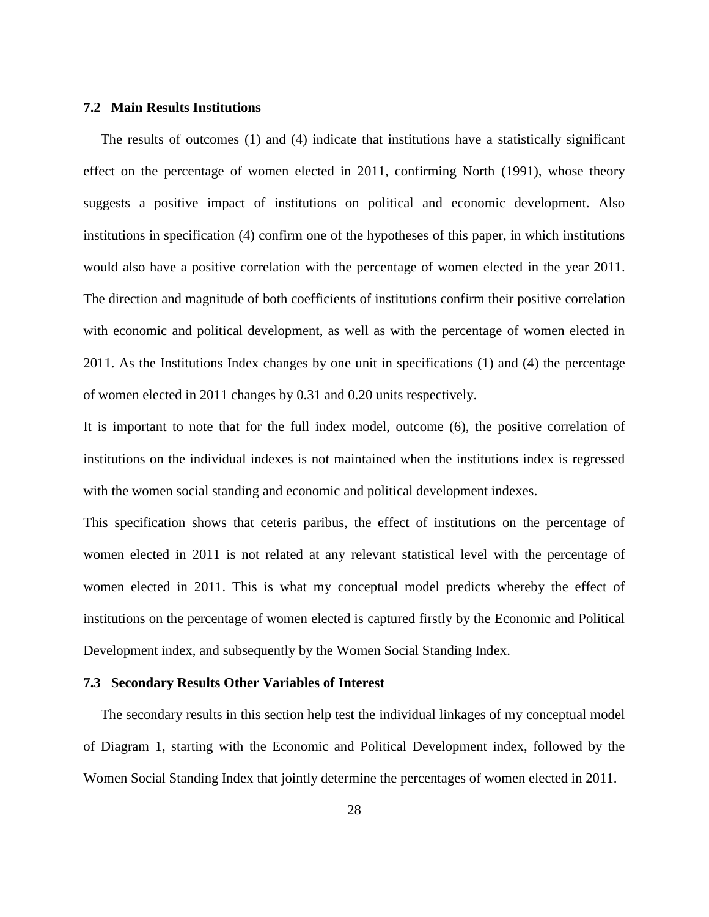### 7.2 Main Results Institutions

The results of outcomes (1) and (4) indicate that institutions have a statistically significant effect on the percentage of women elected in 2011, confirming North (1991), whose theory suggests a positive impact of institutions on political and economic development. Also institutions in specification (4) confirm one of the hypotheses of this paper, in which institutions would also have a positive correlation with the percentage of women elected in the year 2011. The direction and magnitude of both coefficients of institutions confirm their positive correlation with economic and political development, as well as with the percentage of women elected in 2011. As the Institutions Index changes by one unit in specifications (1) and (4) the percentage of women elected in 2011 changes by 0.31 and 0.20 units respectively.

It is important to note that for the full index model, outcome (6), the positive correlation of institutions on the individual indexes is not maintained when the institutions index is regressed with the women social standing and economic and political development indexes.

This specification shows that ceteris paribus, the effect of institutions on the percentage of women elected in 2011 is not related at any relevant statistical level with the percentage of women elected in 2011. This is what my conceptual model predicts whereby the effect of institutions on the percentage of women elected is captured firstly by the Economic and Political Development index, and subsequently by the Women Social Standing Index.

### 7.3 Secondary Results Other Variables of Interest

The secondary results in this section help test the individual linkages of my conceptual model of Diagram 1, starting with the Economic and Political Development index, followed by the Women Social Standing Index that jointly determine the percentages of women elected in 2011.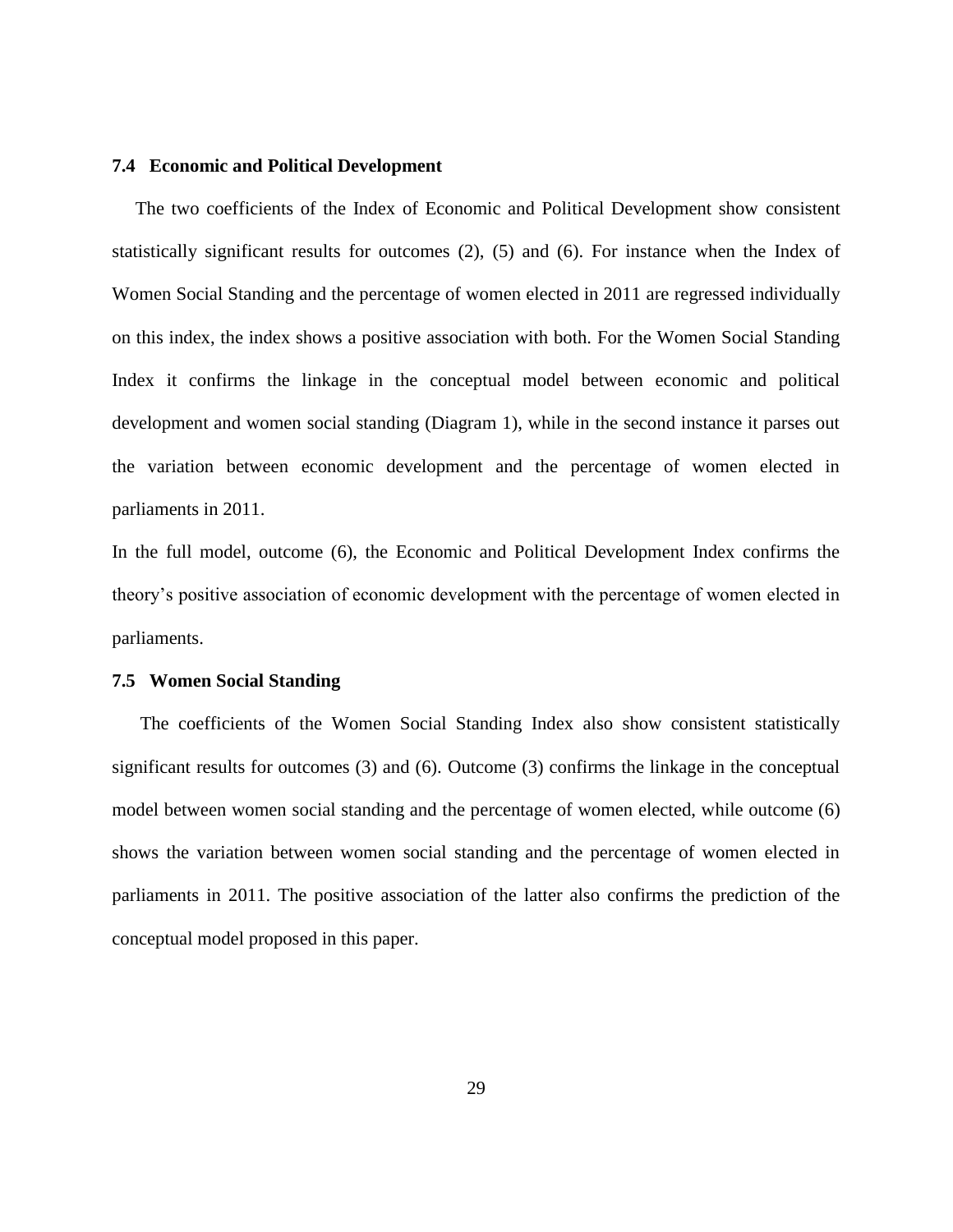### 7.4 Economic and Political Development

The two coefficients of the Index of Economic and Political Development show consistent statistically significant results for outcomes (2), (5) and (6). For instance when the Index of Women Social Standing and the percentage of women elected in 2011 are regressed individually on this index, the index shows a positive association with both. For the Women Social Standing Index it confirms the linkage in the conceptual model between economic and political development and women social standing (Diagram 1), while in the second instance it parses out the variation between economic development and the percentage of women elected in parliaments in 2011.

In the full model, outcome (6), the Economic and Political Development Index confirms the theory's positive association of economic development with the percentage of women elected in parliaments.

### 7.5 Women Social Standing

The coefficients of the Women Social Standing Index also show consistent statistically significant results for outcomes (3) and (6). Outcome (3) confirms the linkage in the conceptual model between women social standing and the percentage of women elected, while outcome (6) shows the variation between women social standing and the percentage of women elected in parliaments in 2011. The positive association of the latter also confirms the prediction of the conceptual model proposed in this paper.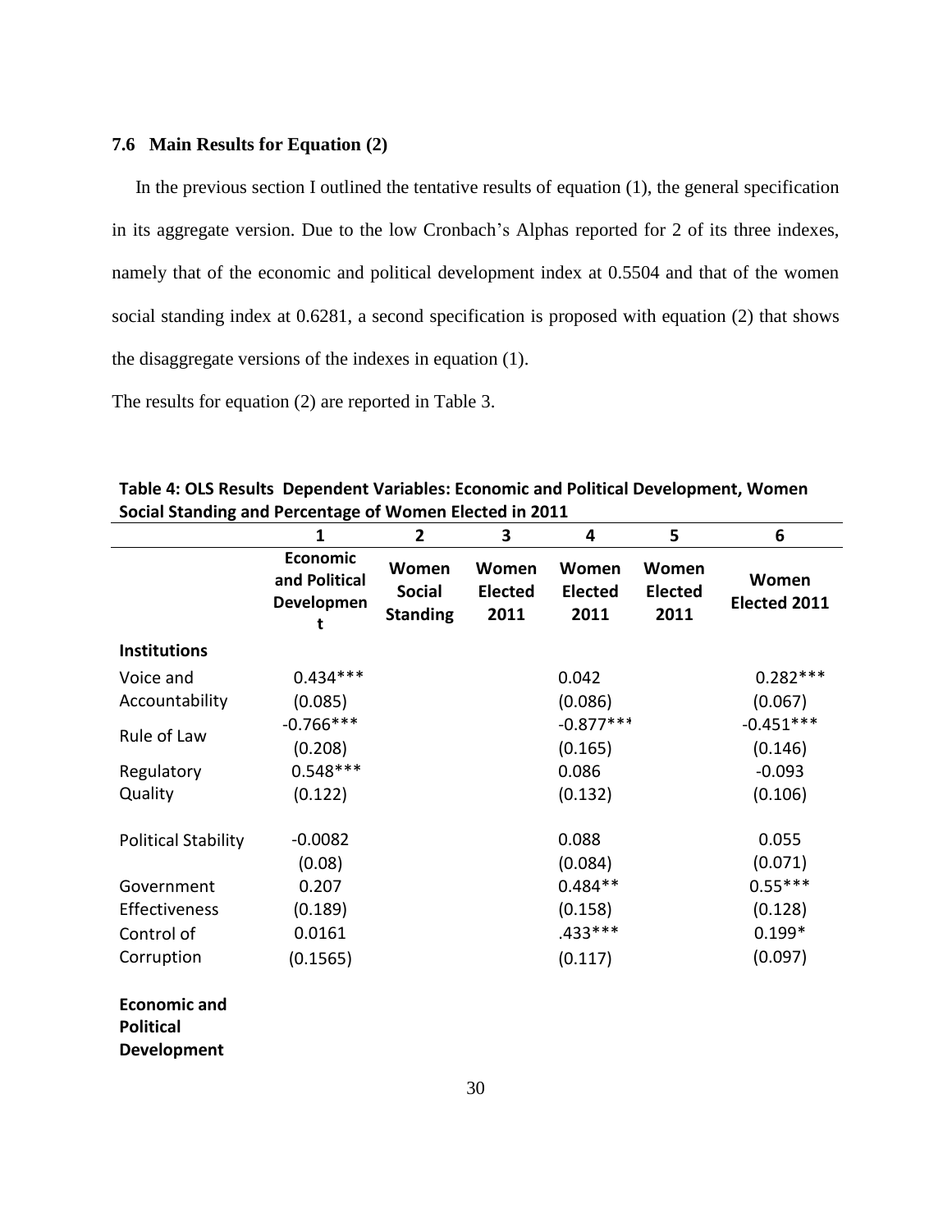### 7.6 Main Results for Equation (2)

In the previous section I outlined the tentative results of equation (1), the general specification in its aggregate version. Due to the low Cronbach's Alphas reported for 2 of its three indexes, namely that of the economic and political development index at 0.5504 and that of the women social standing index at 0.6281, a second specification is proposed with equation (2) that shows the disaggregate versions of the indexes in equation (1).

The results for equation (2) are reported in Table 3.

**Table 4: OLS Results Dependent Variables: Economic and Political Development, Women Social Standing and Percentage of Women Elected in 2011**

| | 1 | 2 | 3 | 4 | 5 | 6 |
|---|---|---|---|---|---|---|
| | **Economic and Political Development** | **Women Social Standing** | **Women Elected 2011** | **Women Elected 2011** | **Women Elected 2011** | **Women Elected 2011** |
| **Institutions** | | | | | | |
| Voice and Accountability | 0.434*** | | | 0.042 | | 0.282*** |
| | (0.085) | | | (0.086) | | (0.067) |
| Rule of Law | -0.766*** | | | -0.877*** | | -0.451*** |
| | (0.208) | | | (0.165) | | (0.146) |
| Regulatory Quality | 0.548*** | | | 0.086 | | -0.093 |
| | (0.122) | | | (0.132) | | (0.106) |
| Political Stability | -0.0082 | | | 0.088 | | 0.055 |
| | (0.08) | | | (0.084) | | (0.071) |
| Government Effectiveness | 0.207 | | | 0.484** | | 0.55*** |
| | (0.189) | | | (0.158) | | (0.128) |
| Control of Corruption | 0.0161 | | | .433*** | | 0.199* |
| | (0.1565) | | | (0.117) | | (0.097) |
| **Economic and Political Development** | | | | | | |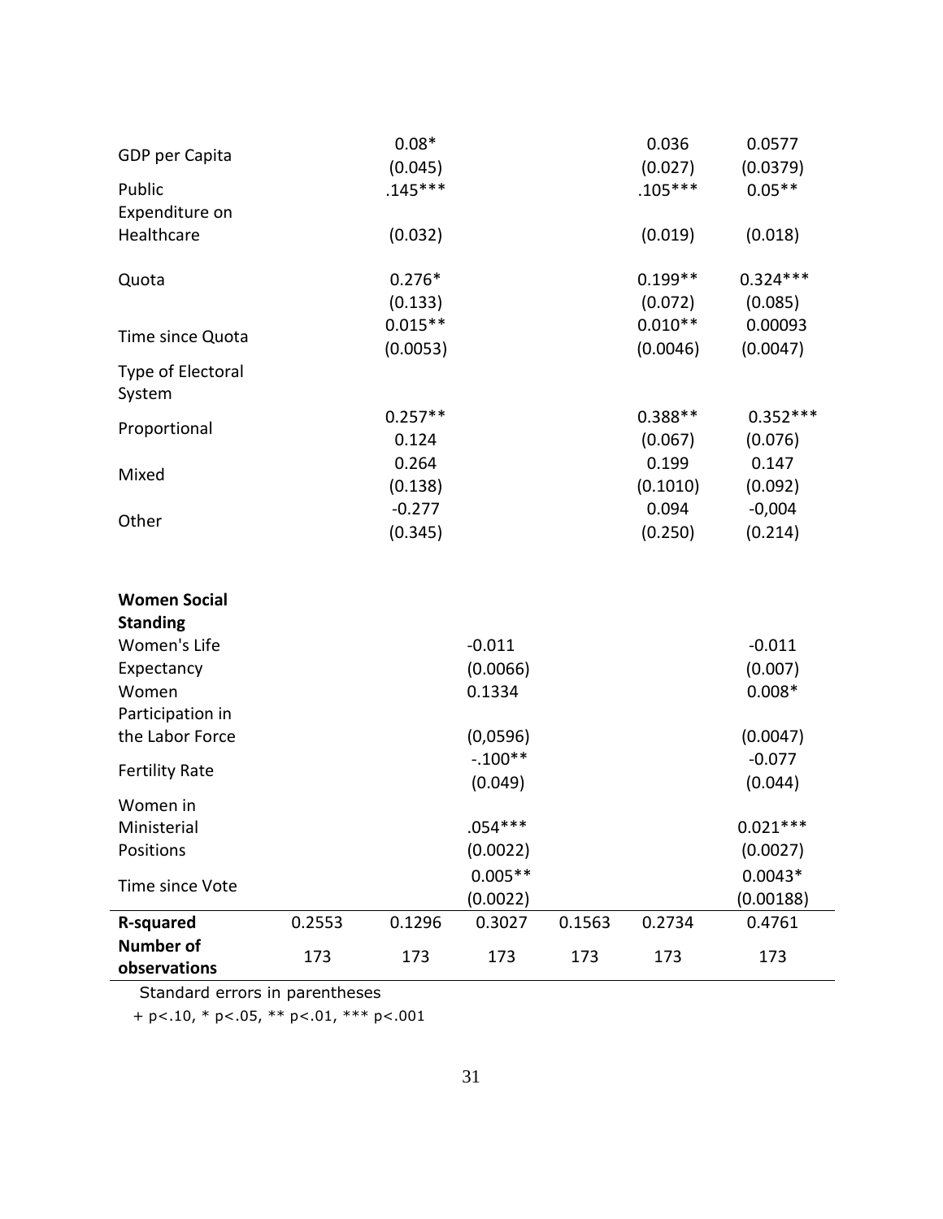| | | | | | | |
|---|---|---|---|---|---|---|
| GDP per Capita | | 0.08* | | | 0.036 | 0.0577 |
| | | (0.045) | | | (0.027) | (0.0379) |
| Public Expenditure on Healthcare | | .145*** | | | .105*** | 0.05** |
| | | (0.032) | | | (0.019) | (0.018) |
| Quota | | 0.276* | | | 0.199** | 0.324*** |
| | | (0.133) | | | (0.072) | (0.085) |
| Time since Quota | | 0.015** | | | 0.010** | 0.00093 |
| | | (0.0053) | | | (0.0046) | (0.0047) |
| Type of Electoral System | | | | | | |
| Proportional | | 0.257** | | | 0.388** | 0.352*** |
| | | 0.124 | | | (0.067) | (0.076) |
| Mixed | | 0.264 | | | 0.199 | 0.147 |
| | | (0.138) | | | (0.1010) | (0.092) |
| Other | | -0.277 | | | 0.094 | -0,004 |
| | | (0.345) | | | (0.250) | (0.214) |
| **Women Social Standing** | | | | | | |
| Women's Life Expectancy | | | -0.011 | | | -0.011 |
| | | | (0.0066) | | | (0.007) |
| Women Participation in the Labor Force | | | 0.1334 | | | 0.008* |
| | | | (0,0596) | | | (0.0047) |
| Fertility Rate | | | -.100** | | | -0.077 |
| | | | (0.049) | | | (0.044) |
| Women in Ministerial Positions | | | .054*** | | | 0.021*** |
| | | | (0.0022) | | | (0.0027) |
| Time since Vote | | | 0.005** | | | 0.0043* |
| | | | (0.0022) | | | (0.00188) |
| **R-squared** | 0.2553 | 0.1296 | 0.3027 | 0.1563 | 0.2734 | 0.4761 |
| **Number of observations** | 173 | 173 | 173 | 173 | 173 | 173 |

Standard errors in parentheses

+ p<.10, * p<.05, ** p<.01, *** p<.001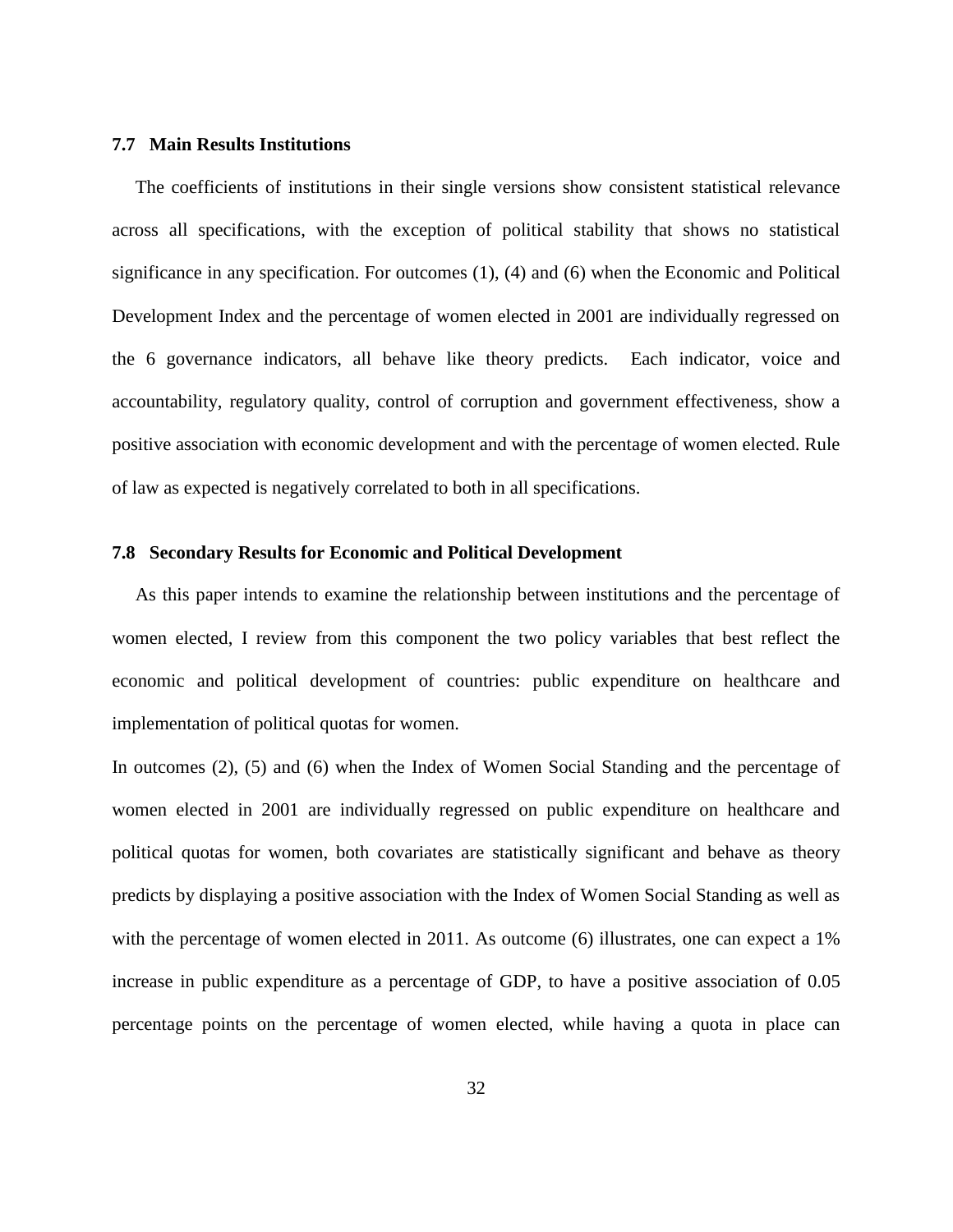### 7.7 Main Results Institutions

The coefficients of institutions in their single versions show consistent statistical relevance across all specifications, with the exception of political stability that shows no statistical significance in any specification. For outcomes (1), (4) and (6) when the Economic and Political Development Index and the percentage of women elected in 2001 are individually regressed on the 6 governance indicators, all behave like theory predicts.  Each indicator, voice and accountability, regulatory quality, control of corruption and government effectiveness, show a positive association with economic development and with the percentage of women elected. Rule of law as expected is negatively correlated to both in all specifications.

### 7.8 Secondary Results for Economic and Political Development

As this paper intends to examine the relationship between institutions and the percentage of women elected, I review from this component the two policy variables that best reflect the economic and political development of countries: public expenditure on healthcare and implementation of political quotas for women.

In outcomes (2), (5) and (6) when the Index of Women Social Standing and the percentage of women elected in 2001 are individually regressed on public expenditure on healthcare and political quotas for women, both covariates are statistically significant and behave as theory predicts by displaying a positive association with the Index of Women Social Standing as well as with the percentage of women elected in 2011. As outcome (6) illustrates, one can expect a 1% increase in public expenditure as a percentage of GDP, to have a positive association of 0.05 percentage points on the percentage of women elected, while having a quota in place can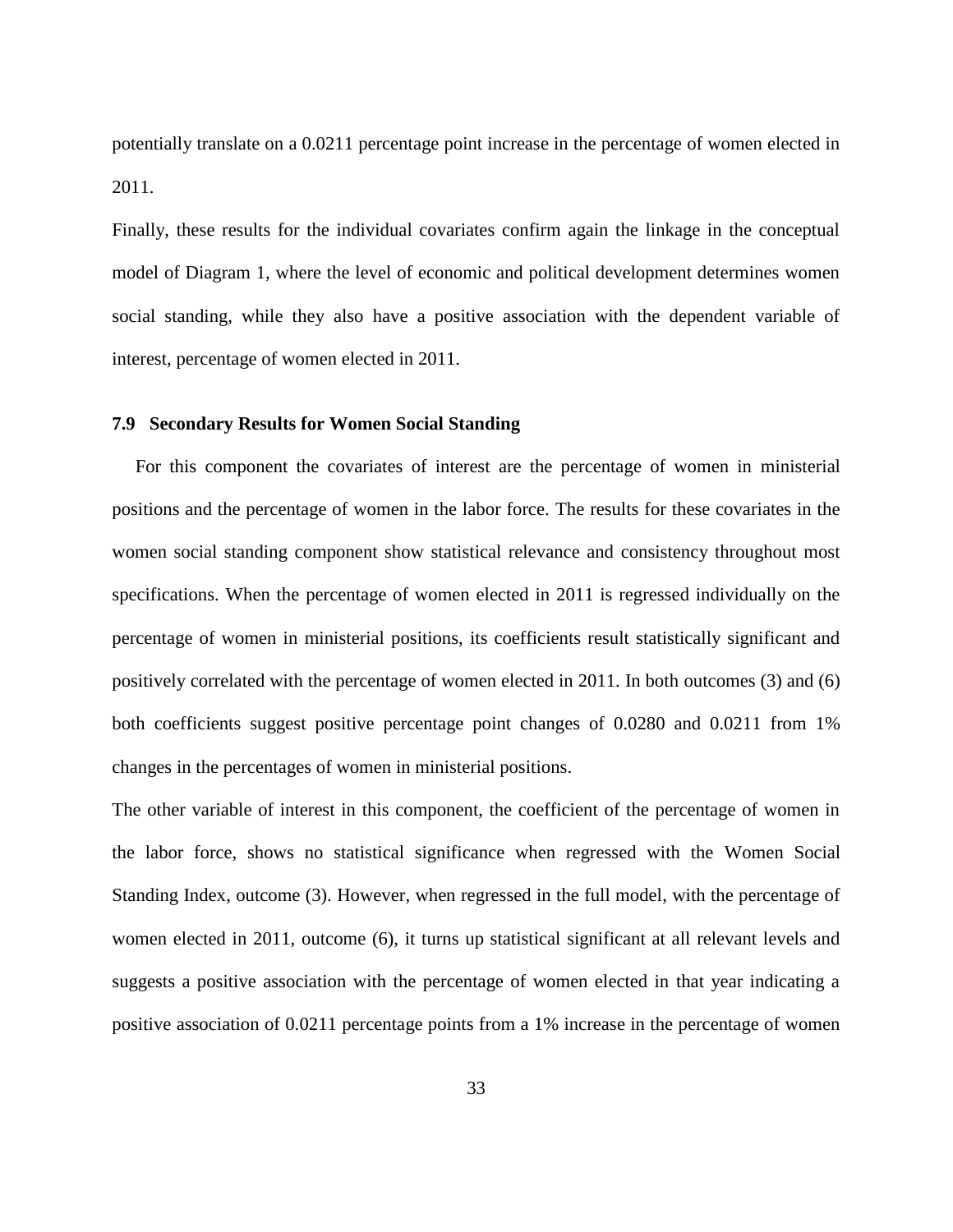potentially translate on a 0.0211 percentage point increase in the percentage of women elected in 2011.

Finally, these results for the individual covariates confirm again the linkage in the conceptual model of Diagram 1, where the level of economic and political development determines women social standing, while they also have a positive association with the dependent variable of interest, percentage of women elected in 2011.

### 7.9 Secondary Results for Women Social Standing

For this component the covariates of interest are the percentage of women in ministerial positions and the percentage of women in the labor force. The results for these covariates in the women social standing component show statistical relevance and consistency throughout most specifications. When the percentage of women elected in 2011 is regressed individually on the percentage of women in ministerial positions, its coefficients result statistically significant and positively correlated with the percentage of women elected in 2011. In both outcomes (3) and (6) both coefficients suggest positive percentage point changes of 0.0280 and 0.0211 from 1% changes in the percentages of women in ministerial positions.

The other variable of interest in this component, the coefficient of the percentage of women in the labor force, shows no statistical significance when regressed with the Women Social Standing Index, outcome (3). However, when regressed in the full model, with the percentage of women elected in 2011, outcome (6), it turns up statistical significant at all relevant levels and suggests a positive association with the percentage of women elected in that year indicating a positive association of 0.0211 percentage points from a 1% increase in the percentage of women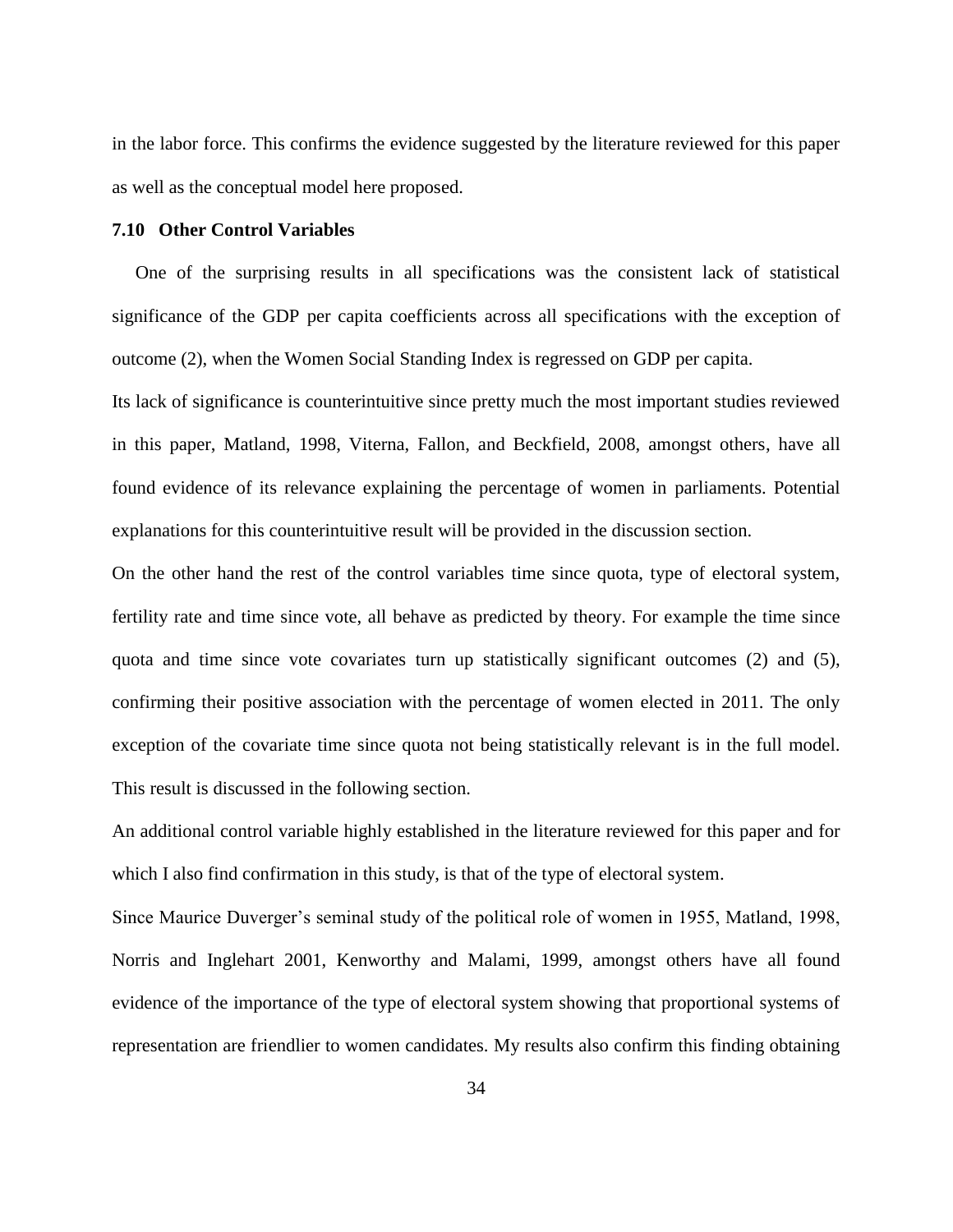in the labor force. This confirms the evidence suggested by the literature reviewed for this paper as well as the conceptual model here proposed.

### 7.10 Other Control Variables

One of the surprising results in all specifications was the consistent lack of statistical significance of the GDP per capita coefficients across all specifications with the exception of outcome (2), when the Women Social Standing Index is regressed on GDP per capita.

Its lack of significance is counterintuitive since pretty much the most important studies reviewed in this paper, Matland, 1998, Viterna, Fallon, and Beckfield, 2008, amongst others, have all found evidence of its relevance explaining the percentage of women in parliaments. Potential explanations for this counterintuitive result will be provided in the discussion section.

On the other hand the rest of the control variables time since quota, type of electoral system, fertility rate and time since vote, all behave as predicted by theory. For example the time since quota and time since vote covariates turn up statistically significant outcomes (2) and (5), confirming their positive association with the percentage of women elected in 2011. The only exception of the covariate time since quota not being statistically relevant is in the full model. This result is discussed in the following section.

An additional control variable highly established in the literature reviewed for this paper and for which I also find confirmation in this study, is that of the type of electoral system.

Since Maurice Duverger's seminal study of the political role of women in 1955, Matland, 1998, Norris and Inglehart 2001, Kenworthy and Malami, 1999, amongst others have all found evidence of the importance of the type of electoral system showing that proportional systems of representation are friendlier to women candidates. My results also confirm this finding obtaining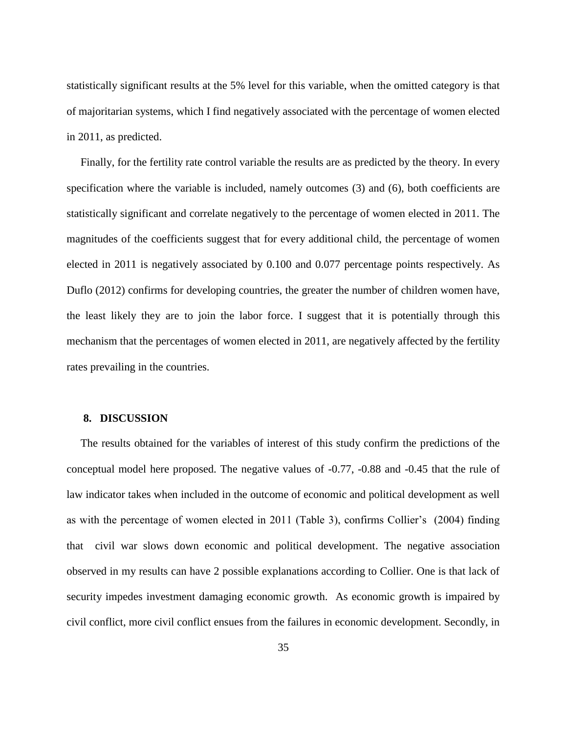statistically significant results at the 5% level for this variable, when the omitted category is that of majoritarian systems, which I find negatively associated with the percentage of women elected in 2011, as predicted.

Finally, for the fertility rate control variable the results are as predicted by the theory. In every specification where the variable is included, namely outcomes (3) and (6), both coefficients are statistically significant and correlate negatively to the percentage of women elected in 2011. The magnitudes of the coefficients suggest that for every additional child, the percentage of women elected in 2011 is negatively associated by 0.100 and 0.077 percentage points respectively. As Duflo (2012) confirms for developing countries, the greater the number of children women have, the least likely they are to join the labor force. I suggest that it is potentially through this mechanism that the percentages of women elected in 2011, are negatively affected by the fertility rates prevailing in the countries.

## 8. DISCUSSION

The results obtained for the variables of interest of this study confirm the predictions of the conceptual model here proposed. The negative values of -0.77, -0.88 and -0.45 that the rule of law indicator takes when included in the outcome of economic and political development as well as with the percentage of women elected in 2011 (Table 3), confirms Collier's (2004) finding that civil war slows down economic and political development. The negative association observed in my results can have 2 possible explanations according to Collier. One is that lack of security impedes investment damaging economic growth. As economic growth is impaired by civil conflict, more civil conflict ensues from the failures in economic development. Secondly, in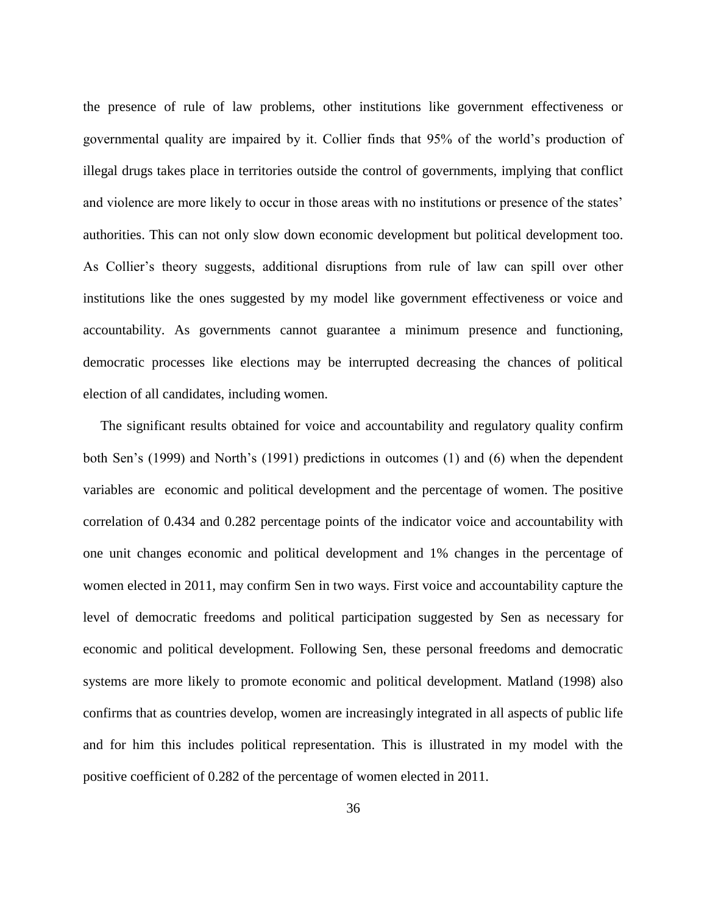the presence of rule of law problems, other institutions like government effectiveness or governmental quality are impaired by it. Collier finds that 95% of the world's production of illegal drugs takes place in territories outside the control of governments, implying that conflict and violence are more likely to occur in those areas with no institutions or presence of the states' authorities. This can not only slow down economic development but political development too. As Collier's theory suggests, additional disruptions from rule of law can spill over other institutions like the ones suggested by my model like government effectiveness or voice and accountability. As governments cannot guarantee a minimum presence and functioning, democratic processes like elections may be interrupted decreasing the chances of political election of all candidates, including women.

The significant results obtained for voice and accountability and regulatory quality confirm both Sen's (1999) and North's (1991) predictions in outcomes (1) and (6) when the dependent variables are economic and political development and the percentage of women. The positive correlation of 0.434 and 0.282 percentage points of the indicator voice and accountability with one unit changes economic and political development and 1% changes in the percentage of women elected in 2011, may confirm Sen in two ways. First voice and accountability capture the level of democratic freedoms and political participation suggested by Sen as necessary for economic and political development. Following Sen, these personal freedoms and democratic systems are more likely to promote economic and political development. Matland (1998) also confirms that as countries develop, women are increasingly integrated in all aspects of public life and for him this includes political representation. This is illustrated in my model with the positive coefficient of 0.282 of the percentage of women elected in 2011.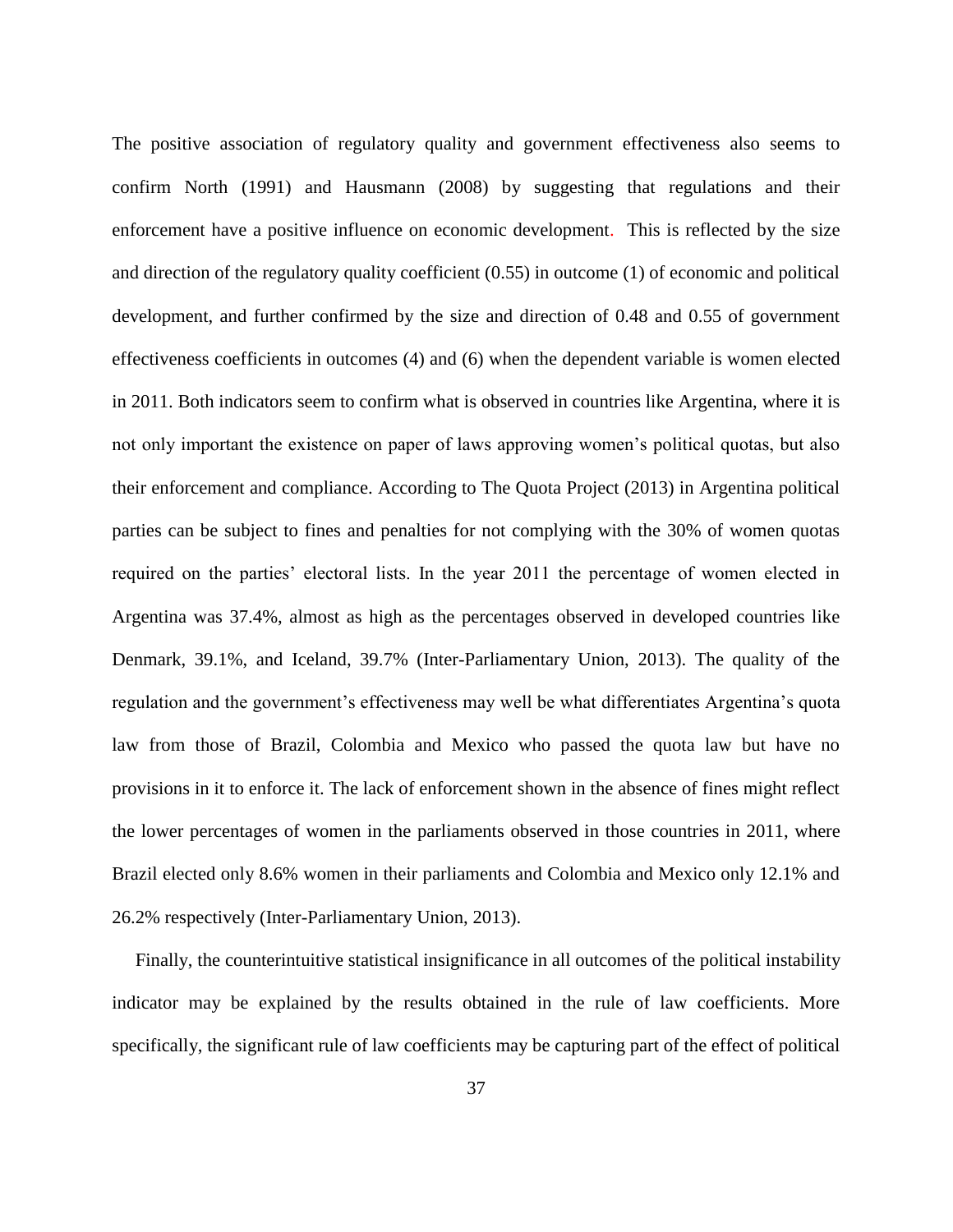The positive association of regulatory quality and government effectiveness also seems to confirm North (1991) and Hausmann (2008) by suggesting that regulations and their enforcement have a positive influence on economic development. This is reflected by the size and direction of the regulatory quality coefficient (0.55) in outcome (1) of economic and political development, and further confirmed by the size and direction of 0.48 and 0.55 of government effectiveness coefficients in outcomes (4) and (6) when the dependent variable is women elected in 2011. Both indicators seem to confirm what is observed in countries like Argentina, where it is not only important the existence on paper of laws approving women's political quotas, but also their enforcement and compliance. According to The Quota Project (2013) in Argentina political parties can be subject to fines and penalties for not complying with the 30% of women quotas required on the parties' electoral lists. In the year 2011 the percentage of women elected in Argentina was 37.4%, almost as high as the percentages observed in developed countries like Denmark, 39.1%, and Iceland, 39.7% (Inter-Parliamentary Union, 2013). The quality of the regulation and the government's effectiveness may well be what differentiates Argentina's quota law from those of Brazil, Colombia and Mexico who passed the quota law but have no provisions in it to enforce it. The lack of enforcement shown in the absence of fines might reflect the lower percentages of women in the parliaments observed in those countries in 2011, where Brazil elected only 8.6% women in their parliaments and Colombia and Mexico only 12.1% and 26.2% respectively (Inter-Parliamentary Union, 2013).

Finally, the counterintuitive statistical insignificance in all outcomes of the political instability indicator may be explained by the results obtained in the rule of law coefficients. More specifically, the significant rule of law coefficients may be capturing part of the effect of political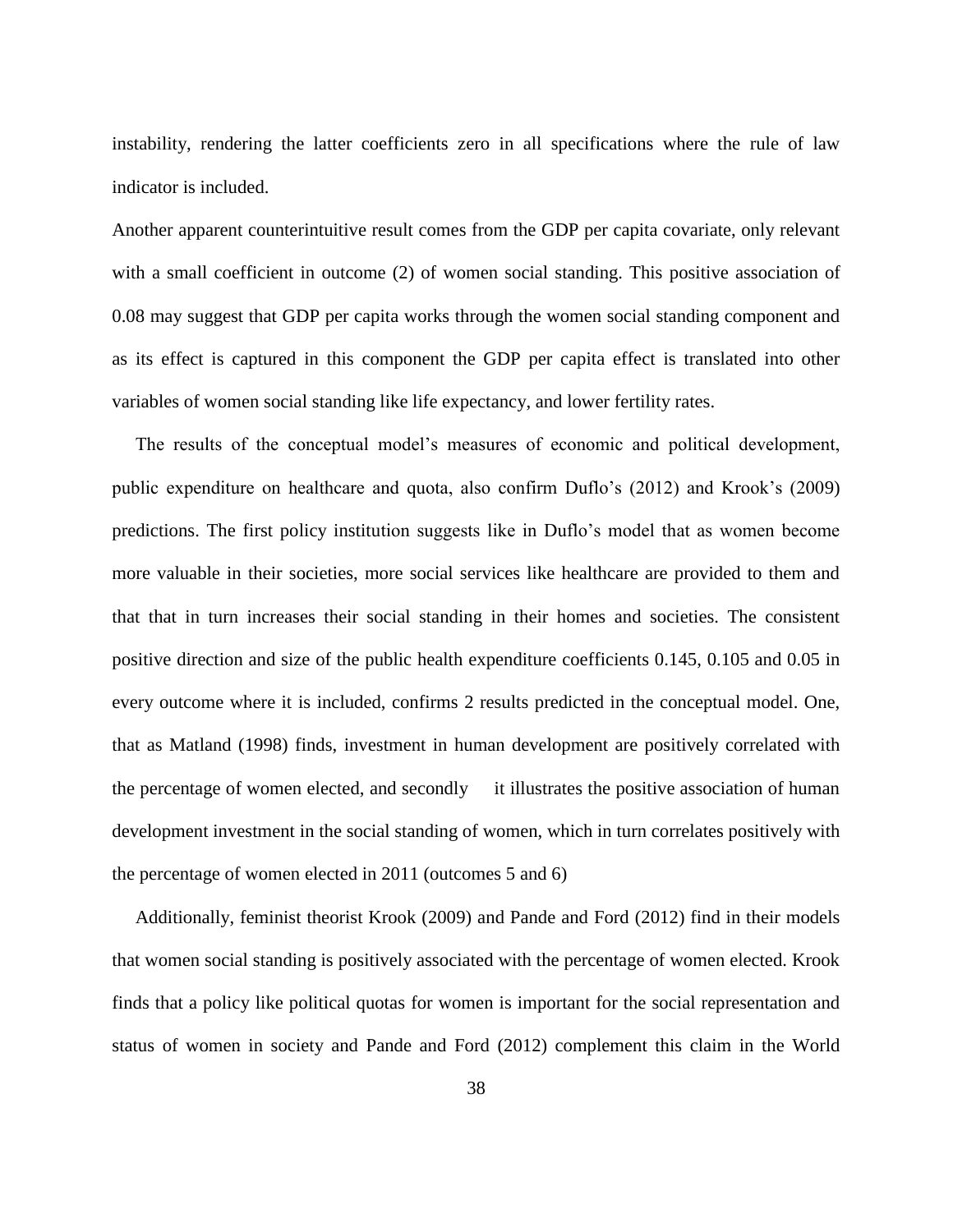instability, rendering the latter coefficients zero in all specifications where the rule of law indicator is included.

Another apparent counterintuitive result comes from the GDP per capita covariate, only relevant with a small coefficient in outcome (2) of women social standing. This positive association of 0.08 may suggest that GDP per capita works through the women social standing component and as its effect is captured in this component the GDP per capita effect is translated into other variables of women social standing like life expectancy, and lower fertility rates.

The results of the conceptual model's measures of economic and political development, public expenditure on healthcare and quota, also confirm Duflo's (2012) and Krook's (2009) predictions. The first policy institution suggests like in Duflo's model that as women become more valuable in their societies, more social services like healthcare are provided to them and that that in turn increases their social standing in their homes and societies. The consistent positive direction and size of the public health expenditure coefficients 0.145, 0.105 and 0.05 in every outcome where it is included, confirms 2 results predicted in the conceptual model. One, that as Matland (1998) finds, investment in human development are positively correlated with the percentage of women elected, and secondly it illustrates the positive association of human development investment in the social standing of women, which in turn correlates positively with the percentage of women elected in 2011 (outcomes 5 and 6)

Additionally, feminist theorist Krook (2009) and Pande and Ford (2012) find in their models that women social standing is positively associated with the percentage of women elected. Krook finds that a policy like political quotas for women is important for the social representation and status of women in society and Pande and Ford (2012) complement this claim in the World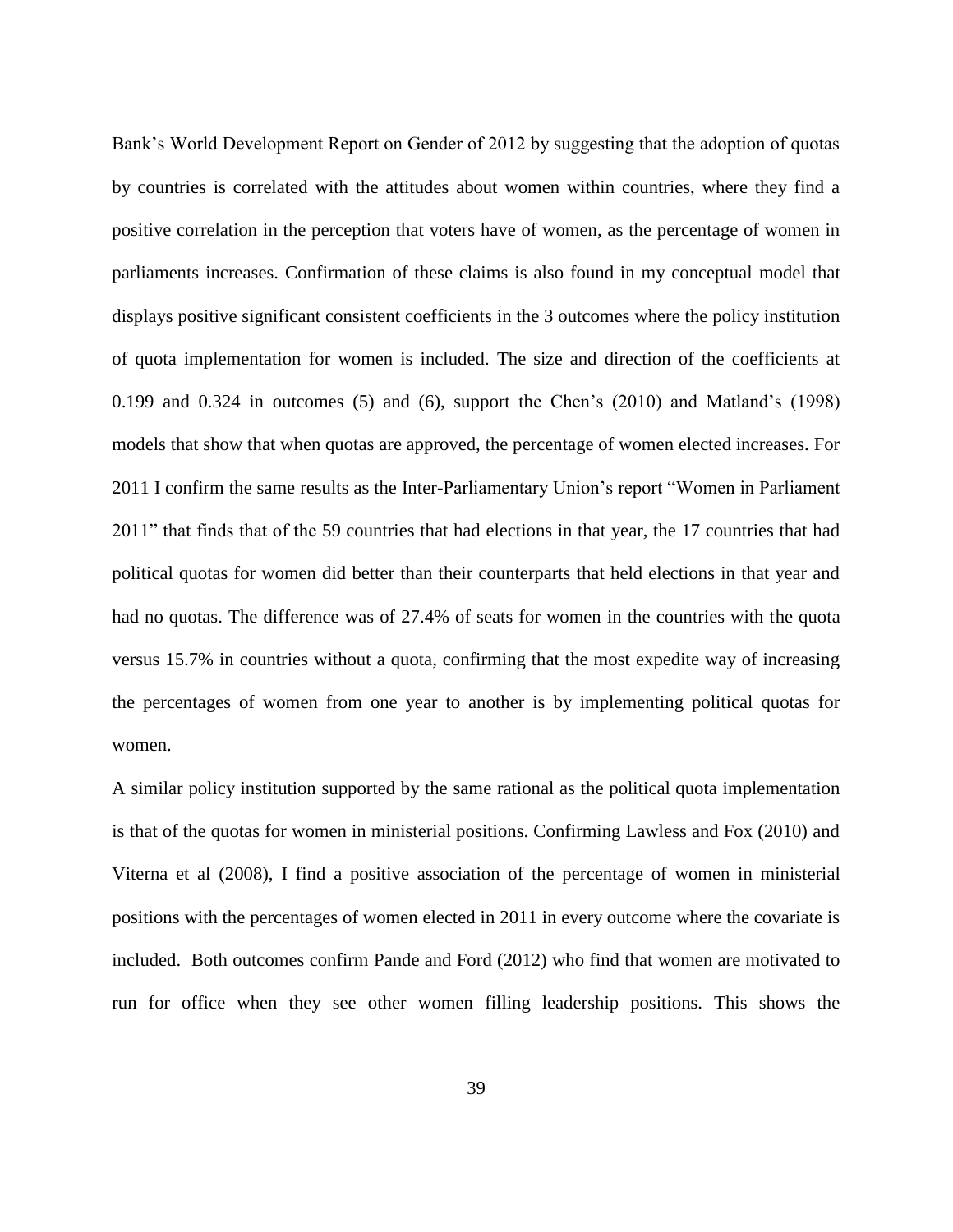Bank's World Development Report on Gender of 2012 by suggesting that the adoption of quotas by countries is correlated with the attitudes about women within countries, where they find a positive correlation in the perception that voters have of women, as the percentage of women in parliaments increases. Confirmation of these claims is also found in my conceptual model that displays positive significant consistent coefficients in the 3 outcomes where the policy institution of quota implementation for women is included. The size and direction of the coefficients at 0.199 and 0.324 in outcomes (5) and (6), support the Chen's (2010) and Matland's (1998) models that show that when quotas are approved, the percentage of women elected increases. For 2011 I confirm the same results as the Inter-Parliamentary Union's report "Women in Parliament 2011" that finds that of the 59 countries that had elections in that year, the 17 countries that had political quotas for women did better than their counterparts that held elections in that year and had no quotas. The difference was of 27.4% of seats for women in the countries with the quota versus 15.7% in countries without a quota, confirming that the most expedite way of increasing the percentages of women from one year to another is by implementing political quotas for women.

A similar policy institution supported by the same rational as the political quota implementation is that of the quotas for women in ministerial positions. Confirming Lawless and Fox (2010) and Viterna et al (2008), I find a positive association of the percentage of women in ministerial positions with the percentages of women elected in 2011 in every outcome where the covariate is included. Both outcomes confirm Pande and Ford (2012) who find that women are motivated to run for office when they see other women filling leadership positions. This shows the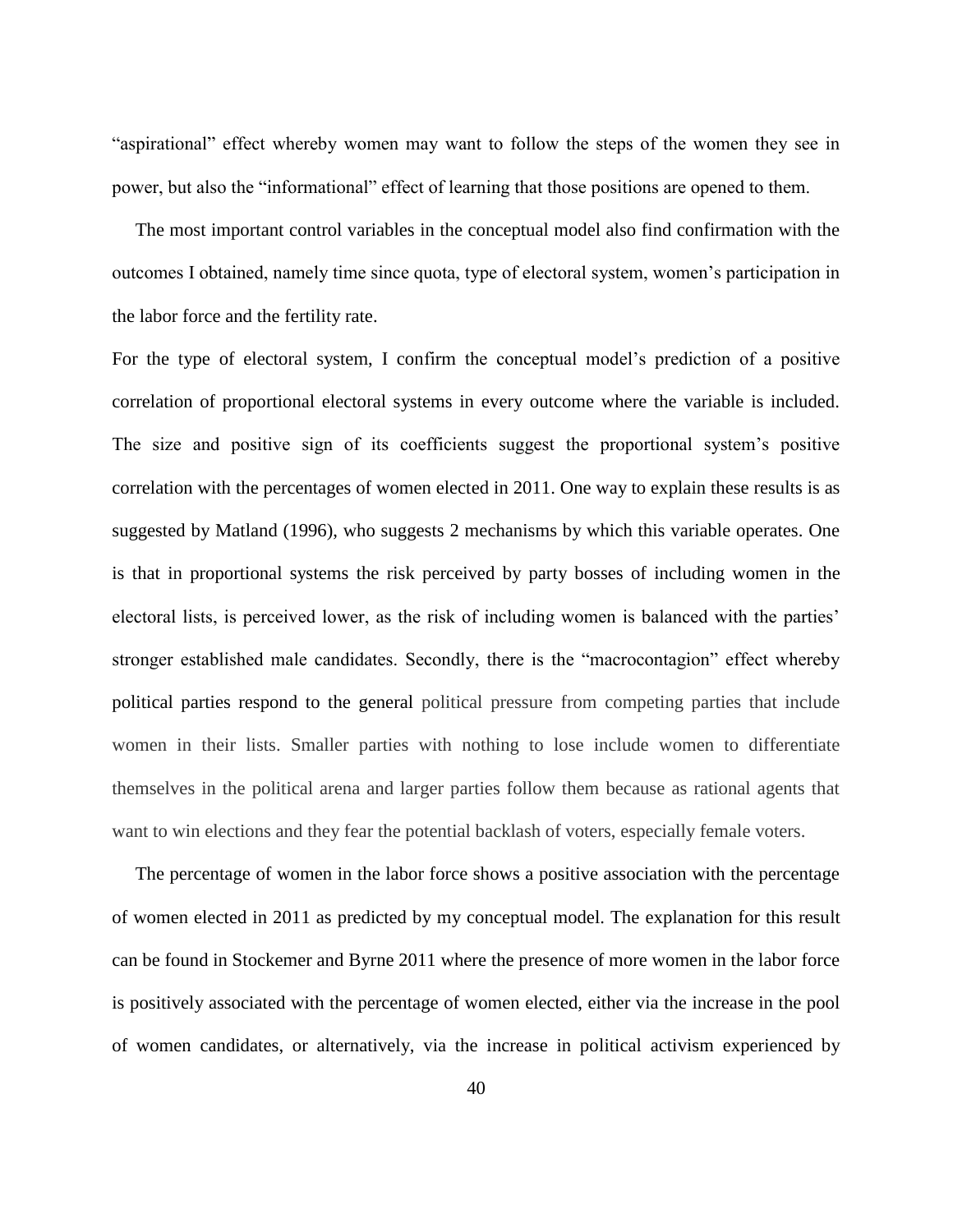"aspirational" effect whereby women may want to follow the steps of the women they see in power, but also the "informational" effect of learning that those positions are opened to them.

The most important control variables in the conceptual model also find confirmation with the outcomes I obtained, namely time since quota, type of electoral system, women's participation in the labor force and the fertility rate.

For the type of electoral system, I confirm the conceptual model's prediction of a positive correlation of proportional electoral systems in every outcome where the variable is included. The size and positive sign of its coefficients suggest the proportional system's positive correlation with the percentages of women elected in 2011. One way to explain these results is as suggested by Matland (1996), who suggests 2 mechanisms by which this variable operates. One is that in proportional systems the risk perceived by party bosses of including women in the electoral lists, is perceived lower, as the risk of including women is balanced with the parties' stronger established male candidates. Secondly, there is the "macrocontagion" effect whereby political parties respond to the general political pressure from competing parties that include women in their lists. Smaller parties with nothing to lose include women to differentiate themselves in the political arena and larger parties follow them because as rational agents that want to win elections and they fear the potential backlash of voters, especially female voters.

The percentage of women in the labor force shows a positive association with the percentage of women elected in 2011 as predicted by my conceptual model. The explanation for this result can be found in Stockemer and Byrne 2011 where the presence of more women in the labor force is positively associated with the percentage of women elected, either via the increase in the pool of women candidates, or alternatively, via the increase in political activism experienced by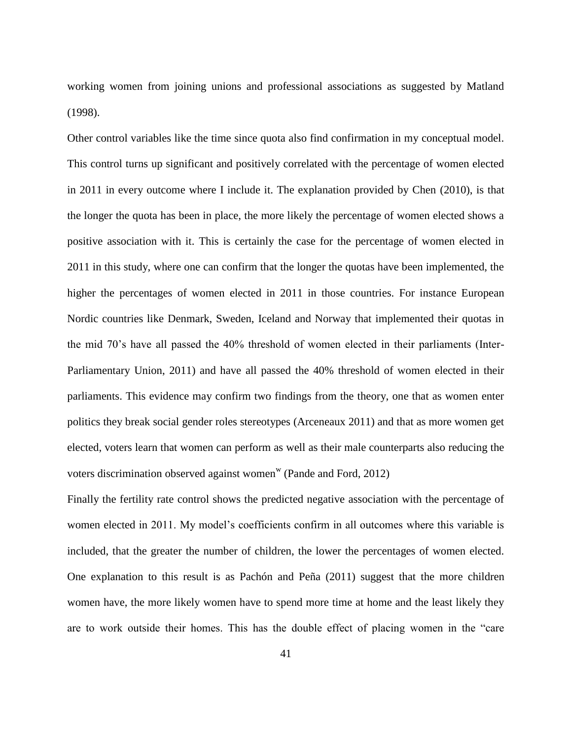working women from joining unions and professional associations as suggested by Matland (1998).

Other control variables like the time since quota also find confirmation in my conceptual model. This control turns up significant and positively correlated with the percentage of women elected in 2011 in every outcome where I include it. The explanation provided by Chen (2010), is that the longer the quota has been in place, the more likely the percentage of women elected shows a positive association with it. This is certainly the case for the percentage of women elected in 2011 in this study, where one can confirm that the longer the quotas have been implemented, the higher the percentages of women elected in 2011 in those countries. For instance European Nordic countries like Denmark, Sweden, Iceland and Norway that implemented their quotas in the mid 70's have all passed the 40% threshold of women elected in their parliaments (Inter-Parliamentary Union, 2011) and have all passed the 40% threshold of women elected in their parliaments. This evidence may confirm two findings from the theory, one that as women enter politics they break social gender roles stereotypes (Arceneaux 2011) and that as more women get elected, voters learn that women can perform as well as their male counterparts also reducing the voters discrimination observed against women[w] (Pande and Ford, 2012)

Finally the fertility rate control shows the predicted negative association with the percentage of women elected in 2011. My model's coefficients confirm in all outcomes where this variable is included, that the greater the number of children, the lower the percentages of women elected. One explanation to this result is as Pachón and Peña (2011) suggest that the more children women have, the more likely women have to spend more time at home and the least likely they are to work outside their homes. This has the double effect of placing women in the "care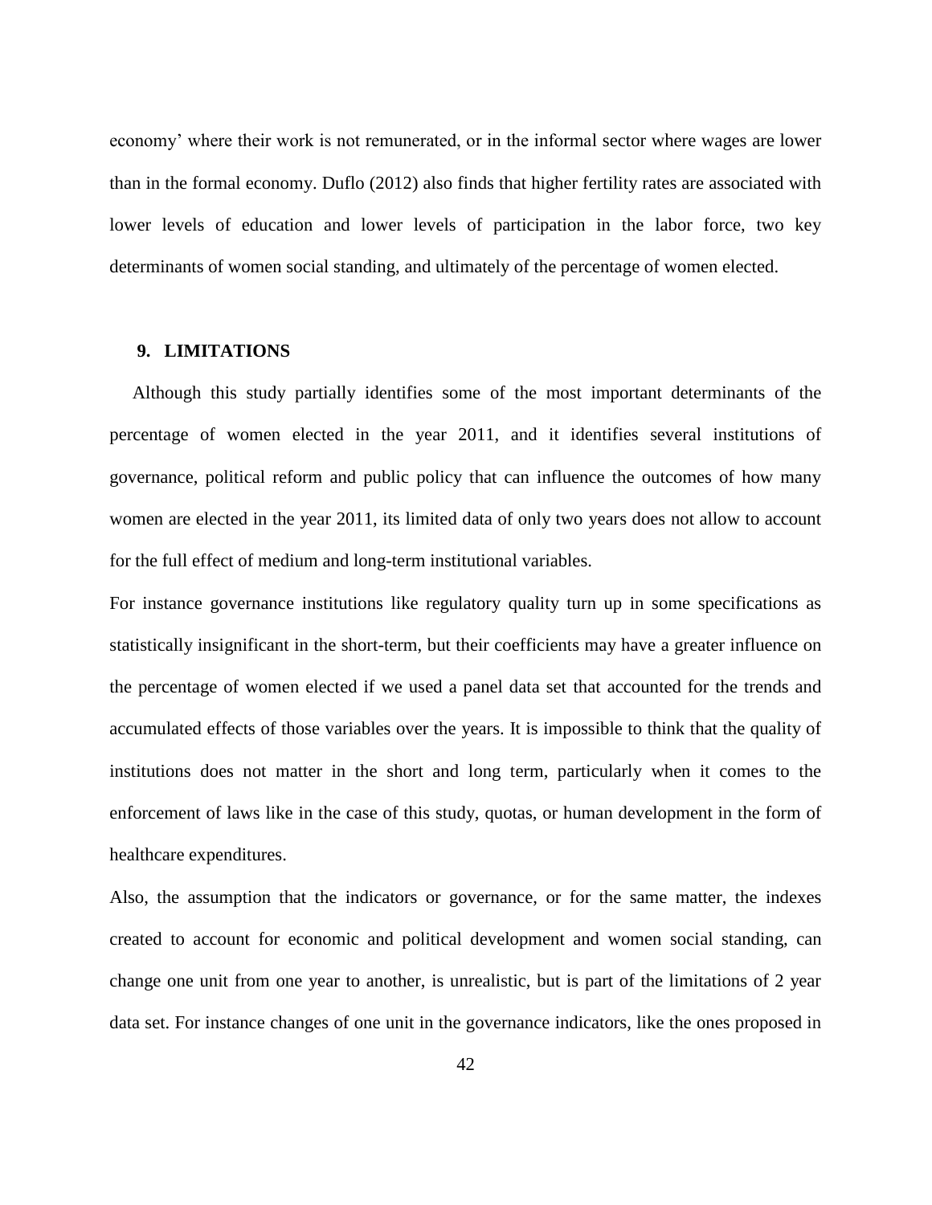economy' where their work is not remunerated, or in the informal sector where wages are lower than in the formal economy. Duflo (2012) also finds that higher fertility rates are associated with lower levels of education and lower levels of participation in the labor force, two key determinants of women social standing, and ultimately of the percentage of women elected.

## 9. LIMITATIONS

Although this study partially identifies some of the most important determinants of the percentage of women elected in the year 2011, and it identifies several institutions of governance, political reform and public policy that can influence the outcomes of how many women are elected in the year 2011, its limited data of only two years does not allow to account for the full effect of medium and long-term institutional variables.

For instance governance institutions like regulatory quality turn up in some specifications as statistically insignificant in the short-term, but their coefficients may have a greater influence on the percentage of women elected if we used a panel data set that accounted for the trends and accumulated effects of those variables over the years. It is impossible to think that the quality of institutions does not matter in the short and long term, particularly when it comes to the enforcement of laws like in the case of this study, quotas, or human development in the form of healthcare expenditures.

Also, the assumption that the indicators or governance, or for the same matter, the indexes created to account for economic and political development and women social standing, can change one unit from one year to another, is unrealistic, but is part of the limitations of 2 year data set. For instance changes of one unit in the governance indicators, like the ones proposed in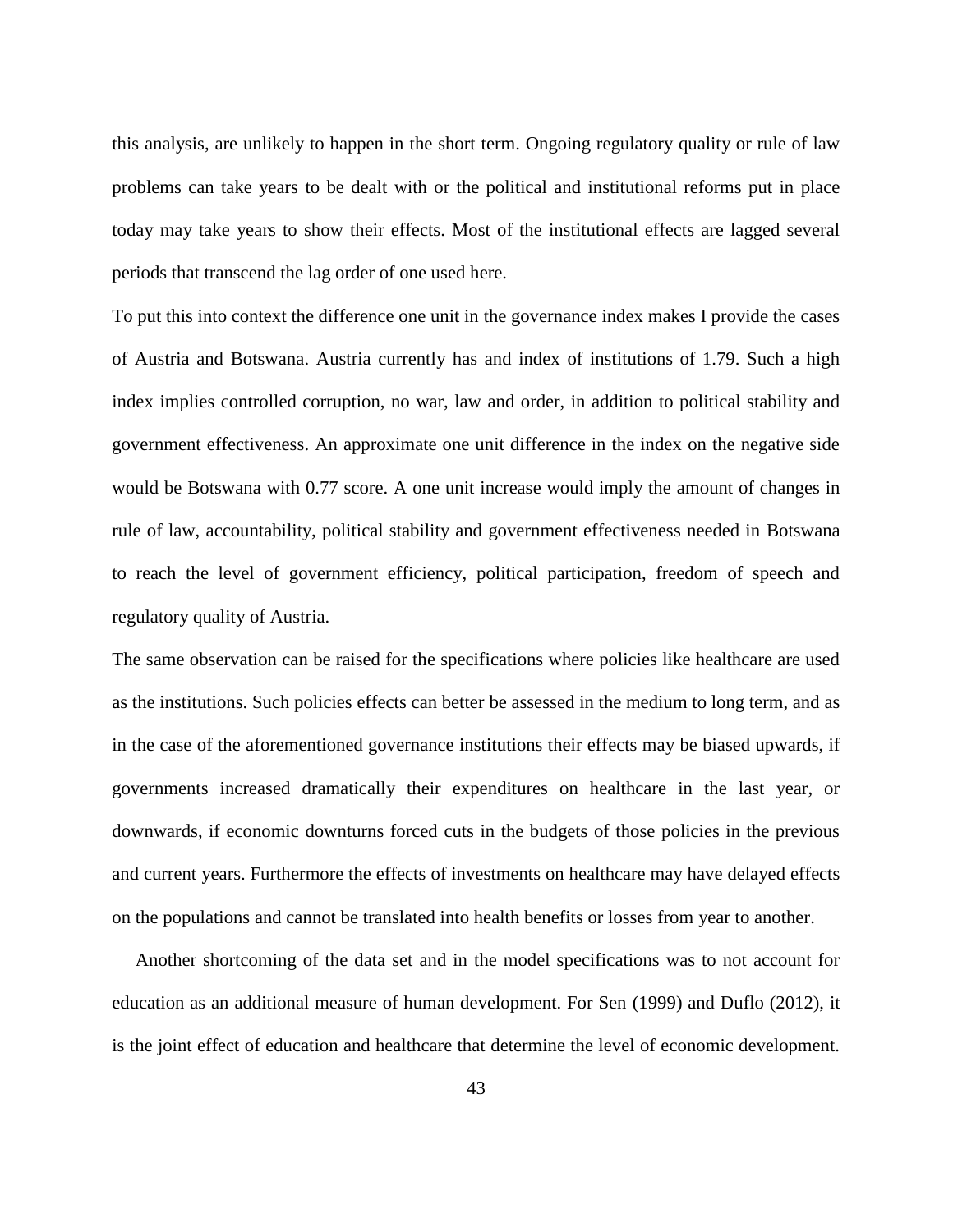this analysis, are unlikely to happen in the short term. Ongoing regulatory quality or rule of law problems can take years to be dealt with or the political and institutional reforms put in place today may take years to show their effects. Most of the institutional effects are lagged several periods that transcend the lag order of one used here.

To put this into context the difference one unit in the governance index makes I provide the cases of Austria and Botswana. Austria currently has and index of institutions of 1.79. Such a high index implies controlled corruption, no war, law and order, in addition to political stability and government effectiveness. An approximate one unit difference in the index on the negative side would be Botswana with 0.77 score. A one unit increase would imply the amount of changes in rule of law, accountability, political stability and government effectiveness needed in Botswana to reach the level of government efficiency, political participation, freedom of speech and regulatory quality of Austria.

The same observation can be raised for the specifications where policies like healthcare are used as the institutions. Such policies effects can better be assessed in the medium to long term, and as in the case of the aforementioned governance institutions their effects may be biased upwards, if governments increased dramatically their expenditures on healthcare in the last year, or downwards, if economic downturns forced cuts in the budgets of those policies in the previous and current years. Furthermore the effects of investments on healthcare may have delayed effects on the populations and cannot be translated into health benefits or losses from year to another.

Another shortcoming of the data set and in the model specifications was to not account for education as an additional measure of human development. For Sen (1999) and Duflo (2012), it is the joint effect of education and healthcare that determine the level of economic development.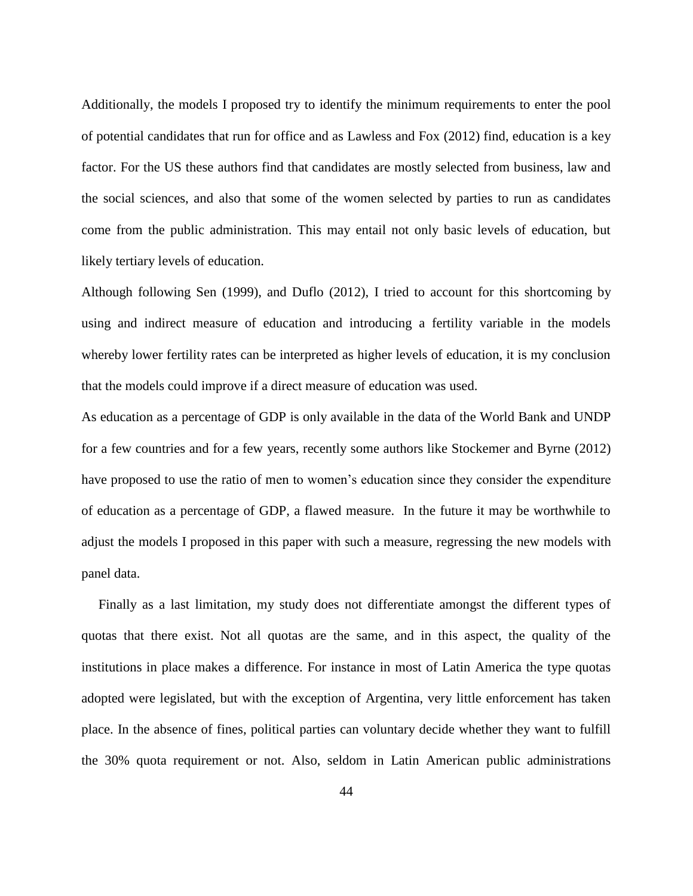Additionally, the models I proposed try to identify the minimum requirements to enter the pool of potential candidates that run for office and as Lawless and Fox (2012) find, education is a key factor. For the US these authors find that candidates are mostly selected from business, law and the social sciences, and also that some of the women selected by parties to run as candidates come from the public administration. This may entail not only basic levels of education, but likely tertiary levels of education.

Although following Sen (1999), and Duflo (2012), I tried to account for this shortcoming by using and indirect measure of education and introducing a fertility variable in the models whereby lower fertility rates can be interpreted as higher levels of education, it is my conclusion that the models could improve if a direct measure of education was used.

As education as a percentage of GDP is only available in the data of the World Bank and UNDP for a few countries and for a few years, recently some authors like Stockemer and Byrne (2012) have proposed to use the ratio of men to women's education since they consider the expenditure of education as a percentage of GDP, a flawed measure. In the future it may be worthwhile to adjust the models I proposed in this paper with such a measure, regressing the new models with panel data.

Finally as a last limitation, my study does not differentiate amongst the different types of quotas that there exist. Not all quotas are the same, and in this aspect, the quality of the institutions in place makes a difference. For instance in most of Latin America the type quotas adopted were legislated, but with the exception of Argentina, very little enforcement has taken place. In the absence of fines, political parties can voluntary decide whether they want to fulfill the 30% quota requirement or not. Also, seldom in Latin American public administrations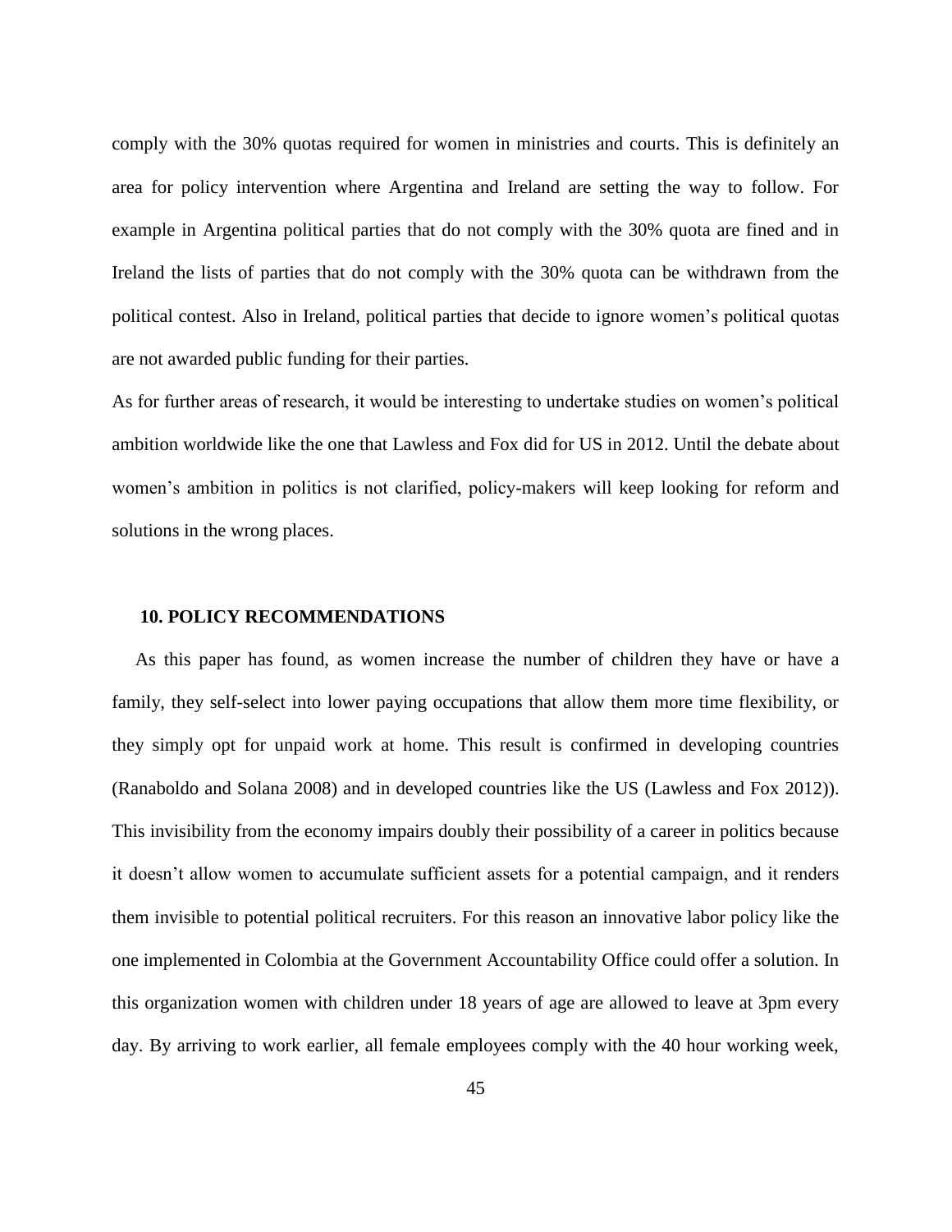comply with the 30% quotas required for women in ministries and courts. This is definitely an area for policy intervention where Argentina and Ireland are setting the way to follow. For example in Argentina political parties that do not comply with the 30% quota are fined and in Ireland the lists of parties that do not comply with the 30% quota can be withdrawn from the political contest. Also in Ireland, political parties that decide to ignore women's political quotas are not awarded public funding for their parties.

As for further areas of research, it would be interesting to undertake studies on women's political ambition worldwide like the one that Lawless and Fox did for US in 2012. Until the debate about women's ambition in politics is not clarified, policy-makers will keep looking for reform and solutions in the wrong places.

## 10. POLICY RECOMMENDATIONS

As this paper has found, as women increase the number of children they have or have a family, they self-select into lower paying occupations that allow them more time flexibility, or they simply opt for unpaid work at home. This result is confirmed in developing countries (Ranaboldo and Solana 2008) and in developed countries like the US (Lawless and Fox 2012)). This invisibility from the economy impairs doubly their possibility of a career in politics because it doesn't allow women to accumulate sufficient assets for a potential campaign, and it renders them invisible to potential political recruiters. For this reason an innovative labor policy like the one implemented in Colombia at the Government Accountability Office could offer a solution. In this organization women with children under 18 years of age are allowed to leave at 3pm every day. By arriving to work earlier, all female employees comply with the 40 hour working week,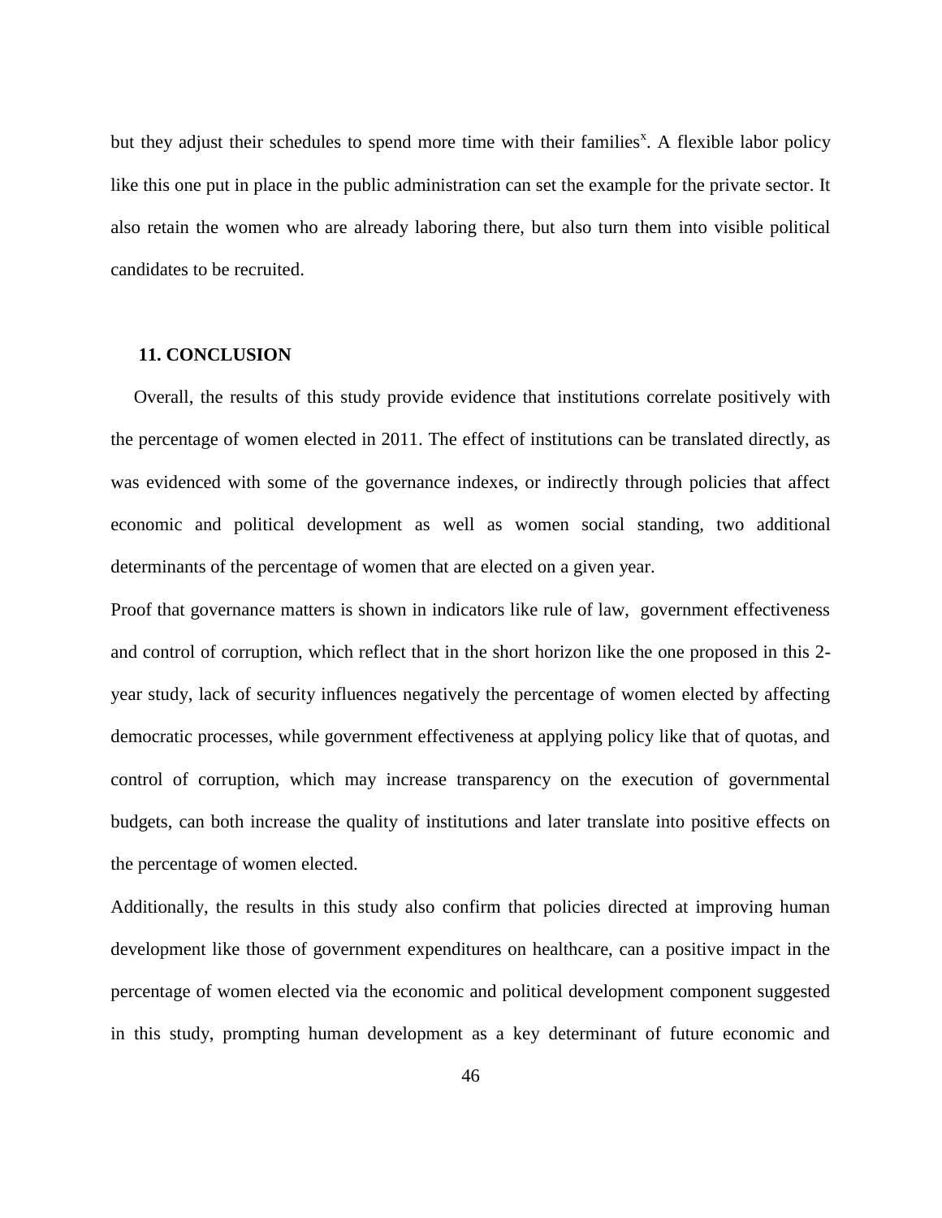but they adjust their schedules to spend more time with their families[x]. A flexible labor policy like this one put in place in the public administration can set the example for the private sector. It also retain the women who are already laboring there, but also turn them into visible political candidates to be recruited.

## 11. CONCLUSION

Overall, the results of this study provide evidence that institutions correlate positively with the percentage of women elected in 2011. The effect of institutions can be translated directly, as was evidenced with some of the governance indexes, or indirectly through policies that affect economic and political development as well as women social standing, two additional determinants of the percentage of women that are elected on a given year.

Proof that governance matters is shown in indicators like rule of law, government effectiveness and control of corruption, which reflect that in the short horizon like the one proposed in this 2-year study, lack of security influences negatively the percentage of women elected by affecting democratic processes, while government effectiveness at applying policy like that of quotas, and control of corruption, which may increase transparency on the execution of governmental budgets, can both increase the quality of institutions and later translate into positive effects on the percentage of women elected.

Additionally, the results in this study also confirm that policies directed at improving human development like those of government expenditures on healthcare, can a positive impact in the percentage of women elected via the economic and political development component suggested in this study, prompting human development as a key determinant of future economic and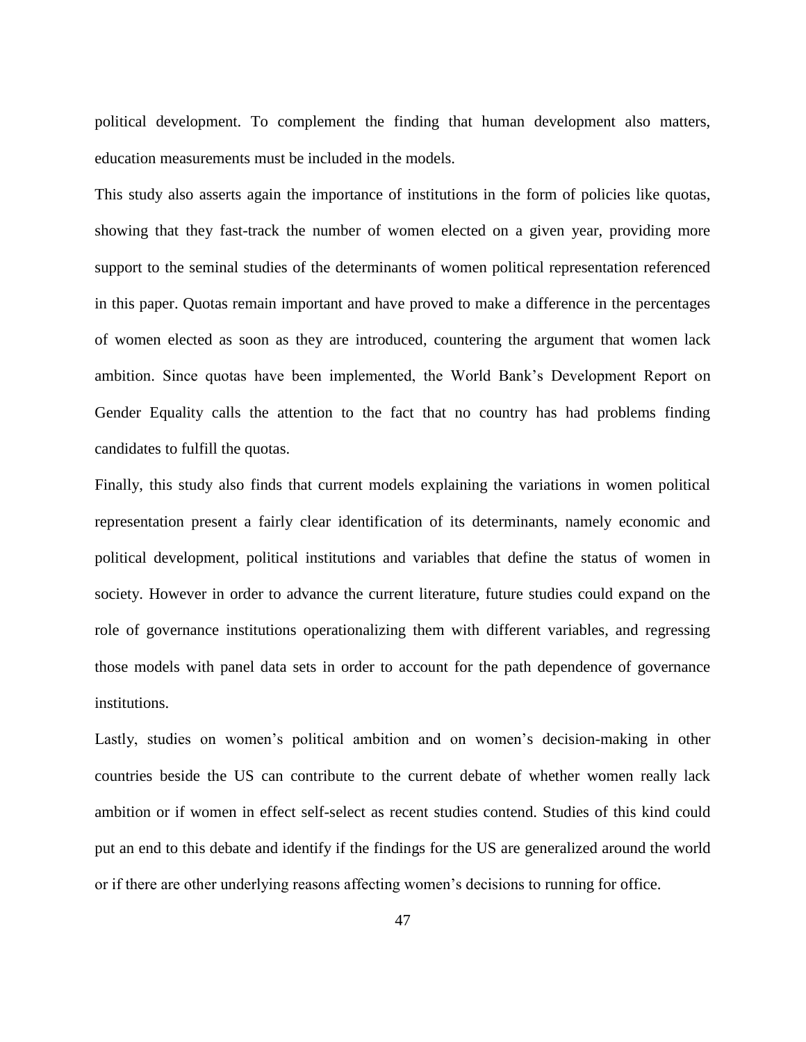political development. To complement the finding that human development also matters, education measurements must be included in the models.

This study also asserts again the importance of institutions in the form of policies like quotas, showing that they fast-track the number of women elected on a given year, providing more support to the seminal studies of the determinants of women political representation referenced in this paper. Quotas remain important and have proved to make a difference in the percentages of women elected as soon as they are introduced, countering the argument that women lack ambition. Since quotas have been implemented, the World Bank's Development Report on Gender Equality calls the attention to the fact that no country has had problems finding candidates to fulfill the quotas.

Finally, this study also finds that current models explaining the variations in women political representation present a fairly clear identification of its determinants, namely economic and political development, political institutions and variables that define the status of women in society. However in order to advance the current literature, future studies could expand on the role of governance institutions operationalizing them with different variables, and regressing those models with panel data sets in order to account for the path dependence of governance institutions.

Lastly, studies on women's political ambition and on women's decision-making in other countries beside the US can contribute to the current debate of whether women really lack ambition or if women in effect self-select as recent studies contend. Studies of this kind could put an end to this debate and identify if the findings for the US are generalized around the world or if there are other underlying reasons affecting women's decisions to running for office.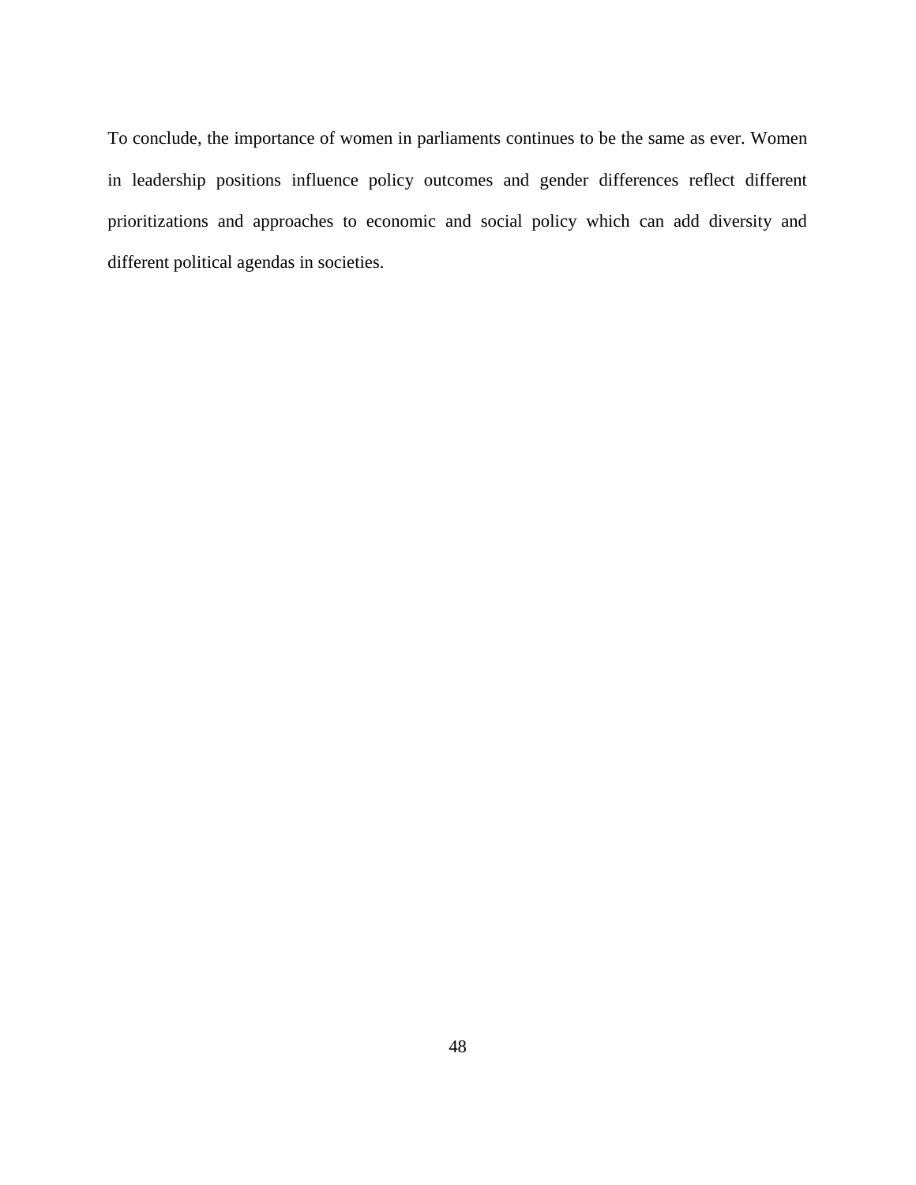To conclude, the importance of women in parliaments continues to be the same as ever. Women in leadership positions influence policy outcomes and gender differences reflect different prioritizations and approaches to economic and social policy which can add diversity and different political agendas in societies.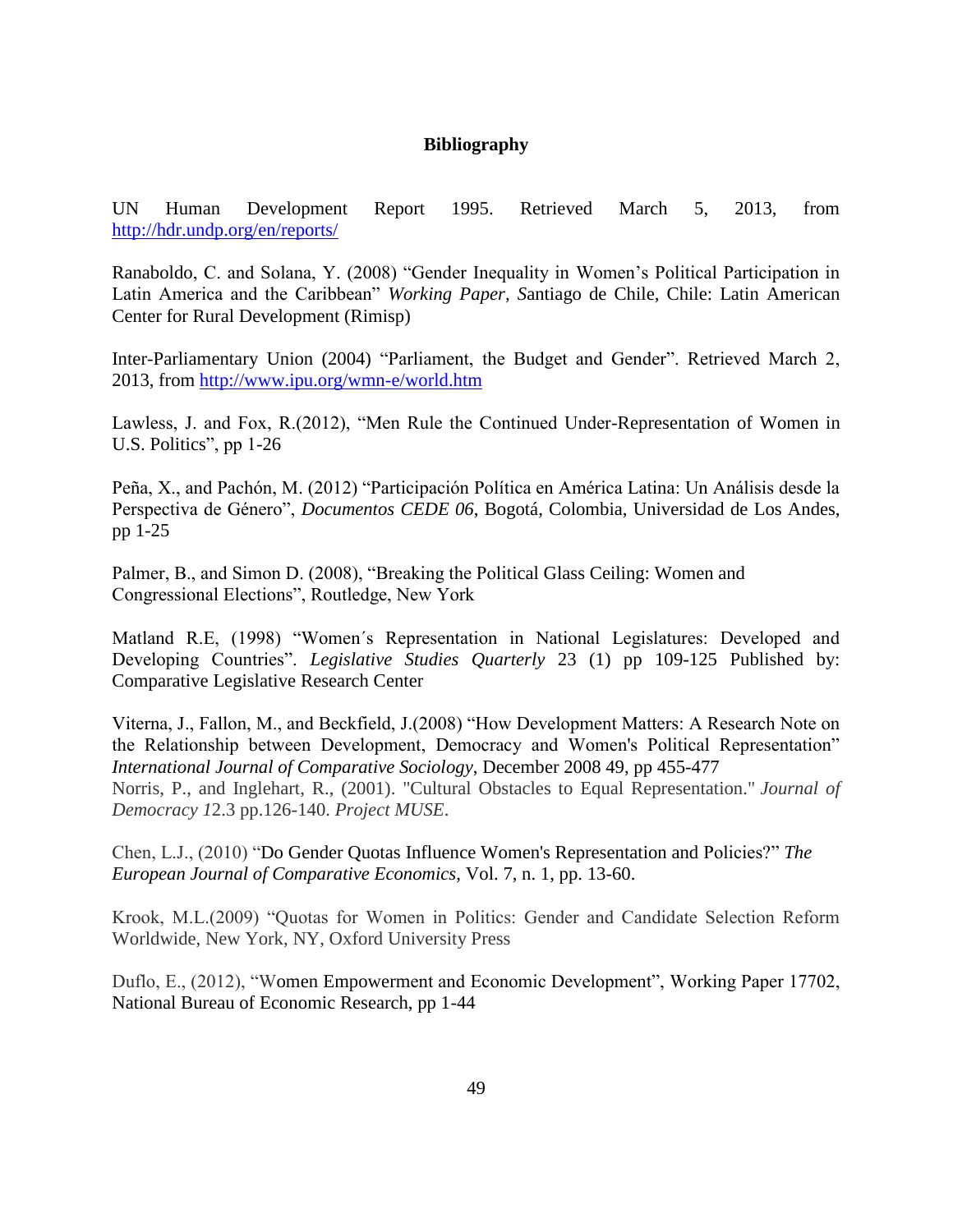# Bibliography

UN Human Development Report 1995. Retrieved March 5, 2013, from http://hdr.undp.org/en/reports/

Ranaboldo, C. and Solana, Y. (2008) "Gender Inequality in Women's Political Participation in Latin America and the Caribbean" *Working Paper, S*antiago de Chile, Chile: Latin American Center for Rural Development (Rimisp)

Inter-Parliamentary Union (2004) "Parliament, the Budget and Gender". Retrieved March 2, 2013, from http://www.ipu.org/wmn-e/world.htm

Lawless, J. and Fox, R.(2012), "Men Rule the Continued Under-Representation of Women in U.S. Politics", pp 1-26

Peña, X., and Pachón, M. (2012) "Participación Política en América Latina: Un Análisis desde la Perspectiva de Género", *Documentos CEDE 06*, Bogotá, Colombia, Universidad de Los Andes, pp 1-25

Palmer, B., and Simon D. (2008), "Breaking the Political Glass Ceiling: Women and Congressional Elections", Routledge, New York

Matland R.E, (1998) "Women´s Representation in National Legislatures: Developed and Developing Countries". *Legislative Studies Quarterly* 23 (1) pp 109-125 Published by: Comparative Legislative Research Center

Viterna, J., Fallon, M., and Beckfield, J.(2008) "How Development Matters: A Research Note on the Relationship between Development, Democracy and Women's Political Representation" *International Journal of Comparative Sociology*, December 2008 49, pp 455-477

Norris, P., and Inglehart, R., (2001). "Cultural Obstacles to Equal Representation." *Journal of Democracy 1*2.3 pp.126-140. *Project MUSE*.

Chen, L.J., (2010) "Do Gender Quotas Influence Women's Representation and Policies?" *The European Journal of Comparative Economics*, Vol. 7, n. 1, pp. 13-60.

Krook, M.L.(2009) "Quotas for Women in Politics: Gender and Candidate Selection Reform Worldwide, New York, NY, Oxford University Press

Duflo, E., (2012), "Women Empowerment and Economic Development", Working Paper 17702, National Bureau of Economic Research, pp 1-44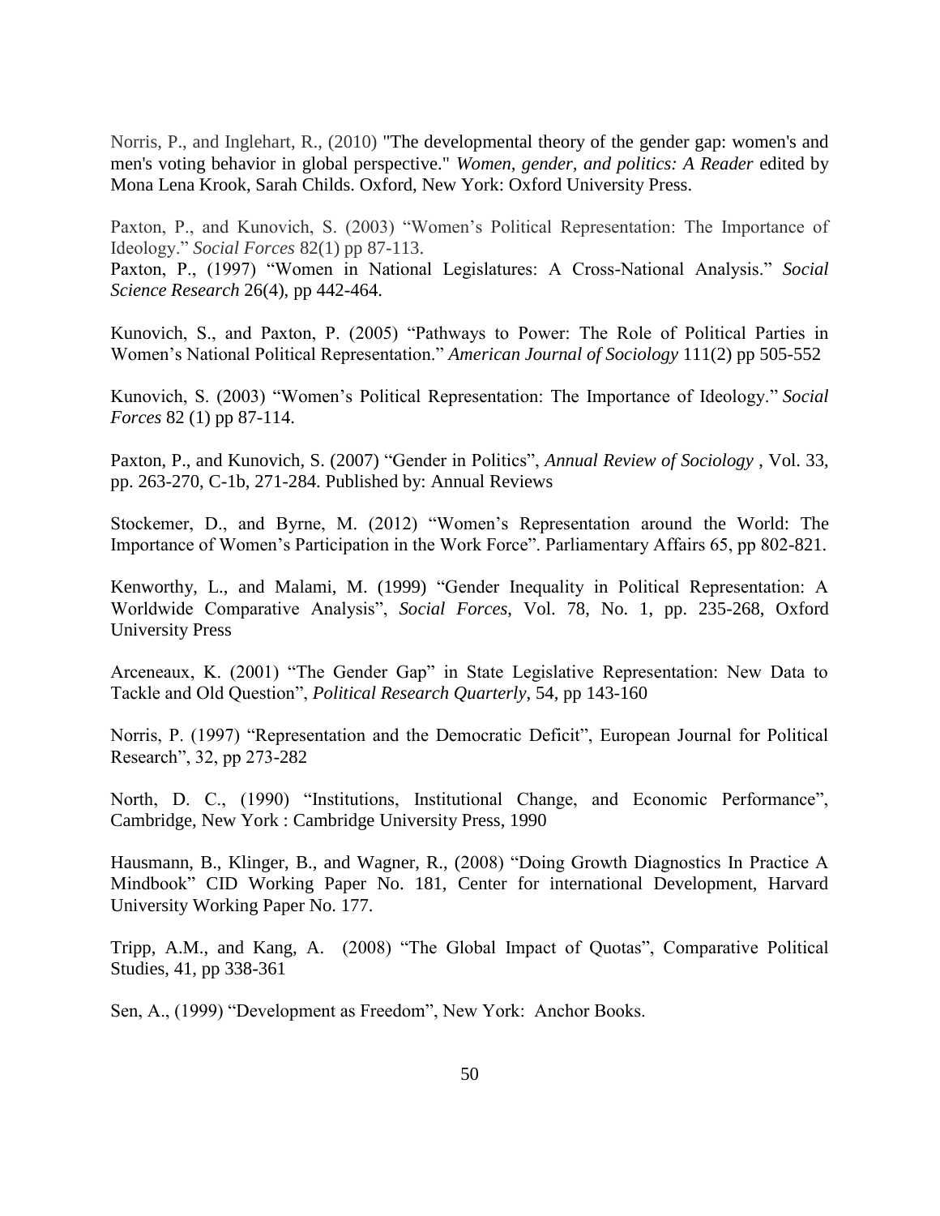Norris, P., and Inglehart, R., (2010) "The developmental theory of the gender gap: women's and men's voting behavior in global perspective." *Women, gender, and politics: A Reader* edited by Mona Lena Krook, Sarah Childs. Oxford, New York: Oxford University Press.

Paxton, P., and Kunovich, S. (2003) "Women's Political Representation: The Importance of Ideology." *Social Forces* 82(1) pp 87-113.
Paxton, P., (1997) "Women in National Legislatures: A Cross-National Analysis." *Social Science Research* 26(4), pp 442-464.

Kunovich, S., and Paxton, P. (2005) "Pathways to Power: The Role of Political Parties in Women's National Political Representation." *American Journal of Sociology* 111(2) pp 505-552

Kunovich, S. (2003) "Women's Political Representation: The Importance of Ideology." *Social Forces* 82 (1) pp 87-114.

Paxton, P., and Kunovich, S. (2007) "Gender in Politics", *Annual Review of Sociology* , Vol. 33, pp. 263-270, C-1b, 271-284. Published by: Annual Reviews

Stockemer, D., and Byrne, M. (2012) "Women's Representation around the World: The Importance of Women's Participation in the Work Force". Parliamentary Affairs 65, pp 802-821.

Kenworthy, L., and Malami, M. (1999) "Gender Inequality in Political Representation: A Worldwide Comparative Analysis", *Social Forces*, Vol. 78, No. 1, pp. 235-268, Oxford University Press

Arceneaux, K. (2001) "The Gender Gap" in State Legislative Representation: New Data to Tackle and Old Question", *Political Research Quarterly*, 54, pp 143-160

Norris, P. (1997) "Representation and the Democratic Deficit", European Journal for Political Research", 32, pp 273-282

North, D. C., (1990) "Institutions, Institutional Change, and Economic Performance", Cambridge, New York : Cambridge University Press, 1990

Hausmann, B., Klinger, B., and Wagner, R., (2008) "Doing Growth Diagnostics In Practice A Mindbook" CID Working Paper No. 181, Center for international Development, Harvard University Working Paper No. 177.

Tripp, A.M., and Kang, A. (2008) "The Global Impact of Quotas", Comparative Political Studies, 41, pp 338-361

Sen, A., (1999) "Development as Freedom", New York: Anchor Books.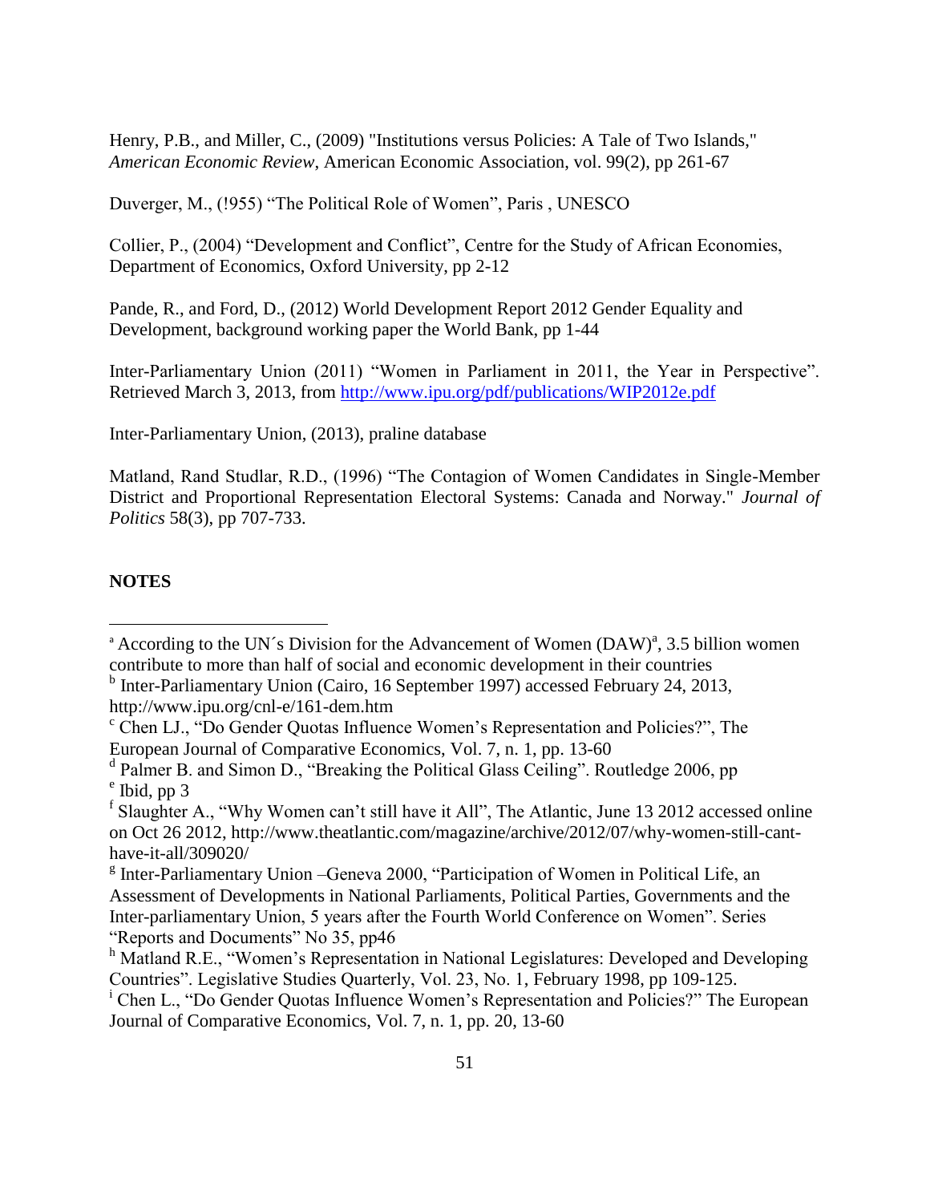Henry, P.B., and Miller, C., (2009) "Institutions versus Policies: A Tale of Two Islands," *American Economic Review*, American Economic Association, vol. 99(2), pp 261-67

Duverger, M., (!955) "The Political Role of Women", Paris , UNESCO

Collier, P., (2004) "Development and Conflict", Centre for the Study of African Economies, Department of Economics, Oxford University, pp 2-12

Pande, R., and Ford, D., (2012) World Development Report 2012 Gender Equality and Development, background working paper the World Bank, pp 1-44

Inter-Parliamentary Union (2011) "Women in Parliament in 2011, the Year in Perspective". Retrieved March 3, 2013, from http://www.ipu.org/pdf/publications/WIP2012e.pdf

Inter-Parliamentary Union, (2013), praline database

Matland, Rand Studlar, R.D., (1996) "The Contagion of Women Candidates in Single-Member District and Proportional Representation Electoral Systems: Canada and Norway." *Journal of Politics* 58(3), pp 707-733.

**NOTES**

---

[a] According to the UN´s Division for the Advancement of Women (DAW)[a], 3.5 billion women contribute to more than half of social and economic development in their countries

[b] Inter-Parliamentary Union (Cairo, 16 September 1997) accessed February 24, 2013, http://www.ipu.org/cnl-e/161-dem.htm

[c] Chen LJ., "Do Gender Quotas Influence Women's Representation and Policies?", The European Journal of Comparative Economics, Vol. 7, n. 1, pp. 13-60

[d] Palmer B. and Simon D., "Breaking the Political Glass Ceiling". Routledge 2006, pp

[e] Ibid, pp 3

[f] Slaughter A., "Why Women can't still have it All", The Atlantic, June 13 2012 accessed online on Oct 26 2012, http://www.theatlantic.com/magazine/archive/2012/07/why-women-still-cant-have-it-all/309020/

[g] Inter-Parliamentary Union –Geneva 2000, "Participation of Women in Political Life, an Assessment of Developments in National Parliaments, Political Parties, Governments and the Inter-parliamentary Union, 5 years after the Fourth World Conference on Women". Series "Reports and Documents" No 35, pp46

[h] Matland R.E., "Women's Representation in National Legislatures: Developed and Developing Countries". Legislative Studies Quarterly, Vol. 23, No. 1, February 1998, pp 109-125.

[i] Chen L., "Do Gender Quotas Influence Women's Representation and Policies?" The European Journal of Comparative Economics, Vol. 7, n. 1, pp. 20, 13-60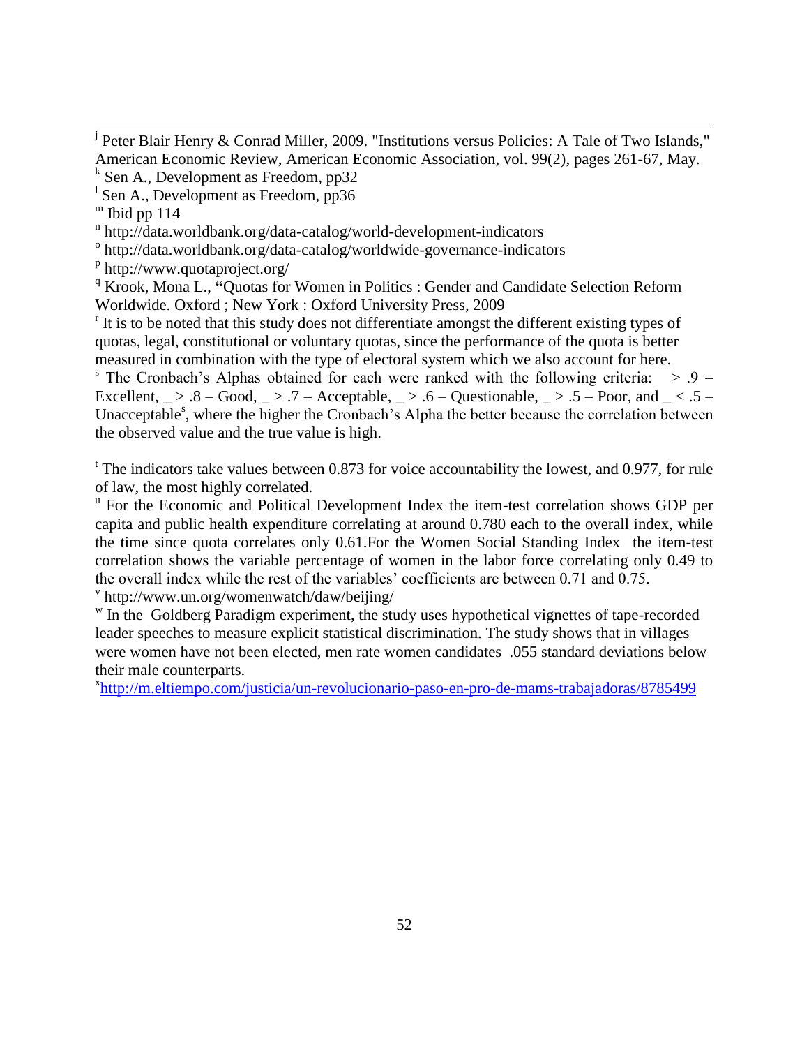[j] Peter Blair Henry & Conrad Miller, 2009. "Institutions versus Policies: A Tale of Two Islands," American Economic Review, American Economic Association, vol. 99(2), pages 261-67, May.

[k] Sen A., Development as Freedom, pp32

[l] Sen A., Development as Freedom, pp36

[m] Ibid pp 114

[n] http://data.worldbank.org/data-catalog/world-development-indicators

[o] http://data.worldbank.org/data-catalog/worldwide-governance-indicators

[p] http://www.quotaproject.org/

[q] Krook, Mona L., **"**Quotas for Women in Politics : Gender and Candidate Selection Reform Worldwide. Oxford ; New York : Oxford University Press, 2009

[r] It is to be noted that this study does not differentiate amongst the different existing types of quotas, legal, constitutional or voluntary quotas, since the performance of the quota is better measured in combination with the type of electoral system which we also account for here.

[s] The Cronbach's Alphas obtained for each were ranked with the following criteria: > .9 – Excellent, _ > .8 – Good, _ > .7 – Acceptable, _ > .6 – Questionable, _ > .5 – Poor, and _ < .5 – Unacceptable[s], where the higher the Cronbach's Alpha the better because the correlation between the observed value and the true value is high.

[t] The indicators take values between 0.873 for voice accountability the lowest, and 0.977, for rule of law, the most highly correlated.

[u] For the Economic and Political Development Index the item-test correlation shows GDP per capita and public health expenditure correlating at around 0.780 each to the overall index, while the time since quota correlates only 0.61.For the Women Social Standing Index the item-test correlation shows the variable percentage of women in the labor force correlating only 0.49 to the overall index while the rest of the variables' coefficients are between 0.71 and 0.75.

[v] http://www.un.org/womenwatch/daw/beijing/

[w] In the Goldberg Paradigm experiment, the study uses hypothetical vignettes of tape-recorded leader speeches to measure explicit statistical discrimination. The study shows that in villages were women have not been elected, men rate women candidates .055 standard deviations below their male counterparts.

[x] http://m.eltiempo.com/justicia/un-revolucionario-paso-en-pro-de-mams-trabajadoras/8785499